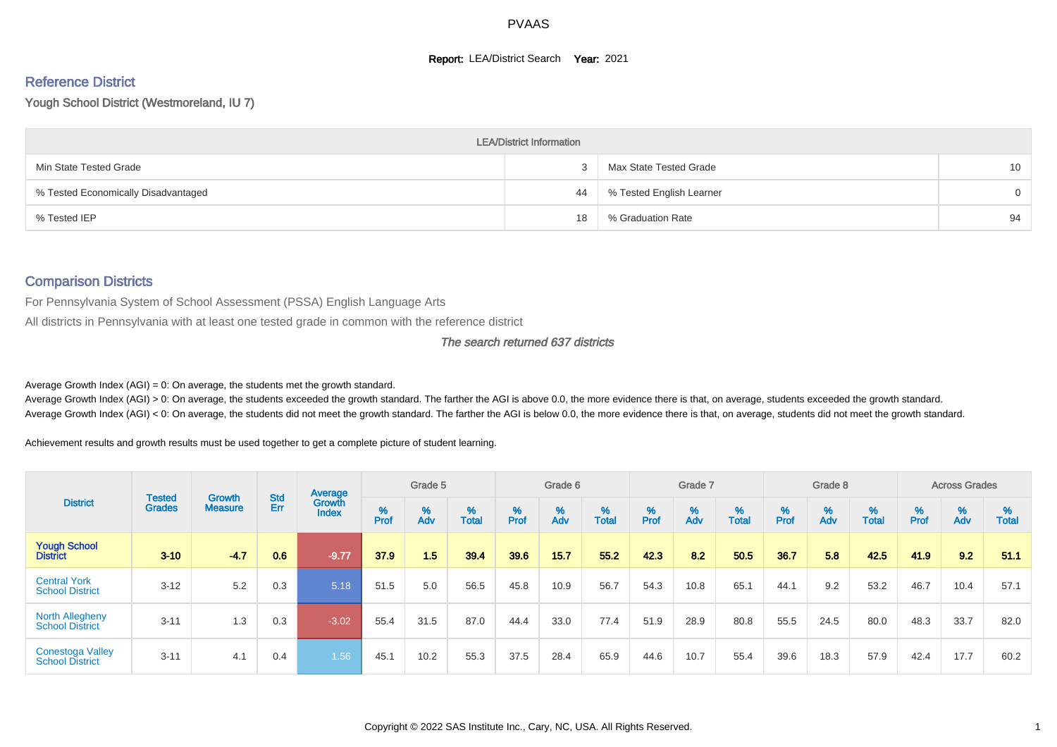# PVAAS

**Report:** LEA/District Search **Year:** 2021

## Reference District

Yough School District (Westmoreland, IU 7)

| LEA/District Information | | | |
|---|---|---|---|
| Min State Tested Grade | 3 | Max State Tested Grade | 10 |
| % Tested Economically Disadvantaged | 44 | % Tested English Learner | 0 |
| % Tested IEP | 18 | % Graduation Rate | 94 |

## Comparison Districts

For Pennsylvania System of School Assessment (PSSA) English Language Arts

All districts in Pennsylvania with at least one tested grade in common with the reference district

*The search returned 637 districts*

Average Growth Index (AGI) = 0: On average, the students met the growth standard.

Average Growth Index (AGI) > 0: On average, the students exceeded the growth standard. The farther the AGI is above 0.0, the more evidence there is that, on average, students exceeded the growth standard.

Average Growth Index (AGI) < 0: On average, the students did not meet the growth standard. The farther the AGI is below 0.0, the more evidence there is that, on average, students did not meet the growth standard.

Achievement results and growth results must be used together to get a complete picture of student learning.

| District | Tested Grades | Growth Measure | Std Err | Average Growth Index | Grade 5 | | | Grade 6 | | | Grade 7 | | | Grade 8 | | | Across Grades | | |
|---|---|---|---|---|---|---|---|---|---|---|---|---|---|---|---|---|---|---|---|
| | | | | | % Prof | % Adv | % Total | % Prof | % Adv | % Total | % Prof | % Adv | % Total | % Prof | % Adv | % Total | % Prof | % Adv | % Total |
| **Yough School District** | **3-10** | **-4.7** | **0.6** | **-9.77** | **37.9** | **1.5** | **39.4** | **39.6** | **15.7** | **55.2** | **42.3** | **8.2** | **50.5** | **36.7** | **5.8** | **42.5** | **41.9** | **9.2** | **51.1** |
| Central York School District | 3-12 | 5.2 | 0.3 | 5.18 | 51.5 | 5.0 | 56.5 | 45.8 | 10.9 | 56.7 | 54.3 | 10.8 | 65.1 | 44.1 | 9.2 | 53.2 | 46.7 | 10.4 | 57.1 |
| North Allegheny School District | 3-11 | 1.3 | 0.3 | -3.02 | 55.4 | 31.5 | 87.0 | 44.4 | 33.0 | 77.4 | 51.9 | 28.9 | 80.8 | 55.5 | 24.5 | 80.0 | 48.3 | 33.7 | 82.0 |
| Conestoga Valley School District | 3-11 | 4.1 | 0.4 | 1.56 | 45.1 | 10.2 | 55.3 | 37.5 | 28.4 | 65.9 | 44.6 | 10.7 | 55.4 | 39.6 | 18.3 | 57.9 | 42.4 | 17.7 | 60.2 |

Copyright © 2022 SAS Institute Inc., Cary, NC, USA. All Rights Reserved.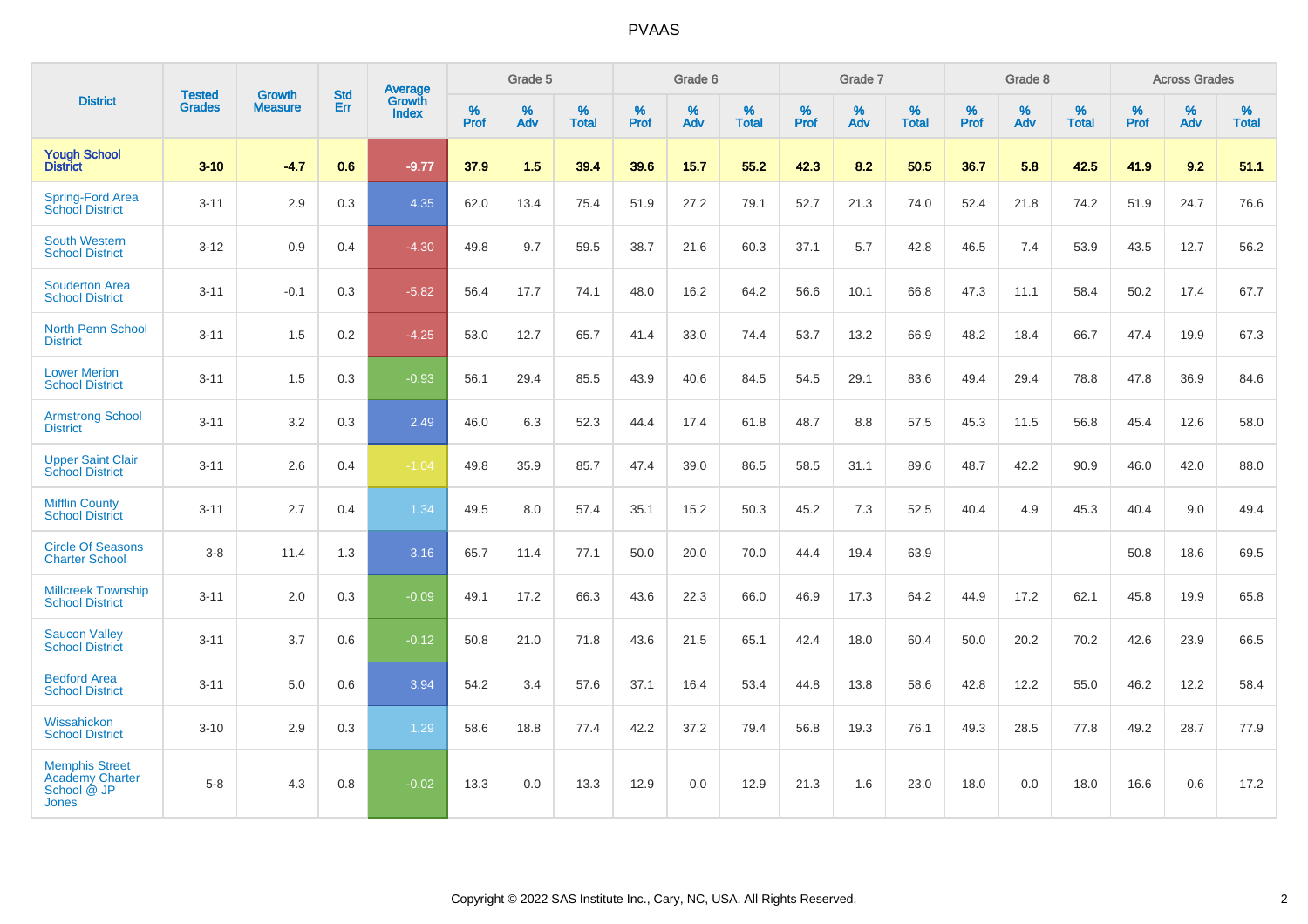# PVAAS

| District | Tested Grades | Growth Measure | Std Err | Average Growth Index | Grade 5 | | | Grade 6 | | | Grade 7 | | | Grade 8 | | | Across Grades | | |
|---|---|---|---|---|---|---|---|---|---|---|---|---|---|---|---|---|---|---|---|
| | | | | | % Prof | % Adv | % Total | % Prof | % Adv | % Total | % Prof | % Adv | % Total | % Prof | % Adv | % Total | % Prof | % Adv | % Total |
| **Yough School District** | **3-10** | **-4.7** | **0.6** | **-9.77** | **37.9** | **1.5** | **39.4** | **39.6** | **15.7** | **55.2** | **42.3** | **8.2** | **50.5** | **36.7** | **5.8** | **42.5** | **41.9** | **9.2** | **51.1** |
| Spring-Ford Area School District | 3-11 | 2.9 | 0.3 | 4.35 | 62.0 | 13.4 | 75.4 | 51.9 | 27.2 | 79.1 | 52.7 | 21.3 | 74.0 | 52.4 | 21.8 | 74.2 | 51.9 | 24.7 | 76.6 |
| South Western School District | 3-12 | 0.9 | 0.4 | -4.30 | 49.8 | 9.7 | 59.5 | 38.7 | 21.6 | 60.3 | 37.1 | 5.7 | 42.8 | 46.5 | 7.4 | 53.9 | 43.5 | 12.7 | 56.2 |
| Souderton Area School District | 3-11 | -0.1 | 0.3 | -5.82 | 56.4 | 17.7 | 74.1 | 48.0 | 16.2 | 64.2 | 56.6 | 10.1 | 66.8 | 47.3 | 11.1 | 58.4 | 50.2 | 17.4 | 67.7 |
| North Penn School District | 3-11 | 1.5 | 0.2 | -4.25 | 53.0 | 12.7 | 65.7 | 41.4 | 33.0 | 74.4 | 53.7 | 13.2 | 66.9 | 48.2 | 18.4 | 66.7 | 47.4 | 19.9 | 67.3 |
| Lower Merion School District | 3-11 | 1.5 | 0.3 | -0.93 | 56.1 | 29.4 | 85.5 | 43.9 | 40.6 | 84.5 | 54.5 | 29.1 | 83.6 | 49.4 | 29.4 | 78.8 | 47.8 | 36.9 | 84.6 |
| Armstrong School District | 3-11 | 3.2 | 0.3 | 2.49 | 46.0 | 6.3 | 52.3 | 44.4 | 17.4 | 61.8 | 48.7 | 8.8 | 57.5 | 45.3 | 11.5 | 56.8 | 45.4 | 12.6 | 58.0 |
| Upper Saint Clair School District | 3-11 | 2.6 | 0.4 | -1.04 | 49.8 | 35.9 | 85.7 | 47.4 | 39.0 | 86.5 | 58.5 | 31.1 | 89.6 | 48.7 | 42.2 | 90.9 | 46.0 | 42.0 | 88.0 |
| Mifflin County School District | 3-11 | 2.7 | 0.4 | 1.34 | 49.5 | 8.0 | 57.4 | 35.1 | 15.2 | 50.3 | 45.2 | 7.3 | 52.5 | 40.4 | 4.9 | 45.3 | 40.4 | 9.0 | 49.4 |
| Circle Of Seasons Charter School | 3-8 | 11.4 | 1.3 | 3.16 | 65.7 | 11.4 | 77.1 | 50.0 | 20.0 | 70.0 | 44.4 | 19.4 | 63.9 | | | | 50.8 | 18.6 | 69.5 |
| Millcreek Township School District | 3-11 | 2.0 | 0.3 | -0.09 | 49.1 | 17.2 | 66.3 | 43.6 | 22.3 | 66.0 | 46.9 | 17.3 | 64.2 | 44.9 | 17.2 | 62.1 | 45.8 | 19.9 | 65.8 |
| Saucon Valley School District | 3-11 | 3.7 | 0.6 | -0.12 | 50.8 | 21.0 | 71.8 | 43.6 | 21.5 | 65.1 | 42.4 | 18.0 | 60.4 | 50.0 | 20.2 | 70.2 | 42.6 | 23.9 | 66.5 |
| Bedford Area School District | 3-11 | 5.0 | 0.6 | 3.94 | 54.2 | 3.4 | 57.6 | 37.1 | 16.4 | 53.4 | 44.8 | 13.8 | 58.6 | 42.8 | 12.2 | 55.0 | 46.2 | 12.2 | 58.4 |
| Wissahickon School District | 3-10 | 2.9 | 0.3 | 1.29 | 58.6 | 18.8 | 77.4 | 42.2 | 37.2 | 79.4 | 56.8 | 19.3 | 76.1 | 49.3 | 28.5 | 77.8 | 49.2 | 28.7 | 77.9 |
| Memphis Street Academy Charter School @ JP Jones | 5-8 | 4.3 | 0.8 | -0.02 | 13.3 | 0.0 | 13.3 | 12.9 | 0.0 | 12.9 | 21.3 | 1.6 | 23.0 | 18.0 | 0.0 | 18.0 | 16.6 | 0.6 | 17.2 |

Copyright © 2022 SAS Institute Inc., Cary, NC, USA. All Rights Reserved.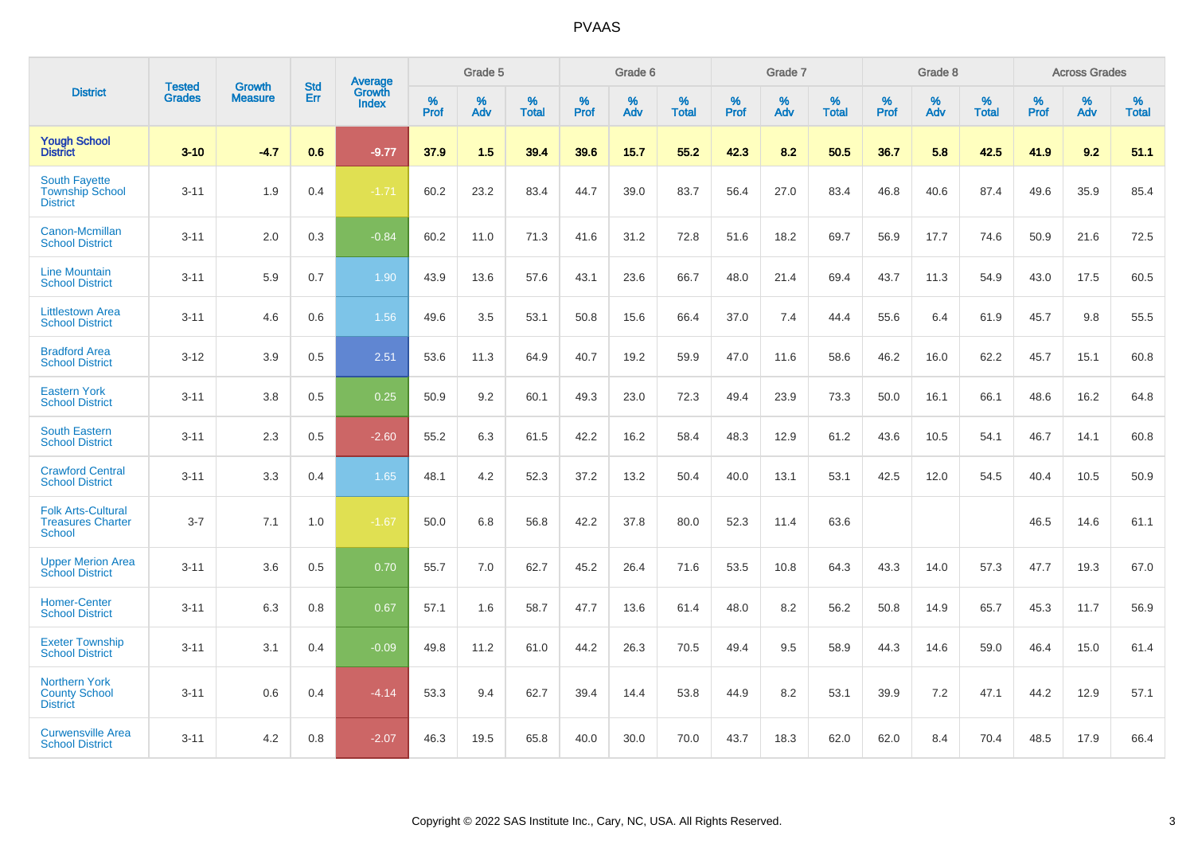| District | Tested Grades | Growth Measure | Std Err | Average Growth Index | Grade 5 | | | Grade 6 | | | Grade 7 | | | Grade 8 | | | Across Grades | | |
|---|---|---|---|---|---|---|---|---|---|---|---|---|---|---|---|---|---|---|---|
| | | | | | % Prof | % Adv | % Total | % Prof | % Adv | % Total | % Prof | % Adv | % Total | % Prof | % Adv | % Total | % Prof | % Adv | % Total |
| **Yough School District** | **3-10** | **-4.7** | **0.6** | **-9.77** | **37.9** | **1.5** | **39.4** | **39.6** | **15.7** | **55.2** | **42.3** | **8.2** | **50.5** | **36.7** | **5.8** | **42.5** | **41.9** | **9.2** | **51.1** |
| South Fayette Township School District | 3-11 | 1.9 | 0.4 | -1.71 | 60.2 | 23.2 | 83.4 | 44.7 | 39.0 | 83.7 | 56.4 | 27.0 | 83.4 | 46.8 | 40.6 | 87.4 | 49.6 | 35.9 | 85.4 |
| Canon-Mcmillan School District | 3-11 | 2.0 | 0.3 | -0.84 | 60.2 | 11.0 | 71.3 | 41.6 | 31.2 | 72.8 | 51.6 | 18.2 | 69.7 | 56.9 | 17.7 | 74.6 | 50.9 | 21.6 | 72.5 |
| Line Mountain School District | 3-11 | 5.9 | 0.7 | 1.90 | 43.9 | 13.6 | 57.6 | 43.1 | 23.6 | 66.7 | 48.0 | 21.4 | 69.4 | 43.7 | 11.3 | 54.9 | 43.0 | 17.5 | 60.5 |
| Littlestown Area School District | 3-11 | 4.6 | 0.6 | 1.56 | 49.6 | 3.5 | 53.1 | 50.8 | 15.6 | 66.4 | 37.0 | 7.4 | 44.4 | 55.6 | 6.4 | 61.9 | 45.7 | 9.8 | 55.5 |
| Bradford Area School District | 3-12 | 3.9 | 0.5 | 2.51 | 53.6 | 11.3 | 64.9 | 40.7 | 19.2 | 59.9 | 47.0 | 11.6 | 58.6 | 46.2 | 16.0 | 62.2 | 45.7 | 15.1 | 60.8 |
| Eastern York School District | 3-11 | 3.8 | 0.5 | 0.25 | 50.9 | 9.2 | 60.1 | 49.3 | 23.0 | 72.3 | 49.4 | 23.9 | 73.3 | 50.0 | 16.1 | 66.1 | 48.6 | 16.2 | 64.8 |
| South Eastern School District | 3-11 | 2.3 | 0.5 | -2.60 | 55.2 | 6.3 | 61.5 | 42.2 | 16.2 | 58.4 | 48.3 | 12.9 | 61.2 | 43.6 | 10.5 | 54.1 | 46.7 | 14.1 | 60.8 |
| Crawford Central School District | 3-11 | 3.3 | 0.4 | 1.65 | 48.1 | 4.2 | 52.3 | 37.2 | 13.2 | 50.4 | 40.0 | 13.1 | 53.1 | 42.5 | 12.0 | 54.5 | 40.4 | 10.5 | 50.9 |
| Folk Arts-Cultural Treasures Charter School | 3-7 | 7.1 | 1.0 | -1.67 | 50.0 | 6.8 | 56.8 | 42.2 | 37.8 | 80.0 | 52.3 | 11.4 | 63.6 | | | | 46.5 | 14.6 | 61.1 |
| Upper Merion Area School District | 3-11 | 3.6 | 0.5 | 0.70 | 55.7 | 7.0 | 62.7 | 45.2 | 26.4 | 71.6 | 53.5 | 10.8 | 64.3 | 43.3 | 14.0 | 57.3 | 47.7 | 19.3 | 67.0 |
| Homer-Center School District | 3-11 | 6.3 | 0.8 | 0.67 | 57.1 | 1.6 | 58.7 | 47.7 | 13.6 | 61.4 | 48.0 | 8.2 | 56.2 | 50.8 | 14.9 | 65.7 | 45.3 | 11.7 | 56.9 |
| Exeter Township School District | 3-11 | 3.1 | 0.4 | -0.09 | 49.8 | 11.2 | 61.0 | 44.2 | 26.3 | 70.5 | 49.4 | 9.5 | 58.9 | 44.3 | 14.6 | 59.0 | 46.4 | 15.0 | 61.4 |
| Northern York County School District | 3-11 | 0.6 | 0.4 | -4.14 | 53.3 | 9.4 | 62.7 | 39.4 | 14.4 | 53.8 | 44.9 | 8.2 | 53.1 | 39.9 | 7.2 | 47.1 | 44.2 | 12.9 | 57.1 |
| Curwensville Area School District | 3-11 | 4.2 | 0.8 | -2.07 | 46.3 | 19.5 | 65.8 | 40.0 | 30.0 | 70.0 | 43.7 | 18.3 | 62.0 | 62.0 | 8.4 | 70.4 | 48.5 | 17.9 | 66.4 |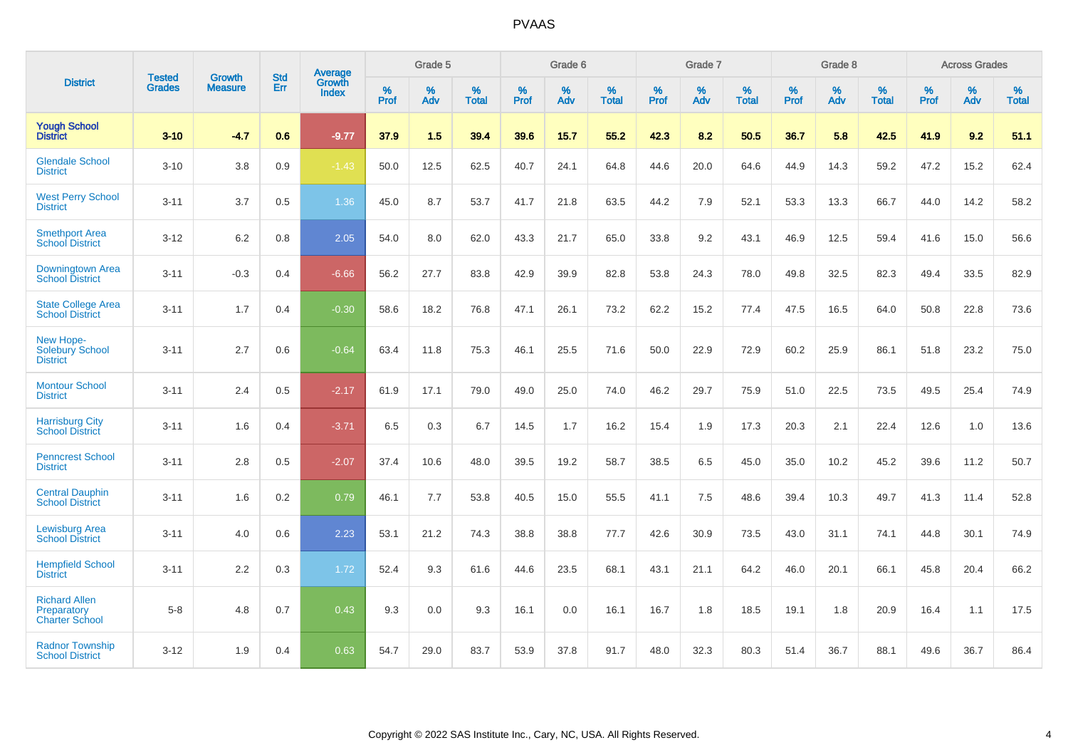# PVAAS

| District | Tested Grades | Growth Measure | Std Err | Average Growth Index | Grade 5 | | | Grade 6 | | | Grade 7 | | | Grade 8 | | | Across Grades | | |
|---|---|---|---|---|---|---|---|---|---|---|---|---|---|---|---|---|---|---|---|
| | | | | | % Prof | % Adv | % Total | % Prof | % Adv | % Total | % Prof | % Adv | % Total | % Prof | % Adv | % Total | % Prof | % Adv | % Total |
| **Yough School District** | **3-10** | **-4.7** | **0.6** | **-9.77** | **37.9** | **1.5** | **39.4** | **39.6** | **15.7** | **55.2** | **42.3** | **8.2** | **50.5** | **36.7** | **5.8** | **42.5** | **41.9** | **9.2** | **51.1** |
| Glendale School District | 3-10 | 3.8 | 0.9 | -1.43 | 50.0 | 12.5 | 62.5 | 40.7 | 24.1 | 64.8 | 44.6 | 20.0 | 64.6 | 44.9 | 14.3 | 59.2 | 47.2 | 15.2 | 62.4 |
| West Perry School District | 3-11 | 3.7 | 0.5 | 1.36 | 45.0 | 8.7 | 53.7 | 41.7 | 21.8 | 63.5 | 44.2 | 7.9 | 52.1 | 53.3 | 13.3 | 66.7 | 44.0 | 14.2 | 58.2 |
| Smethport Area School District | 3-12 | 6.2 | 0.8 | 2.05 | 54.0 | 8.0 | 62.0 | 43.3 | 21.7 | 65.0 | 33.8 | 9.2 | 43.1 | 46.9 | 12.5 | 59.4 | 41.6 | 15.0 | 56.6 |
| Downingtown Area School District | 3-11 | -0.3 | 0.4 | -6.66 | 56.2 | 27.7 | 83.8 | 42.9 | 39.9 | 82.8 | 53.8 | 24.3 | 78.0 | 49.8 | 32.5 | 82.3 | 49.4 | 33.5 | 82.9 |
| State College Area School District | 3-11 | 1.7 | 0.4 | -0.30 | 58.6 | 18.2 | 76.8 | 47.1 | 26.1 | 73.2 | 62.2 | 15.2 | 77.4 | 47.5 | 16.5 | 64.0 | 50.8 | 22.8 | 73.6 |
| New Hope-Solebury School District | 3-11 | 2.7 | 0.6 | -0.64 | 63.4 | 11.8 | 75.3 | 46.1 | 25.5 | 71.6 | 50.0 | 22.9 | 72.9 | 60.2 | 25.9 | 86.1 | 51.8 | 23.2 | 75.0 |
| Montour School District | 3-11 | 2.4 | 0.5 | -2.17 | 61.9 | 17.1 | 79.0 | 49.0 | 25.0 | 74.0 | 46.2 | 29.7 | 75.9 | 51.0 | 22.5 | 73.5 | 49.5 | 25.4 | 74.9 |
| Harrisburg City School District | 3-11 | 1.6 | 0.4 | -3.71 | 6.5 | 0.3 | 6.7 | 14.5 | 1.7 | 16.2 | 15.4 | 1.9 | 17.3 | 20.3 | 2.1 | 22.4 | 12.6 | 1.0 | 13.6 |
| Penncrest School District | 3-11 | 2.8 | 0.5 | -2.07 | 37.4 | 10.6 | 48.0 | 39.5 | 19.2 | 58.7 | 38.5 | 6.5 | 45.0 | 35.0 | 10.2 | 45.2 | 39.6 | 11.2 | 50.7 |
| Central Dauphin School District | 3-11 | 1.6 | 0.2 | 0.79 | 46.1 | 7.7 | 53.8 | 40.5 | 15.0 | 55.5 | 41.1 | 7.5 | 48.6 | 39.4 | 10.3 | 49.7 | 41.3 | 11.4 | 52.8 |
| Lewisburg Area School District | 3-11 | 4.0 | 0.6 | 2.23 | 53.1 | 21.2 | 74.3 | 38.8 | 38.8 | 77.7 | 42.6 | 30.9 | 73.5 | 43.0 | 31.1 | 74.1 | 44.8 | 30.1 | 74.9 |
| Hempfield School District | 3-11 | 2.2 | 0.3 | 1.72 | 52.4 | 9.3 | 61.6 | 44.6 | 23.5 | 68.1 | 43.1 | 21.1 | 64.2 | 46.0 | 20.1 | 66.1 | 45.8 | 20.4 | 66.2 |
| Richard Allen Preparatory Charter School | 5-8 | 4.8 | 0.7 | 0.43 | 9.3 | 0.0 | 9.3 | 16.1 | 0.0 | 16.1 | 16.7 | 1.8 | 18.5 | 19.1 | 1.8 | 20.9 | 16.4 | 1.1 | 17.5 |
| Radnor Township School District | 3-12 | 1.9 | 0.4 | 0.63 | 54.7 | 29.0 | 83.7 | 53.9 | 37.8 | 91.7 | 48.0 | 32.3 | 80.3 | 51.4 | 36.7 | 88.1 | 49.6 | 36.7 | 86.4 |

Copyright © 2022 SAS Institute Inc., Cary, NC, USA. All Rights Reserved.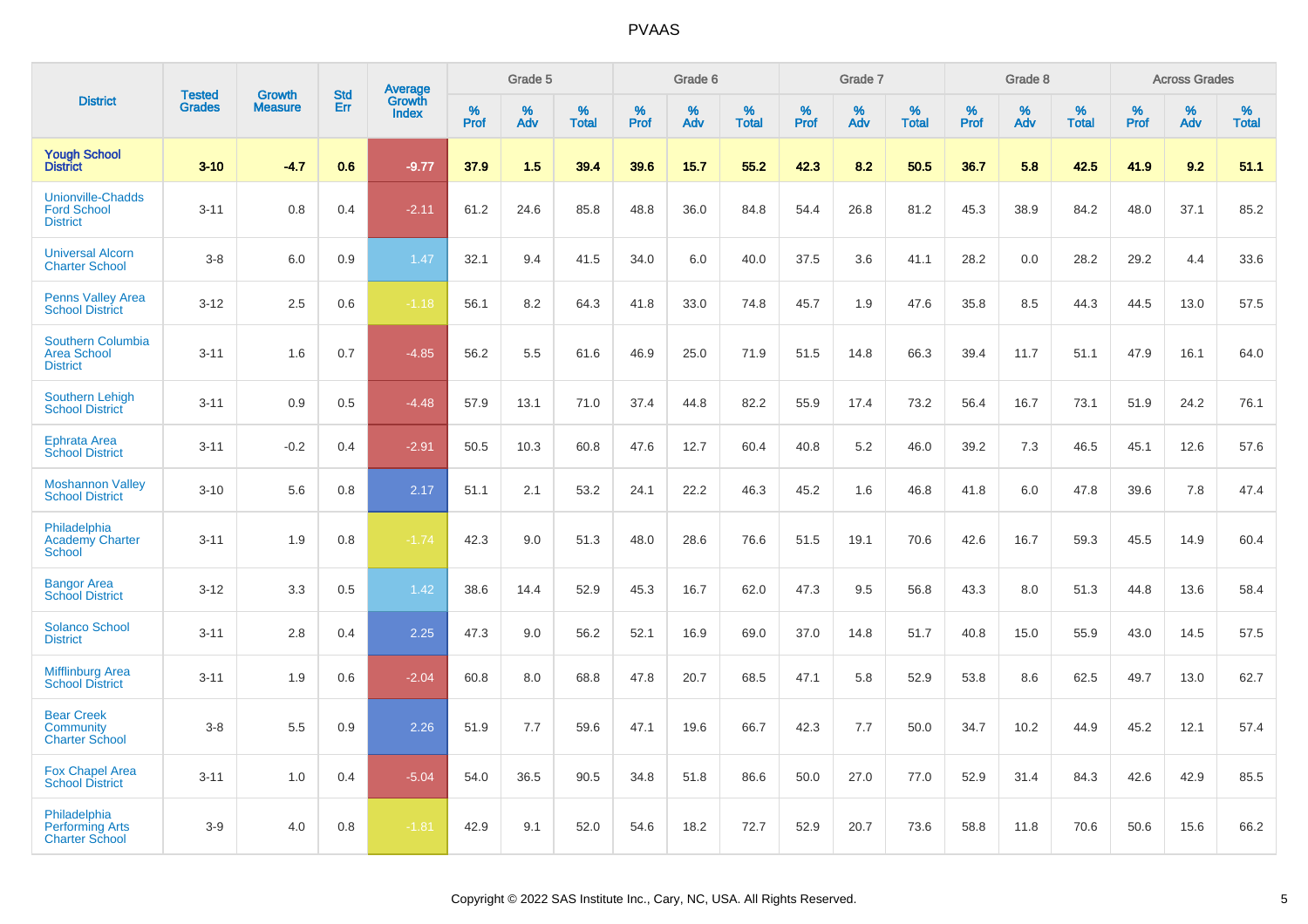| District | Tested Grades | Growth Measure | Std Err | Average Growth Index | Grade 5 | | | Grade 6 | | | Grade 7 | | | Grade 8 | | | Across Grades | | |
|---|---|---|---|---|---|---|---|---|---|---|---|---|---|---|---|---|---|---|---|
| | | | | | % Prof | % Adv | % Total | % Prof | % Adv | % Total | % Prof | % Adv | % Total | % Prof | % Adv | % Total | % Prof | % Adv | % Total |
| **Yough School District** | **3-10** | **-4.7** | **0.6** | **-9.77** | **37.9** | **1.5** | **39.4** | **39.6** | **15.7** | **55.2** | **42.3** | **8.2** | **50.5** | **36.7** | **5.8** | **42.5** | **41.9** | **9.2** | **51.1** |
| Unionville-Chadds Ford School District | 3-11 | 0.8 | 0.4 | -2.11 | 61.2 | 24.6 | 85.8 | 48.8 | 36.0 | 84.8 | 54.4 | 26.8 | 81.2 | 45.3 | 38.9 | 84.2 | 48.0 | 37.1 | 85.2 |
| Universal Alcorn Charter School | 3-8 | 6.0 | 0.9 | 1.47 | 32.1 | 9.4 | 41.5 | 34.0 | 6.0 | 40.0 | 37.5 | 3.6 | 41.1 | 28.2 | 0.0 | 28.2 | 29.2 | 4.4 | 33.6 |
| Penns Valley Area School District | 3-12 | 2.5 | 0.6 | -1.18 | 56.1 | 8.2 | 64.3 | 41.8 | 33.0 | 74.8 | 45.7 | 1.9 | 47.6 | 35.8 | 8.5 | 44.3 | 44.5 | 13.0 | 57.5 |
| Southern Columbia Area School District | 3-11 | 1.6 | 0.7 | -4.85 | 56.2 | 5.5 | 61.6 | 46.9 | 25.0 | 71.9 | 51.5 | 14.8 | 66.3 | 39.4 | 11.7 | 51.1 | 47.9 | 16.1 | 64.0 |
| Southern Lehigh School District | 3-11 | 0.9 | 0.5 | -4.48 | 57.9 | 13.1 | 71.0 | 37.4 | 44.8 | 82.2 | 55.9 | 17.4 | 73.2 | 56.4 | 16.7 | 73.1 | 51.9 | 24.2 | 76.1 |
| Ephrata Area School District | 3-11 | -0.2 | 0.4 | -2.91 | 50.5 | 10.3 | 60.8 | 47.6 | 12.7 | 60.4 | 40.8 | 5.2 | 46.0 | 39.2 | 7.3 | 46.5 | 45.1 | 12.6 | 57.6 |
| Moshannon Valley School District | 3-10 | 5.6 | 0.8 | 2.17 | 51.1 | 2.1 | 53.2 | 24.1 | 22.2 | 46.3 | 45.2 | 1.6 | 46.8 | 41.8 | 6.0 | 47.8 | 39.6 | 7.8 | 47.4 |
| Philadelphia Academy Charter School | 3-11 | 1.9 | 0.8 | -1.74 | 42.3 | 9.0 | 51.3 | 48.0 | 28.6 | 76.6 | 51.5 | 19.1 | 70.6 | 42.6 | 16.7 | 59.3 | 45.5 | 14.9 | 60.4 |
| Bangor Area School District | 3-12 | 3.3 | 0.5 | 1.42 | 38.6 | 14.4 | 52.9 | 45.3 | 16.7 | 62.0 | 47.3 | 9.5 | 56.8 | 43.3 | 8.0 | 51.3 | 44.8 | 13.6 | 58.4 |
| Solanco School District | 3-11 | 2.8 | 0.4 | 2.25 | 47.3 | 9.0 | 56.2 | 52.1 | 16.9 | 69.0 | 37.0 | 14.8 | 51.7 | 40.8 | 15.0 | 55.9 | 43.0 | 14.5 | 57.5 |
| Mifflinburg Area School District | 3-11 | 1.9 | 0.6 | -2.04 | 60.8 | 8.0 | 68.8 | 47.8 | 20.7 | 68.5 | 47.1 | 5.8 | 52.9 | 53.8 | 8.6 | 62.5 | 49.7 | 13.0 | 62.7 |
| Bear Creek Community Charter School | 3-8 | 5.5 | 0.9 | 2.26 | 51.9 | 7.7 | 59.6 | 47.1 | 19.6 | 66.7 | 42.3 | 7.7 | 50.0 | 34.7 | 10.2 | 44.9 | 45.2 | 12.1 | 57.4 |
| Fox Chapel Area School District | 3-11 | 1.0 | 0.4 | -5.04 | 54.0 | 36.5 | 90.5 | 34.8 | 51.8 | 86.6 | 50.0 | 27.0 | 77.0 | 52.9 | 31.4 | 84.3 | 42.6 | 42.9 | 85.5 |
| Philadelphia Performing Arts Charter School | 3-9 | 4.0 | 0.8 | -1.81 | 42.9 | 9.1 | 52.0 | 54.6 | 18.2 | 72.7 | 52.9 | 20.7 | 73.6 | 58.8 | 11.8 | 70.6 | 50.6 | 15.6 | 66.2 |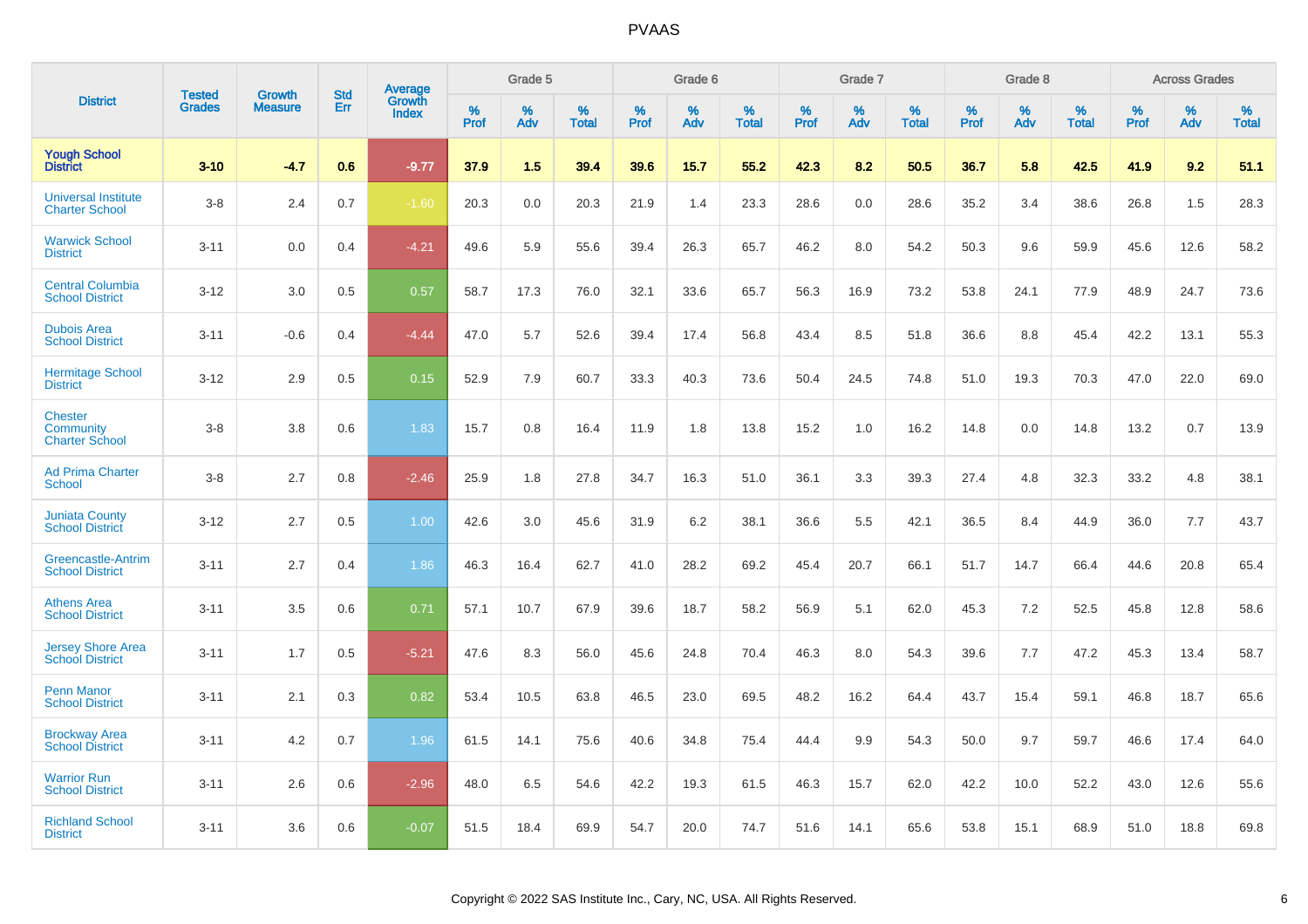# PVAAS

| District | Tested Grades | Growth Measure | Std Err | Average Growth Index | Grade 5 | | | Grade 6 | | | Grade 7 | | | Grade 8 | | | Across Grades | | |
|---|---|---|---|---|---|---|---|---|---|---|---|---|---|---|---|---|---|---|---|
| | | | | | % Prof | % Adv | % Total | % Prof | % Adv | % Total | % Prof | % Adv | % Total | % Prof | % Adv | % Total | % Prof | % Adv | % Total |
| **Yough School District** | **3-10** | **-4.7** | **0.6** | **-9.77** | **37.9** | **1.5** | **39.4** | **39.6** | **15.7** | **55.2** | **42.3** | **8.2** | **50.5** | **36.7** | **5.8** | **42.5** | **41.9** | **9.2** | **51.1** |
| Universal Institute Charter School | 3-8 | 2.4 | 0.7 | -1.60 | 20.3 | 0.0 | 20.3 | 21.9 | 1.4 | 23.3 | 28.6 | 0.0 | 28.6 | 35.2 | 3.4 | 38.6 | 26.8 | 1.5 | 28.3 |
| Warwick School District | 3-11 | 0.0 | 0.4 | -4.21 | 49.6 | 5.9 | 55.6 | 39.4 | 26.3 | 65.7 | 46.2 | 8.0 | 54.2 | 50.3 | 9.6 | 59.9 | 45.6 | 12.6 | 58.2 |
| Central Columbia School District | 3-12 | 3.0 | 0.5 | 0.57 | 58.7 | 17.3 | 76.0 | 32.1 | 33.6 | 65.7 | 56.3 | 16.9 | 73.2 | 53.8 | 24.1 | 77.9 | 48.9 | 24.7 | 73.6 |
| Dubois Area School District | 3-11 | -0.6 | 0.4 | -4.44 | 47.0 | 5.7 | 52.6 | 39.4 | 17.4 | 56.8 | 43.4 | 8.5 | 51.8 | 36.6 | 8.8 | 45.4 | 42.2 | 13.1 | 55.3 |
| Hermitage School District | 3-12 | 2.9 | 0.5 | 0.15 | 52.9 | 7.9 | 60.7 | 33.3 | 40.3 | 73.6 | 50.4 | 24.5 | 74.8 | 51.0 | 19.3 | 70.3 | 47.0 | 22.0 | 69.0 |
| Chester Community Charter School | 3-8 | 3.8 | 0.6 | 1.83 | 15.7 | 0.8 | 16.4 | 11.9 | 1.8 | 13.8 | 15.2 | 1.0 | 16.2 | 14.8 | 0.0 | 14.8 | 13.2 | 0.7 | 13.9 |
| Ad Prima Charter School | 3-8 | 2.7 | 0.8 | -2.46 | 25.9 | 1.8 | 27.8 | 34.7 | 16.3 | 51.0 | 36.1 | 3.3 | 39.3 | 27.4 | 4.8 | 32.3 | 33.2 | 4.8 | 38.1 |
| Juniata County School District | 3-12 | 2.7 | 0.5 | 1.00 | 42.6 | 3.0 | 45.6 | 31.9 | 6.2 | 38.1 | 36.6 | 5.5 | 42.1 | 36.5 | 8.4 | 44.9 | 36.0 | 7.7 | 43.7 |
| Greencastle-Antrim School District | 3-11 | 2.7 | 0.4 | 1.86 | 46.3 | 16.4 | 62.7 | 41.0 | 28.2 | 69.2 | 45.4 | 20.7 | 66.1 | 51.7 | 14.7 | 66.4 | 44.6 | 20.8 | 65.4 |
| Athens Area School District | 3-11 | 3.5 | 0.6 | 0.71 | 57.1 | 10.7 | 67.9 | 39.6 | 18.7 | 58.2 | 56.9 | 5.1 | 62.0 | 45.3 | 7.2 | 52.5 | 45.8 | 12.8 | 58.6 |
| Jersey Shore Area School District | 3-11 | 1.7 | 0.5 | -5.21 | 47.6 | 8.3 | 56.0 | 45.6 | 24.8 | 70.4 | 46.3 | 8.0 | 54.3 | 39.6 | 7.7 | 47.2 | 45.3 | 13.4 | 58.7 |
| Penn Manor School District | 3-11 | 2.1 | 0.3 | 0.82 | 53.4 | 10.5 | 63.8 | 46.5 | 23.0 | 69.5 | 48.2 | 16.2 | 64.4 | 43.7 | 15.4 | 59.1 | 46.8 | 18.7 | 65.6 |
| Brockway Area School District | 3-11 | 4.2 | 0.7 | 1.96 | 61.5 | 14.1 | 75.6 | 40.6 | 34.8 | 75.4 | 44.4 | 9.9 | 54.3 | 50.0 | 9.7 | 59.7 | 46.6 | 17.4 | 64.0 |
| Warrior Run School District | 3-11 | 2.6 | 0.6 | -2.96 | 48.0 | 6.5 | 54.6 | 42.2 | 19.3 | 61.5 | 46.3 | 15.7 | 62.0 | 42.2 | 10.0 | 52.2 | 43.0 | 12.6 | 55.6 |
| Richland School District | 3-11 | 3.6 | 0.6 | -0.07 | 51.5 | 18.4 | 69.9 | 54.7 | 20.0 | 74.7 | 51.6 | 14.1 | 65.6 | 53.8 | 15.1 | 68.9 | 51.0 | 18.8 | 69.8 |

Copyright © 2022 SAS Institute Inc., Cary, NC, USA. All Rights Reserved.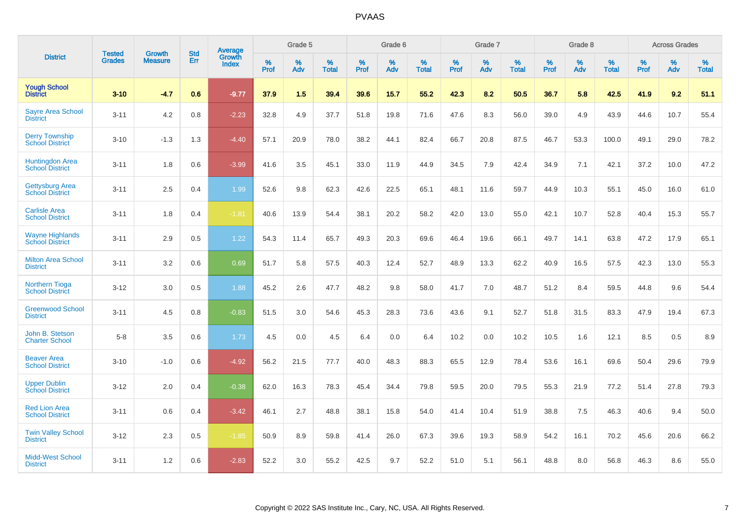# PVAAS

| District | Tested Grades | Growth Measure | Std Err | Average Growth Index | Grade 5 | | | Grade 6 | | | Grade 7 | | | Grade 8 | | | Across Grades | | |
|---|---|---|---|---|---|---|---|---|---|---|---|---|---|---|---|---|---|---|---|
| | | | | | % Prof | % Adv | % Total | % Prof | % Adv | % Total | % Prof | % Adv | % Total | % Prof | % Adv | % Total | % Prof | % Adv | % Total |
| **Yough School District** | **3-10** | **-4.7** | **0.6** | **-9.77** | **37.9** | **1.5** | **39.4** | **39.6** | **15.7** | **55.2** | **42.3** | **8.2** | **50.5** | **36.7** | **5.8** | **42.5** | **41.9** | **9.2** | **51.1** |
| Sayre Area School District | 3-11 | 4.2 | 0.8 | -2.23 | 32.8 | 4.9 | 37.7 | 51.8 | 19.8 | 71.6 | 47.6 | 8.3 | 56.0 | 39.0 | 4.9 | 43.9 | 44.6 | 10.7 | 55.4 |
| Derry Township School District | 3-10 | -1.3 | 1.3 | -4.40 | 57.1 | 20.9 | 78.0 | 38.2 | 44.1 | 82.4 | 66.7 | 20.8 | 87.5 | 46.7 | 53.3 | 100.0 | 49.1 | 29.0 | 78.2 |
| Huntingdon Area School District | 3-11 | 1.8 | 0.6 | -3.99 | 41.6 | 3.5 | 45.1 | 33.0 | 11.9 | 44.9 | 34.5 | 7.9 | 42.4 | 34.9 | 7.1 | 42.1 | 37.2 | 10.0 | 47.2 |
| Gettysburg Area School District | 3-11 | 2.5 | 0.4 | 1.99 | 52.6 | 9.8 | 62.3 | 42.6 | 22.5 | 65.1 | 48.1 | 11.6 | 59.7 | 44.9 | 10.3 | 55.1 | 45.0 | 16.0 | 61.0 |
| Carlisle Area School District | 3-11 | 1.8 | 0.4 | -1.81 | 40.6 | 13.9 | 54.4 | 38.1 | 20.2 | 58.2 | 42.0 | 13.0 | 55.0 | 42.1 | 10.7 | 52.8 | 40.4 | 15.3 | 55.7 |
| Wayne Highlands School District | 3-11 | 2.9 | 0.5 | 1.22 | 54.3 | 11.4 | 65.7 | 49.3 | 20.3 | 69.6 | 46.4 | 19.6 | 66.1 | 49.7 | 14.1 | 63.8 | 47.2 | 17.9 | 65.1 |
| Milton Area School District | 3-11 | 3.2 | 0.6 | 0.69 | 51.7 | 5.8 | 57.5 | 40.3 | 12.4 | 52.7 | 48.9 | 13.3 | 62.2 | 40.9 | 16.5 | 57.5 | 42.3 | 13.0 | 55.3 |
| Northern Tioga School District | 3-12 | 3.0 | 0.5 | 1.88 | 45.2 | 2.6 | 47.7 | 48.2 | 9.8 | 58.0 | 41.7 | 7.0 | 48.7 | 51.2 | 8.4 | 59.5 | 44.8 | 9.6 | 54.4 |
| Greenwood School District | 3-11 | 4.5 | 0.8 | -0.83 | 51.5 | 3.0 | 54.6 | 45.3 | 28.3 | 73.6 | 43.6 | 9.1 | 52.7 | 51.8 | 31.5 | 83.3 | 47.9 | 19.4 | 67.3 |
| John B. Stetson Charter School | 5-8 | 3.5 | 0.6 | 1.73 | 4.5 | 0.0 | 4.5 | 6.4 | 0.0 | 6.4 | 10.2 | 0.0 | 10.2 | 10.5 | 1.6 | 12.1 | 8.5 | 0.5 | 8.9 |
| Beaver Area School District | 3-10 | -1.0 | 0.6 | -4.92 | 56.2 | 21.5 | 77.7 | 40.0 | 48.3 | 88.3 | 65.5 | 12.9 | 78.4 | 53.6 | 16.1 | 69.6 | 50.4 | 29.6 | 79.9 |
| Upper Dublin School District | 3-12 | 2.0 | 0.4 | -0.38 | 62.0 | 16.3 | 78.3 | 45.4 | 34.4 | 79.8 | 59.5 | 20.0 | 79.5 | 55.3 | 21.9 | 77.2 | 51.4 | 27.8 | 79.3 |
| Red Lion Area School District | 3-11 | 0.6 | 0.4 | -3.42 | 46.1 | 2.7 | 48.8 | 38.1 | 15.8 | 54.0 | 41.4 | 10.4 | 51.9 | 38.8 | 7.5 | 46.3 | 40.6 | 9.4 | 50.0 |
| Twin Valley School District | 3-12 | 2.3 | 0.5 | -1.85 | 50.9 | 8.9 | 59.8 | 41.4 | 26.0 | 67.3 | 39.6 | 19.3 | 58.9 | 54.2 | 16.1 | 70.2 | 45.6 | 20.6 | 66.2 |
| Midd-West School District | 3-11 | 1.2 | 0.6 | -2.83 | 52.2 | 3.0 | 55.2 | 42.5 | 9.7 | 52.2 | 51.0 | 5.1 | 56.1 | 48.8 | 8.0 | 56.8 | 46.3 | 8.6 | 55.0 |

Copyright © 2022 SAS Institute Inc., Cary, NC, USA. All Rights Reserved.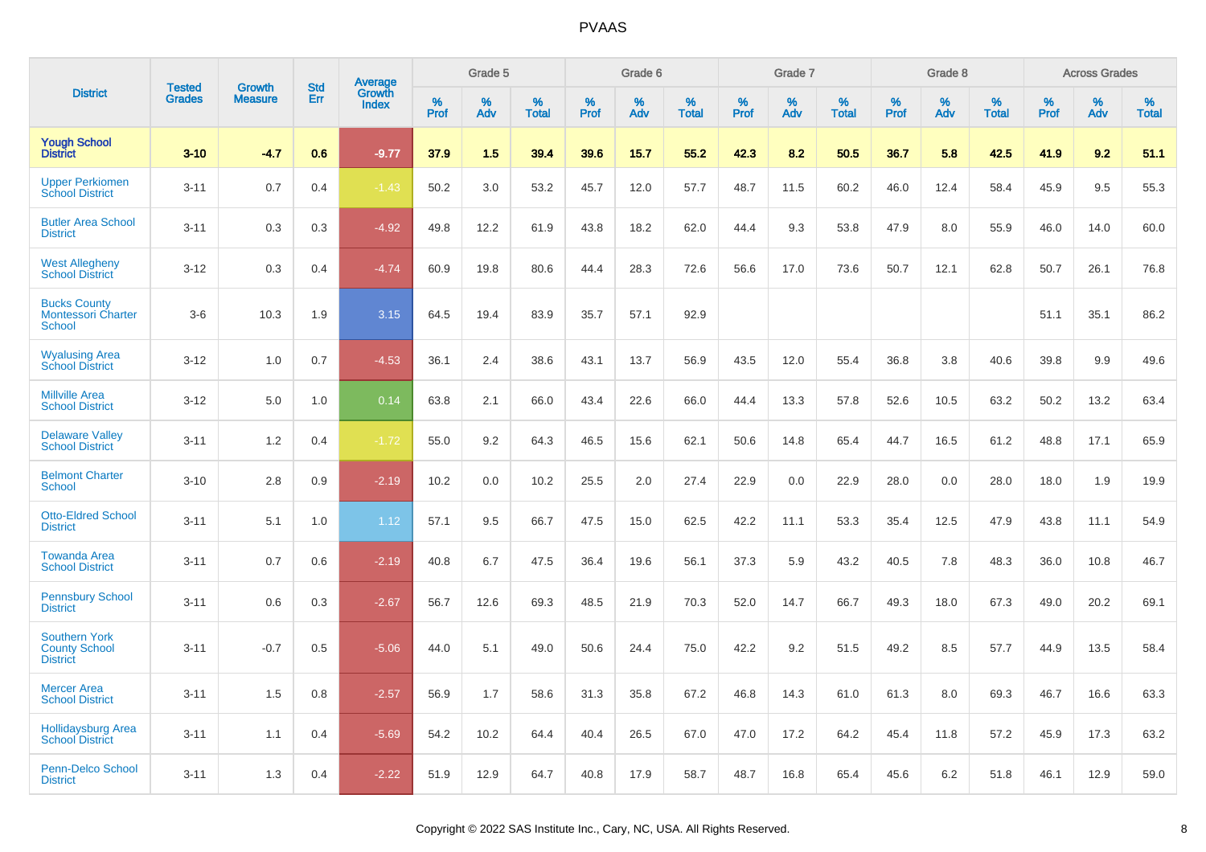# PVAAS

| District | Tested Grades | Growth Measure | Std Err | Average Growth Index | Grade 5 | | | Grade 6 | | | Grade 7 | | | Grade 8 | | | Across Grades | | |
|---|---|---|---|---|---|---|---|---|---|---|---|---|---|---|---|---|---|---|---|
| | | | | | % Prof | % Adv | % Total | % Prof | % Adv | % Total | % Prof | % Adv | % Total | % Prof | % Adv | % Total | % Prof | % Adv | % Total |
| **Yough School District** | **3-10** | **-4.7** | **0.6** | **-9.77** | **37.9** | **1.5** | **39.4** | **39.6** | **15.7** | **55.2** | **42.3** | **8.2** | **50.5** | **36.7** | **5.8** | **42.5** | **41.9** | **9.2** | **51.1** |
| Upper Perkiomen School District | 3-11 | 0.7 | 0.4 | -1.43 | 50.2 | 3.0 | 53.2 | 45.7 | 12.0 | 57.7 | 48.7 | 11.5 | 60.2 | 46.0 | 12.4 | 58.4 | 45.9 | 9.5 | 55.3 |
| Butler Area School District | 3-11 | 0.3 | 0.3 | -4.92 | 49.8 | 12.2 | 61.9 | 43.8 | 18.2 | 62.0 | 44.4 | 9.3 | 53.8 | 47.9 | 8.0 | 55.9 | 46.0 | 14.0 | 60.0 |
| West Allegheny School District | 3-12 | 0.3 | 0.4 | -4.74 | 60.9 | 19.8 | 80.6 | 44.4 | 28.3 | 72.6 | 56.6 | 17.0 | 73.6 | 50.7 | 12.1 | 62.8 | 50.7 | 26.1 | 76.8 |
| Bucks County Montessori Charter School | 3-6 | 10.3 | 1.9 | 3.15 | 64.5 | 19.4 | 83.9 | 35.7 | 57.1 | 92.9 | | | | | | | 51.1 | 35.1 | 86.2 |
| Wyalusing Area School District | 3-12 | 1.0 | 0.7 | -4.53 | 36.1 | 2.4 | 38.6 | 43.1 | 13.7 | 56.9 | 43.5 | 12.0 | 55.4 | 36.8 | 3.8 | 40.6 | 39.8 | 9.9 | 49.6 |
| Millville Area School District | 3-12 | 5.0 | 1.0 | 0.14 | 63.8 | 2.1 | 66.0 | 43.4 | 22.6 | 66.0 | 44.4 | 13.3 | 57.8 | 52.6 | 10.5 | 63.2 | 50.2 | 13.2 | 63.4 |
| Delaware Valley School District | 3-11 | 1.2 | 0.4 | -1.72 | 55.0 | 9.2 | 64.3 | 46.5 | 15.6 | 62.1 | 50.6 | 14.8 | 65.4 | 44.7 | 16.5 | 61.2 | 48.8 | 17.1 | 65.9 |
| Belmont Charter School | 3-10 | 2.8 | 0.9 | -2.19 | 10.2 | 0.0 | 10.2 | 25.5 | 2.0 | 27.4 | 22.9 | 0.0 | 22.9 | 28.0 | 0.0 | 28.0 | 18.0 | 1.9 | 19.9 |
| Otto-Eldred School District | 3-11 | 5.1 | 1.0 | 1.12 | 57.1 | 9.5 | 66.7 | 47.5 | 15.0 | 62.5 | 42.2 | 11.1 | 53.3 | 35.4 | 12.5 | 47.9 | 43.8 | 11.1 | 54.9 |
| Towanda Area School District | 3-11 | 0.7 | 0.6 | -2.19 | 40.8 | 6.7 | 47.5 | 36.4 | 19.6 | 56.1 | 37.3 | 5.9 | 43.2 | 40.5 | 7.8 | 48.3 | 36.0 | 10.8 | 46.7 |
| Pennsbury School District | 3-11 | 0.6 | 0.3 | -2.67 | 56.7 | 12.6 | 69.3 | 48.5 | 21.9 | 70.3 | 52.0 | 14.7 | 66.7 | 49.3 | 18.0 | 67.3 | 49.0 | 20.2 | 69.1 |
| Southern York County School District | 3-11 | -0.7 | 0.5 | -5.06 | 44.0 | 5.1 | 49.0 | 50.6 | 24.4 | 75.0 | 42.2 | 9.2 | 51.5 | 49.2 | 8.5 | 57.7 | 44.9 | 13.5 | 58.4 |
| Mercer Area School District | 3-11 | 1.5 | 0.8 | -2.57 | 56.9 | 1.7 | 58.6 | 31.3 | 35.8 | 67.2 | 46.8 | 14.3 | 61.0 | 61.3 | 8.0 | 69.3 | 46.7 | 16.6 | 63.3 |
| Hollidaysburg Area School District | 3-11 | 1.1 | 0.4 | -5.69 | 54.2 | 10.2 | 64.4 | 40.4 | 26.5 | 67.0 | 47.0 | 17.2 | 64.2 | 45.4 | 11.8 | 57.2 | 45.9 | 17.3 | 63.2 |
| Penn-Delco School District | 3-11 | 1.3 | 0.4 | -2.22 | 51.9 | 12.9 | 64.7 | 40.8 | 17.9 | 58.7 | 48.7 | 16.8 | 65.4 | 45.6 | 6.2 | 51.8 | 46.1 | 12.9 | 59.0 |

Copyright © 2022 SAS Institute Inc., Cary, NC, USA. All Rights Reserved.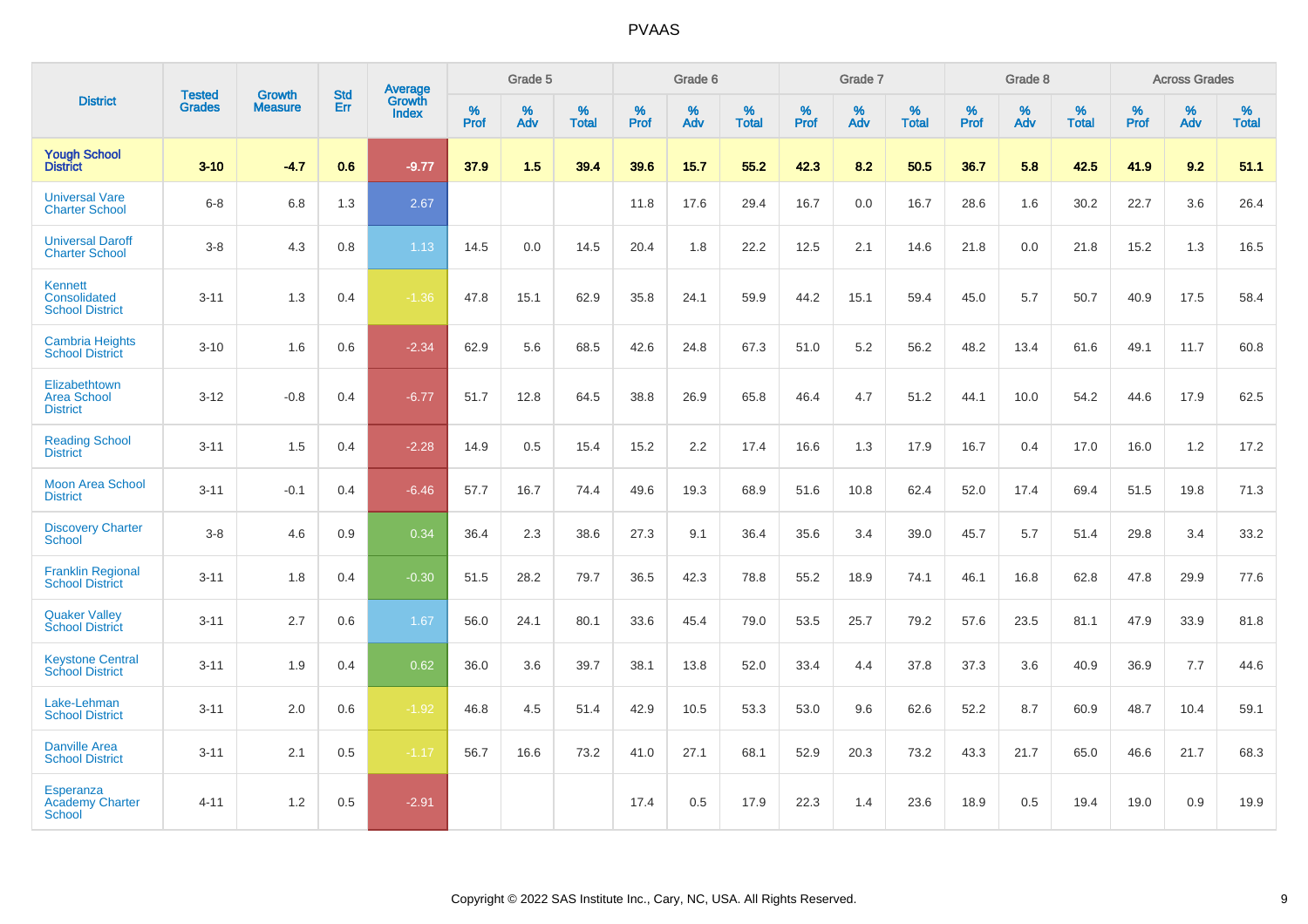| District | Tested Grades | Growth Measure | Std Err | Average Growth Index | Grade 5 | | | Grade 6 | | | Grade 7 | | | Grade 8 | | | Across Grades | | |
|---|---|---|---|---|---|---|---|---|---|---|---|---|---|---|---|---|---|---|---|
| | | | | | % Prof | % Adv | % Total | % Prof | % Adv | % Total | % Prof | % Adv | % Total | % Prof | % Adv | % Total | % Prof | % Adv | % Total |
| **Yough School District** | **3-10** | **-4.7** | **0.6** | **-9.77** | **37.9** | **1.5** | **39.4** | **39.6** | **15.7** | **55.2** | **42.3** | **8.2** | **50.5** | **36.7** | **5.8** | **42.5** | **41.9** | **9.2** | **51.1** |
| Universal Vare Charter School | 6-8 | 6.8 | 1.3 | 2.67 | | | | 11.8 | 17.6 | 29.4 | 16.7 | 0.0 | 16.7 | 28.6 | 1.6 | 30.2 | 22.7 | 3.6 | 26.4 |
| Universal Daroff Charter School | 3-8 | 4.3 | 0.8 | 1.13 | 14.5 | 0.0 | 14.5 | 20.4 | 1.8 | 22.2 | 12.5 | 2.1 | 14.6 | 21.8 | 0.0 | 21.8 | 15.2 | 1.3 | 16.5 |
| Kennett Consolidated School District | 3-11 | 1.3 | 0.4 | -1.36 | 47.8 | 15.1 | 62.9 | 35.8 | 24.1 | 59.9 | 44.2 | 15.1 | 59.4 | 45.0 | 5.7 | 50.7 | 40.9 | 17.5 | 58.4 |
| Cambria Heights School District | 3-10 | 1.6 | 0.6 | -2.34 | 62.9 | 5.6 | 68.5 | 42.6 | 24.8 | 67.3 | 51.0 | 5.2 | 56.2 | 48.2 | 13.4 | 61.6 | 49.1 | 11.7 | 60.8 |
| Elizabethtown Area School District | 3-12 | -0.8 | 0.4 | -6.77 | 51.7 | 12.8 | 64.5 | 38.8 | 26.9 | 65.8 | 46.4 | 4.7 | 51.2 | 44.1 | 10.0 | 54.2 | 44.6 | 17.9 | 62.5 |
| Reading School District | 3-11 | 1.5 | 0.4 | -2.28 | 14.9 | 0.5 | 15.4 | 15.2 | 2.2 | 17.4 | 16.6 | 1.3 | 17.9 | 16.7 | 0.4 | 17.0 | 16.0 | 1.2 | 17.2 |
| Moon Area School District | 3-11 | -0.1 | 0.4 | -6.46 | 57.7 | 16.7 | 74.4 | 49.6 | 19.3 | 68.9 | 51.6 | 10.8 | 62.4 | 52.0 | 17.4 | 69.4 | 51.5 | 19.8 | 71.3 |
| Discovery Charter School | 3-8 | 4.6 | 0.9 | 0.34 | 36.4 | 2.3 | 38.6 | 27.3 | 9.1 | 36.4 | 35.6 | 3.4 | 39.0 | 45.7 | 5.7 | 51.4 | 29.8 | 3.4 | 33.2 |
| Franklin Regional School District | 3-11 | 1.8 | 0.4 | -0.30 | 51.5 | 28.2 | 79.7 | 36.5 | 42.3 | 78.8 | 55.2 | 18.9 | 74.1 | 46.1 | 16.8 | 62.8 | 47.8 | 29.9 | 77.6 |
| Quaker Valley School District | 3-11 | 2.7 | 0.6 | 1.67 | 56.0 | 24.1 | 80.1 | 33.6 | 45.4 | 79.0 | 53.5 | 25.7 | 79.2 | 57.6 | 23.5 | 81.1 | 47.9 | 33.9 | 81.8 |
| Keystone Central School District | 3-11 | 1.9 | 0.4 | 0.62 | 36.0 | 3.6 | 39.7 | 38.1 | 13.8 | 52.0 | 33.4 | 4.4 | 37.8 | 37.3 | 3.6 | 40.9 | 36.9 | 7.7 | 44.6 |
| Lake-Lehman School District | 3-11 | 2.0 | 0.6 | -1.92 | 46.8 | 4.5 | 51.4 | 42.9 | 10.5 | 53.3 | 53.0 | 9.6 | 62.6 | 52.2 | 8.7 | 60.9 | 48.7 | 10.4 | 59.1 |
| Danville Area School District | 3-11 | 2.1 | 0.5 | -1.17 | 56.7 | 16.6 | 73.2 | 41.0 | 27.1 | 68.1 | 52.9 | 20.3 | 73.2 | 43.3 | 21.7 | 65.0 | 46.6 | 21.7 | 68.3 |
| Esperanza Academy Charter School | 4-11 | 1.2 | 0.5 | -2.91 | | | | 17.4 | 0.5 | 17.9 | 22.3 | 1.4 | 23.6 | 18.9 | 0.5 | 19.4 | 19.0 | 0.9 | 19.9 |

Copyright © 2022 SAS Institute Inc., Cary, NC, USA. All Rights Reserved.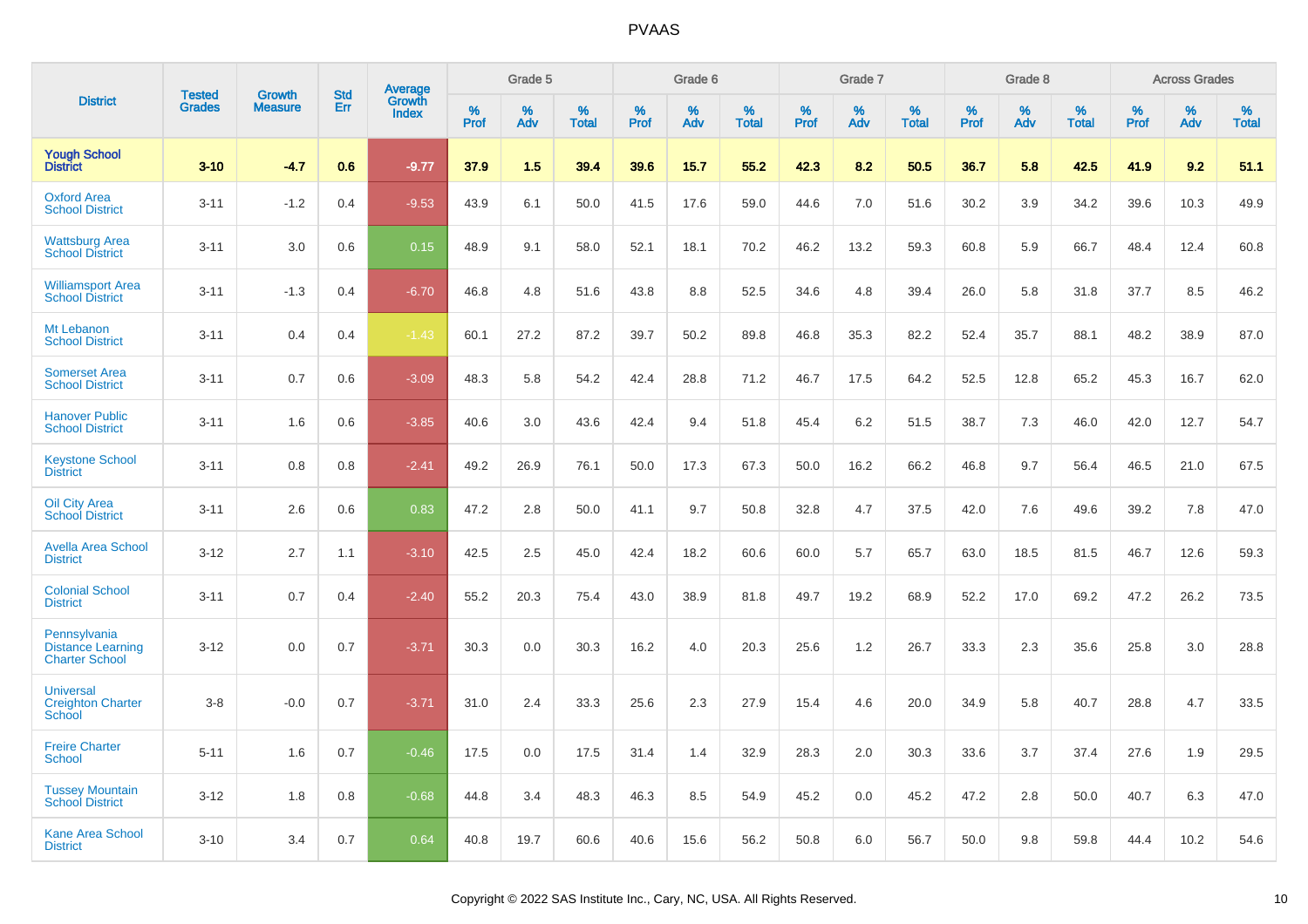| District | Tested Grades | Growth Measure | Std Err | Average Growth Index | Grade 5 | | | Grade 6 | | | Grade 7 | | | Grade 8 | | | Across Grades | | |
|---|---|---|---|---|---|---|---|---|---|---|---|---|---|---|---|---|---|---|---|
| | | | | | % Prof | % Adv | % Total | % Prof | % Adv | % Total | % Prof | % Adv | % Total | % Prof | % Adv | % Total | % Prof | % Adv | % Total |
| **Yough School District** | **3-10** | **-4.7** | **0.6** | **-9.77** | **37.9** | **1.5** | **39.4** | **39.6** | **15.7** | **55.2** | **42.3** | **8.2** | **50.5** | **36.7** | **5.8** | **42.5** | **41.9** | **9.2** | **51.1** |
| Oxford Area School District | 3-11 | -1.2 | 0.4 | -9.53 | 43.9 | 6.1 | 50.0 | 41.5 | 17.6 | 59.0 | 44.6 | 7.0 | 51.6 | 30.2 | 3.9 | 34.2 | 39.6 | 10.3 | 49.9 |
| Wattsburg Area School District | 3-11 | 3.0 | 0.6 | 0.15 | 48.9 | 9.1 | 58.0 | 52.1 | 18.1 | 70.2 | 46.2 | 13.2 | 59.3 | 60.8 | 5.9 | 66.7 | 48.4 | 12.4 | 60.8 |
| Williamsport Area School District | 3-11 | -1.3 | 0.4 | -6.70 | 46.8 | 4.8 | 51.6 | 43.8 | 8.8 | 52.5 | 34.6 | 4.8 | 39.4 | 26.0 | 5.8 | 31.8 | 37.7 | 8.5 | 46.2 |
| Mt Lebanon School District | 3-11 | 0.4 | 0.4 | -1.43 | 60.1 | 27.2 | 87.2 | 39.7 | 50.2 | 89.8 | 46.8 | 35.3 | 82.2 | 52.4 | 35.7 | 88.1 | 48.2 | 38.9 | 87.0 |
| Somerset Area School District | 3-11 | 0.7 | 0.6 | -3.09 | 48.3 | 5.8 | 54.2 | 42.4 | 28.8 | 71.2 | 46.7 | 17.5 | 64.2 | 52.5 | 12.8 | 65.2 | 45.3 | 16.7 | 62.0 |
| Hanover Public School District | 3-11 | 1.6 | 0.6 | -3.85 | 40.6 | 3.0 | 43.6 | 42.4 | 9.4 | 51.8 | 45.4 | 6.2 | 51.5 | 38.7 | 7.3 | 46.0 | 42.0 | 12.7 | 54.7 |
| Keystone School District | 3-11 | 0.8 | 0.8 | -2.41 | 49.2 | 26.9 | 76.1 | 50.0 | 17.3 | 67.3 | 50.0 | 16.2 | 66.2 | 46.8 | 9.7 | 56.4 | 46.5 | 21.0 | 67.5 |
| Oil City Area School District | 3-11 | 2.6 | 0.6 | 0.83 | 47.2 | 2.8 | 50.0 | 41.1 | 9.7 | 50.8 | 32.8 | 4.7 | 37.5 | 42.0 | 7.6 | 49.6 | 39.2 | 7.8 | 47.0 |
| Avella Area School District | 3-12 | 2.7 | 1.1 | -3.10 | 42.5 | 2.5 | 45.0 | 42.4 | 18.2 | 60.6 | 60.0 | 5.7 | 65.7 | 63.0 | 18.5 | 81.5 | 46.7 | 12.6 | 59.3 |
| Colonial School District | 3-11 | 0.7 | 0.4 | -2.40 | 55.2 | 20.3 | 75.4 | 43.0 | 38.9 | 81.8 | 49.7 | 19.2 | 68.9 | 52.2 | 17.0 | 69.2 | 47.2 | 26.2 | 73.5 |
| Pennsylvania Distance Learning Charter School | 3-12 | 0.0 | 0.7 | -3.71 | 30.3 | 0.0 | 30.3 | 16.2 | 4.0 | 20.3 | 25.6 | 1.2 | 26.7 | 33.3 | 2.3 | 35.6 | 25.8 | 3.0 | 28.8 |
| Universal Creighton Charter School | 3-8 | -0.0 | 0.7 | -3.71 | 31.0 | 2.4 | 33.3 | 25.6 | 2.3 | 27.9 | 15.4 | 4.6 | 20.0 | 34.9 | 5.8 | 40.7 | 28.8 | 4.7 | 33.5 |
| Freire Charter School | 5-11 | 1.6 | 0.7 | -0.46 | 17.5 | 0.0 | 17.5 | 31.4 | 1.4 | 32.9 | 28.3 | 2.0 | 30.3 | 33.6 | 3.7 | 37.4 | 27.6 | 1.9 | 29.5 |
| Tussey Mountain School District | 3-12 | 1.8 | 0.8 | -0.68 | 44.8 | 3.4 | 48.3 | 46.3 | 8.5 | 54.9 | 45.2 | 0.0 | 45.2 | 47.2 | 2.8 | 50.0 | 40.7 | 6.3 | 47.0 |
| Kane Area School District | 3-10 | 3.4 | 0.7 | 0.64 | 40.8 | 19.7 | 60.6 | 40.6 | 15.6 | 56.2 | 50.8 | 6.0 | 56.7 | 50.0 | 9.8 | 59.8 | 44.4 | 10.2 | 54.6 |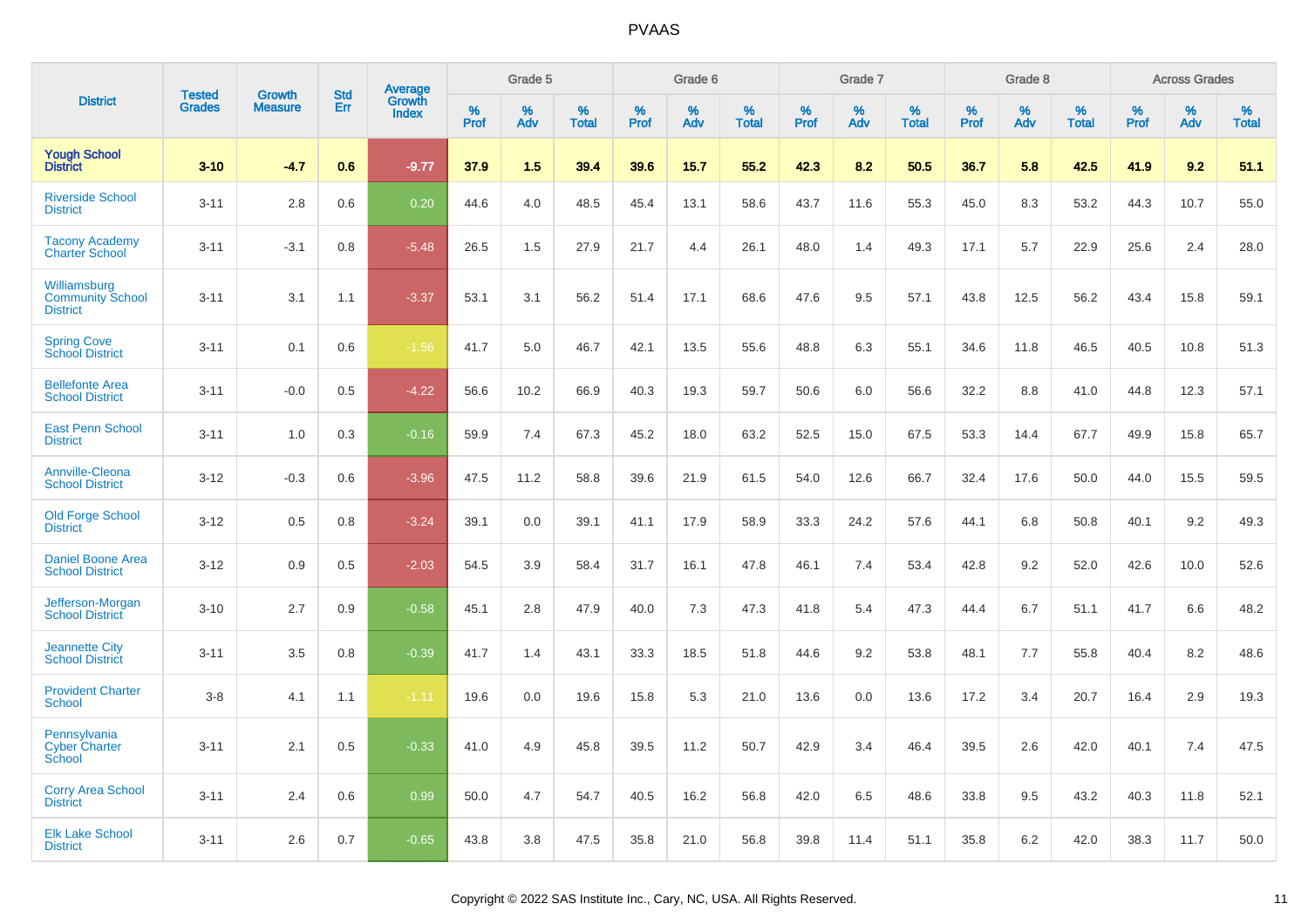# PVAAS

| District | Tested Grades | Growth Measure | Std Err | Average Growth Index | Grade 5 | | | Grade 6 | | | Grade 7 | | | Grade 8 | | | Across Grades | | |
|---|---|---|---|---|---|---|---|---|---|---|---|---|---|---|---|---|---|---|---|
| | | | | | % Prof | % Adv | % Total | % Prof | % Adv | % Total | % Prof | % Adv | % Total | % Prof | % Adv | % Total | % Prof | % Adv | % Total |
| **Yough School District** | **3-10** | **-4.7** | **0.6** | **-9.77** | **37.9** | **1.5** | **39.4** | **39.6** | **15.7** | **55.2** | **42.3** | **8.2** | **50.5** | **36.7** | **5.8** | **42.5** | **41.9** | **9.2** | **51.1** |
| Riverside School District | 3-11 | 2.8 | 0.6 | 0.20 | 44.6 | 4.0 | 48.5 | 45.4 | 13.1 | 58.6 | 43.7 | 11.6 | 55.3 | 45.0 | 8.3 | 53.2 | 44.3 | 10.7 | 55.0 |
| Tacony Academy Charter School | 3-11 | -3.1 | 0.8 | -5.48 | 26.5 | 1.5 | 27.9 | 21.7 | 4.4 | 26.1 | 48.0 | 1.4 | 49.3 | 17.1 | 5.7 | 22.9 | 25.6 | 2.4 | 28.0 |
| Williamsburg Community School District | 3-11 | 3.1 | 1.1 | -3.37 | 53.1 | 3.1 | 56.2 | 51.4 | 17.1 | 68.6 | 47.6 | 9.5 | 57.1 | 43.8 | 12.5 | 56.2 | 43.4 | 15.8 | 59.1 |
| Spring Cove School District | 3-11 | 0.1 | 0.6 | -1.56 | 41.7 | 5.0 | 46.7 | 42.1 | 13.5 | 55.6 | 48.8 | 6.3 | 55.1 | 34.6 | 11.8 | 46.5 | 40.5 | 10.8 | 51.3 |
| Bellefonte Area School District | 3-11 | -0.0 | 0.5 | -4.22 | 56.6 | 10.2 | 66.9 | 40.3 | 19.3 | 59.7 | 50.6 | 6.0 | 56.6 | 32.2 | 8.8 | 41.0 | 44.8 | 12.3 | 57.1 |
| East Penn School District | 3-11 | 1.0 | 0.3 | -0.16 | 59.9 | 7.4 | 67.3 | 45.2 | 18.0 | 63.2 | 52.5 | 15.0 | 67.5 | 53.3 | 14.4 | 67.7 | 49.9 | 15.8 | 65.7 |
| Annville-Cleona School District | 3-12 | -0.3 | 0.6 | -3.96 | 47.5 | 11.2 | 58.8 | 39.6 | 21.9 | 61.5 | 54.0 | 12.6 | 66.7 | 32.4 | 17.6 | 50.0 | 44.0 | 15.5 | 59.5 |
| Old Forge School District | 3-12 | 0.5 | 0.8 | -3.24 | 39.1 | 0.0 | 39.1 | 41.1 | 17.9 | 58.9 | 33.3 | 24.2 | 57.6 | 44.1 | 6.8 | 50.8 | 40.1 | 9.2 | 49.3 |
| Daniel Boone Area School District | 3-12 | 0.9 | 0.5 | -2.03 | 54.5 | 3.9 | 58.4 | 31.7 | 16.1 | 47.8 | 46.1 | 7.4 | 53.4 | 42.8 | 9.2 | 52.0 | 42.6 | 10.0 | 52.6 |
| Jefferson-Morgan School District | 3-10 | 2.7 | 0.9 | -0.58 | 45.1 | 2.8 | 47.9 | 40.0 | 7.3 | 47.3 | 41.8 | 5.4 | 47.3 | 44.4 | 6.7 | 51.1 | 41.7 | 6.6 | 48.2 |
| Jeannette City School District | 3-11 | 3.5 | 0.8 | -0.39 | 41.7 | 1.4 | 43.1 | 33.3 | 18.5 | 51.8 | 44.6 | 9.2 | 53.8 | 48.1 | 7.7 | 55.8 | 40.4 | 8.2 | 48.6 |
| Provident Charter School | 3-8 | 4.1 | 1.1 | -1.11 | 19.6 | 0.0 | 19.6 | 15.8 | 5.3 | 21.0 | 13.6 | 0.0 | 13.6 | 17.2 | 3.4 | 20.7 | 16.4 | 2.9 | 19.3 |
| Pennsylvania Cyber Charter School | 3-11 | 2.1 | 0.5 | -0.33 | 41.0 | 4.9 | 45.8 | 39.5 | 11.2 | 50.7 | 42.9 | 3.4 | 46.4 | 39.5 | 2.6 | 42.0 | 40.1 | 7.4 | 47.5 |
| Corry Area School District | 3-11 | 2.4 | 0.6 | 0.99 | 50.0 | 4.7 | 54.7 | 40.5 | 16.2 | 56.8 | 42.0 | 6.5 | 48.6 | 33.8 | 9.5 | 43.2 | 40.3 | 11.8 | 52.1 |
| Elk Lake School District | 3-11 | 2.6 | 0.7 | -0.65 | 43.8 | 3.8 | 47.5 | 35.8 | 21.0 | 56.8 | 39.8 | 11.4 | 51.1 | 35.8 | 6.2 | 42.0 | 38.3 | 11.7 | 50.0 |

Copyright © 2022 SAS Institute Inc., Cary, NC, USA. All Rights Reserved.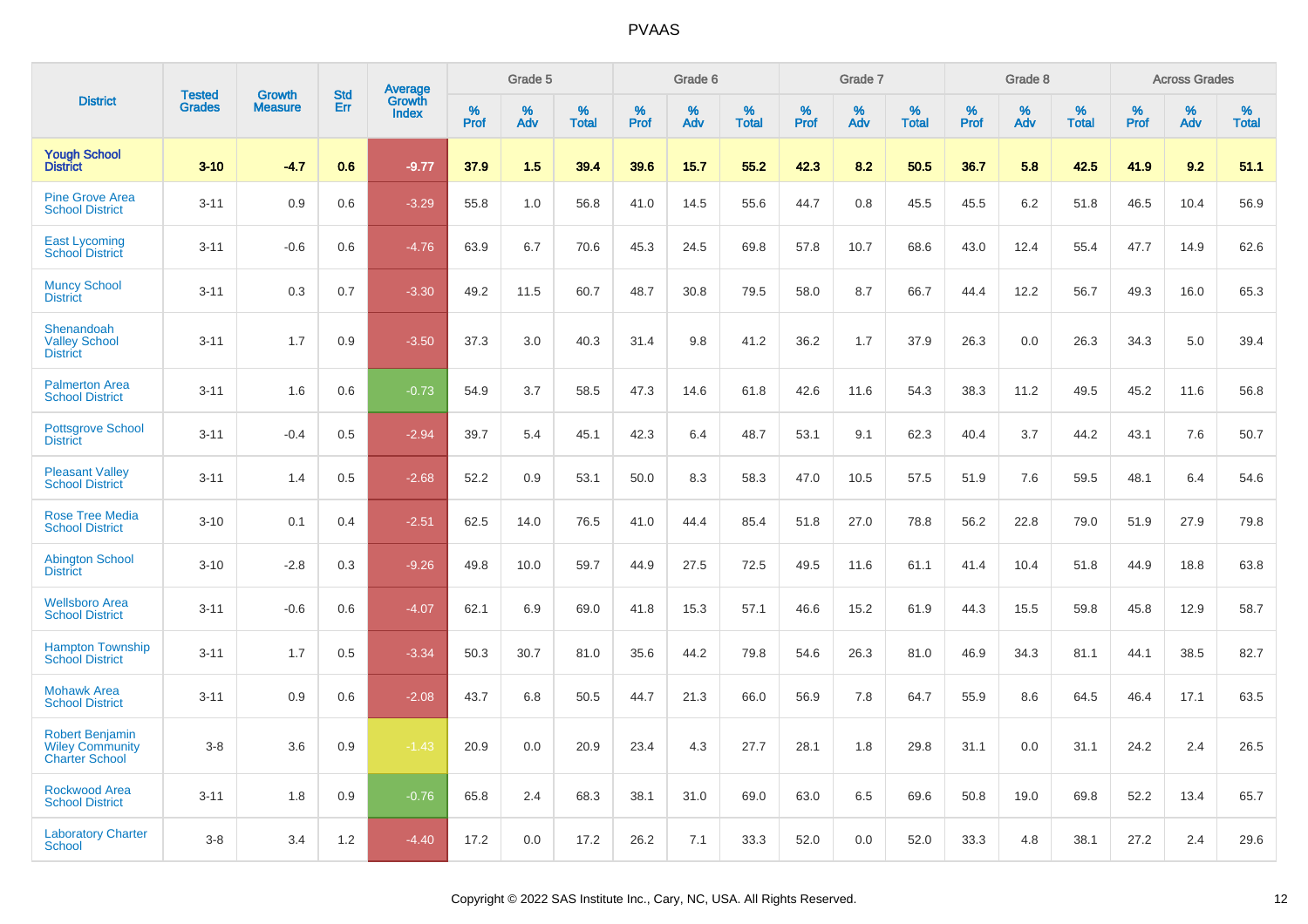# PVAAS

| District | Tested Grades | Growth Measure | Std Err | Average Growth Index | Grade 5 | | | Grade 6 | | | Grade 7 | | | Grade 8 | | | Across Grades | | |
|---|---|---|---|---|---|---|---|---|---|---|---|---|---|---|---|---|---|---|---|
| | | | | | % Prof | % Adv | % Total | % Prof | % Adv | % Total | % Prof | % Adv | % Total | % Prof | % Adv | % Total | % Prof | % Adv | % Total |
| **Yough School District** | **3-10** | **-4.7** | **0.6** | **-9.77** | **37.9** | **1.5** | **39.4** | **39.6** | **15.7** | **55.2** | **42.3** | **8.2** | **50.5** | **36.7** | **5.8** | **42.5** | **41.9** | **9.2** | **51.1** |
| Pine Grove Area School District | 3-11 | 0.9 | 0.6 | -3.29 | 55.8 | 1.0 | 56.8 | 41.0 | 14.5 | 55.6 | 44.7 | 0.8 | 45.5 | 45.5 | 6.2 | 51.8 | 46.5 | 10.4 | 56.9 |
| East Lycoming School District | 3-11 | -0.6 | 0.6 | -4.76 | 63.9 | 6.7 | 70.6 | 45.3 | 24.5 | 69.8 | 57.8 | 10.7 | 68.6 | 43.0 | 12.4 | 55.4 | 47.7 | 14.9 | 62.6 |
| Muncy School District | 3-11 | 0.3 | 0.7 | -3.30 | 49.2 | 11.5 | 60.7 | 48.7 | 30.8 | 79.5 | 58.0 | 8.7 | 66.7 | 44.4 | 12.2 | 56.7 | 49.3 | 16.0 | 65.3 |
| Shenandoah Valley School District | 3-11 | 1.7 | 0.9 | -3.50 | 37.3 | 3.0 | 40.3 | 31.4 | 9.8 | 41.2 | 36.2 | 1.7 | 37.9 | 26.3 | 0.0 | 26.3 | 34.3 | 5.0 | 39.4 |
| Palmerton Area School District | 3-11 | 1.6 | 0.6 | -0.73 | 54.9 | 3.7 | 58.5 | 47.3 | 14.6 | 61.8 | 42.6 | 11.6 | 54.3 | 38.3 | 11.2 | 49.5 | 45.2 | 11.6 | 56.8 |
| Pottsgrove School District | 3-11 | -0.4 | 0.5 | -2.94 | 39.7 | 5.4 | 45.1 | 42.3 | 6.4 | 48.7 | 53.1 | 9.1 | 62.3 | 40.4 | 3.7 | 44.2 | 43.1 | 7.6 | 50.7 |
| Pleasant Valley School District | 3-11 | 1.4 | 0.5 | -2.68 | 52.2 | 0.9 | 53.1 | 50.0 | 8.3 | 58.3 | 47.0 | 10.5 | 57.5 | 51.9 | 7.6 | 59.5 | 48.1 | 6.4 | 54.6 |
| Rose Tree Media School District | 3-10 | 0.1 | 0.4 | -2.51 | 62.5 | 14.0 | 76.5 | 41.0 | 44.4 | 85.4 | 51.8 | 27.0 | 78.8 | 56.2 | 22.8 | 79.0 | 51.9 | 27.9 | 79.8 |
| Abington School District | 3-10 | -2.8 | 0.3 | -9.26 | 49.8 | 10.0 | 59.7 | 44.9 | 27.5 | 72.5 | 49.5 | 11.6 | 61.1 | 41.4 | 10.4 | 51.8 | 44.9 | 18.8 | 63.8 |
| Wellsboro Area School District | 3-11 | -0.6 | 0.6 | -4.07 | 62.1 | 6.9 | 69.0 | 41.8 | 15.3 | 57.1 | 46.6 | 15.2 | 61.9 | 44.3 | 15.5 | 59.8 | 45.8 | 12.9 | 58.7 |
| Hampton Township School District | 3-11 | 1.7 | 0.5 | -3.34 | 50.3 | 30.7 | 81.0 | 35.6 | 44.2 | 79.8 | 54.6 | 26.3 | 81.0 | 46.9 | 34.3 | 81.1 | 44.1 | 38.5 | 82.7 |
| Mohawk Area School District | 3-11 | 0.9 | 0.6 | -2.08 | 43.7 | 6.8 | 50.5 | 44.7 | 21.3 | 66.0 | 56.9 | 7.8 | 64.7 | 55.9 | 8.6 | 64.5 | 46.4 | 17.1 | 63.5 |
| Robert Benjamin Wiley Community Charter School | 3-8 | 3.6 | 0.9 | -1.43 | 20.9 | 0.0 | 20.9 | 23.4 | 4.3 | 27.7 | 28.1 | 1.8 | 29.8 | 31.1 | 0.0 | 31.1 | 24.2 | 2.4 | 26.5 |
| Rockwood Area School District | 3-11 | 1.8 | 0.9 | -0.76 | 65.8 | 2.4 | 68.3 | 38.1 | 31.0 | 69.0 | 63.0 | 6.5 | 69.6 | 50.8 | 19.0 | 69.8 | 52.2 | 13.4 | 65.7 |
| Laboratory Charter School | 3-8 | 3.4 | 1.2 | -4.40 | 17.2 | 0.0 | 17.2 | 26.2 | 7.1 | 33.3 | 52.0 | 0.0 | 52.0 | 33.3 | 4.8 | 38.1 | 27.2 | 2.4 | 29.6 |

Copyright © 2022 SAS Institute Inc., Cary, NC, USA. All Rights Reserved.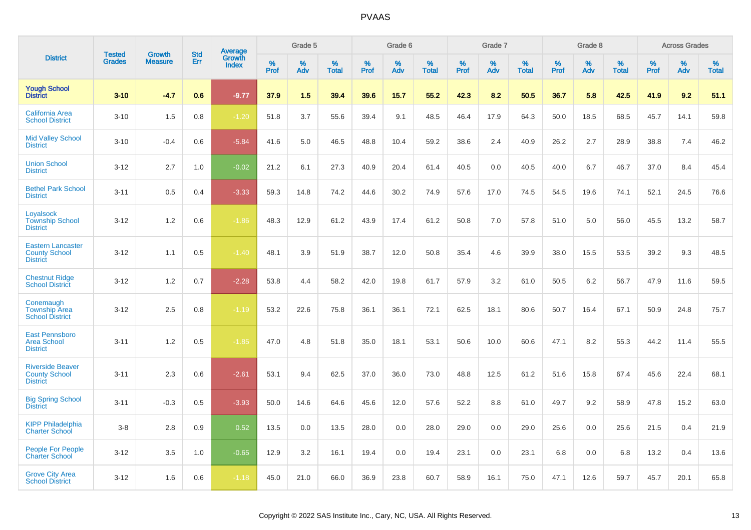| District | Tested Grades | Growth Measure | Std Err | Average Growth Index | Grade 5 | | | Grade 6 | | | Grade 7 | | | Grade 8 | | | Across Grades | | |
|---|---|---|---|---|---|---|---|---|---|---|---|---|---|---|---|---|---|---|---|
| | | | | | % Prof | % Adv | % Total | % Prof | % Adv | % Total | % Prof | % Adv | % Total | % Prof | % Adv | % Total | % Prof | % Adv | % Total |
| **Yough School District** | **3-10** | **-4.7** | **0.6** | **-9.77** | **37.9** | **1.5** | **39.4** | **39.6** | **15.7** | **55.2** | **42.3** | **8.2** | **50.5** | **36.7** | **5.8** | **42.5** | **41.9** | **9.2** | **51.1** |
| California Area School District | 3-10 | 1.5 | 0.8 | -1.20 | 51.8 | 3.7 | 55.6 | 39.4 | 9.1 | 48.5 | 46.4 | 17.9 | 64.3 | 50.0 | 18.5 | 68.5 | 45.7 | 14.1 | 59.8 |
| Mid Valley School District | 3-10 | -0.4 | 0.6 | -5.84 | 41.6 | 5.0 | 46.5 | 48.8 | 10.4 | 59.2 | 38.6 | 2.4 | 40.9 | 26.2 | 2.7 | 28.9 | 38.8 | 7.4 | 46.2 |
| Union School District | 3-12 | 2.7 | 1.0 | -0.02 | 21.2 | 6.1 | 27.3 | 40.9 | 20.4 | 61.4 | 40.5 | 0.0 | 40.5 | 40.0 | 6.7 | 46.7 | 37.0 | 8.4 | 45.4 |
| Bethel Park School District | 3-11 | 0.5 | 0.4 | -3.33 | 59.3 | 14.8 | 74.2 | 44.6 | 30.2 | 74.9 | 57.6 | 17.0 | 74.5 | 54.5 | 19.6 | 74.1 | 52.1 | 24.5 | 76.6 |
| Loyalsock Township School District | 3-12 | 1.2 | 0.6 | -1.86 | 48.3 | 12.9 | 61.2 | 43.9 | 17.4 | 61.2 | 50.8 | 7.0 | 57.8 | 51.0 | 5.0 | 56.0 | 45.5 | 13.2 | 58.7 |
| Eastern Lancaster County School District | 3-12 | 1.1 | 0.5 | -1.40 | 48.1 | 3.9 | 51.9 | 38.7 | 12.0 | 50.8 | 35.4 | 4.6 | 39.9 | 38.0 | 15.5 | 53.5 | 39.2 | 9.3 | 48.5 |
| Chestnut Ridge School District | 3-12 | 1.2 | 0.7 | -2.28 | 53.8 | 4.4 | 58.2 | 42.0 | 19.8 | 61.7 | 57.9 | 3.2 | 61.0 | 50.5 | 6.2 | 56.7 | 47.9 | 11.6 | 59.5 |
| Conemaugh Township Area School District | 3-12 | 2.5 | 0.8 | -1.19 | 53.2 | 22.6 | 75.8 | 36.1 | 36.1 | 72.1 | 62.5 | 18.1 | 80.6 | 50.7 | 16.4 | 67.1 | 50.9 | 24.8 | 75.7 |
| East Pennsboro Area School District | 3-11 | 1.2 | 0.5 | -1.85 | 47.0 | 4.8 | 51.8 | 35.0 | 18.1 | 53.1 | 50.6 | 10.0 | 60.6 | 47.1 | 8.2 | 55.3 | 44.2 | 11.4 | 55.5 |
| Riverside Beaver County School District | 3-11 | 2.3 | 0.6 | -2.61 | 53.1 | 9.4 | 62.5 | 37.0 | 36.0 | 73.0 | 48.8 | 12.5 | 61.2 | 51.6 | 15.8 | 67.4 | 45.6 | 22.4 | 68.1 |
| Big Spring School District | 3-11 | -0.3 | 0.5 | -3.93 | 50.0 | 14.6 | 64.6 | 45.6 | 12.0 | 57.6 | 52.2 | 8.8 | 61.0 | 49.7 | 9.2 | 58.9 | 47.8 | 15.2 | 63.0 |
| KIPP Philadelphia Charter School | 3-8 | 2.8 | 0.9 | 0.52 | 13.5 | 0.0 | 13.5 | 28.0 | 0.0 | 28.0 | 29.0 | 0.0 | 29.0 | 25.6 | 0.0 | 25.6 | 21.5 | 0.4 | 21.9 |
| People For People Charter School | 3-12 | 3.5 | 1.0 | -0.65 | 12.9 | 3.2 | 16.1 | 19.4 | 0.0 | 19.4 | 23.1 | 0.0 | 23.1 | 6.8 | 0.0 | 6.8 | 13.2 | 0.4 | 13.6 |
| Grove City Area School District | 3-12 | 1.6 | 0.6 | -1.18 | 45.0 | 21.0 | 66.0 | 36.9 | 23.8 | 60.7 | 58.9 | 16.1 | 75.0 | 47.1 | 12.6 | 59.7 | 45.7 | 20.1 | 65.8 |

Copyright © 2022 SAS Institute Inc., Cary, NC, USA. All Rights Reserved.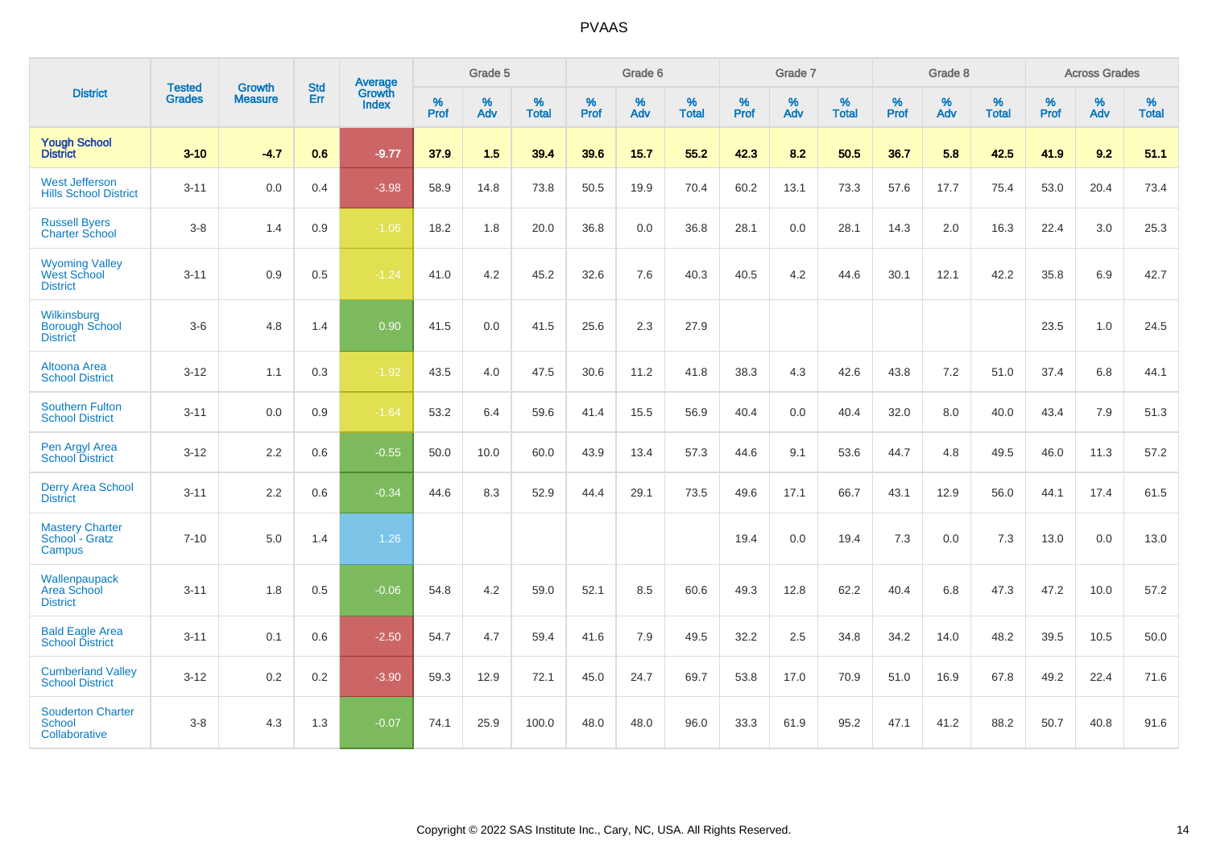# PVAAS

| District | Tested Grades | Growth Measure | Std Err | Average Growth Index | Grade 5 | | | Grade 6 | | | Grade 7 | | | Grade 8 | | | Across Grades | | |
|---|---|---|---|---|---|---|---|---|---|---|---|---|---|---|---|---|---|---|---|
| | | | | | % Prof | % Adv | % Total | % Prof | % Adv | % Total | % Prof | % Adv | % Total | % Prof | % Adv | % Total | % Prof | % Adv | % Total |
| **Yough School District** | **3-10** | **-4.7** | **0.6** | **-9.77** | **37.9** | **1.5** | **39.4** | **39.6** | **15.7** | **55.2** | **42.3** | **8.2** | **50.5** | **36.7** | **5.8** | **42.5** | **41.9** | **9.2** | **51.1** |
| West Jefferson Hills School District | 3-11 | 0.0 | 0.4 | -3.98 | 58.9 | 14.8 | 73.8 | 50.5 | 19.9 | 70.4 | 60.2 | 13.1 | 73.3 | 57.6 | 17.7 | 75.4 | 53.0 | 20.4 | 73.4 |
| Russell Byers Charter School | 3-8 | 1.4 | 0.9 | -1.06 | 18.2 | 1.8 | 20.0 | 36.8 | 0.0 | 36.8 | 28.1 | 0.0 | 28.1 | 14.3 | 2.0 | 16.3 | 22.4 | 3.0 | 25.3 |
| Wyoming Valley West School District | 3-11 | 0.9 | 0.5 | -1.24 | 41.0 | 4.2 | 45.2 | 32.6 | 7.6 | 40.3 | 40.5 | 4.2 | 44.6 | 30.1 | 12.1 | 42.2 | 35.8 | 6.9 | 42.7 |
| Wilkinsburg Borough School District | 3-6 | 4.8 | 1.4 | 0.90 | 41.5 | 0.0 | 41.5 | 25.6 | 2.3 | 27.9 | | | | | | | 23.5 | 1.0 | 24.5 |
| Altoona Area School District | 3-12 | 1.1 | 0.3 | -1.92 | 43.5 | 4.0 | 47.5 | 30.6 | 11.2 | 41.8 | 38.3 | 4.3 | 42.6 | 43.8 | 7.2 | 51.0 | 37.4 | 6.8 | 44.1 |
| Southern Fulton School District | 3-11 | 0.0 | 0.9 | -1.64 | 53.2 | 6.4 | 59.6 | 41.4 | 15.5 | 56.9 | 40.4 | 0.0 | 40.4 | 32.0 | 8.0 | 40.0 | 43.4 | 7.9 | 51.3 |
| Pen Argyl Area School District | 3-12 | 2.2 | 0.6 | -0.55 | 50.0 | 10.0 | 60.0 | 43.9 | 13.4 | 57.3 | 44.6 | 9.1 | 53.6 | 44.7 | 4.8 | 49.5 | 46.0 | 11.3 | 57.2 |
| Derry Area School District | 3-11 | 2.2 | 0.6 | -0.34 | 44.6 | 8.3 | 52.9 | 44.4 | 29.1 | 73.5 | 49.6 | 17.1 | 66.7 | 43.1 | 12.9 | 56.0 | 44.1 | 17.4 | 61.5 |
| Mastery Charter School - Gratz Campus | 7-10 | 5.0 | 1.4 | 1.26 | | | | | | | 19.4 | 0.0 | 19.4 | 7.3 | 0.0 | 7.3 | 13.0 | 0.0 | 13.0 |
| Wallenpaupack Area School District | 3-11 | 1.8 | 0.5 | -0.06 | 54.8 | 4.2 | 59.0 | 52.1 | 8.5 | 60.6 | 49.3 | 12.8 | 62.2 | 40.4 | 6.8 | 47.3 | 47.2 | 10.0 | 57.2 |
| Bald Eagle Area School District | 3-11 | 0.1 | 0.6 | -2.50 | 54.7 | 4.7 | 59.4 | 41.6 | 7.9 | 49.5 | 32.2 | 2.5 | 34.8 | 34.2 | 14.0 | 48.2 | 39.5 | 10.5 | 50.0 |
| Cumberland Valley School District | 3-12 | 0.2 | 0.2 | -3.90 | 59.3 | 12.9 | 72.1 | 45.0 | 24.7 | 69.7 | 53.8 | 17.0 | 70.9 | 51.0 | 16.9 | 67.8 | 49.2 | 22.4 | 71.6 |
| Souderton Charter School Collaborative | 3-8 | 4.3 | 1.3 | -0.07 | 74.1 | 25.9 | 100.0 | 48.0 | 48.0 | 96.0 | 33.3 | 61.9 | 95.2 | 47.1 | 41.2 | 88.2 | 50.7 | 40.8 | 91.6 |

Copyright © 2022 SAS Institute Inc., Cary, NC, USA. All Rights Reserved.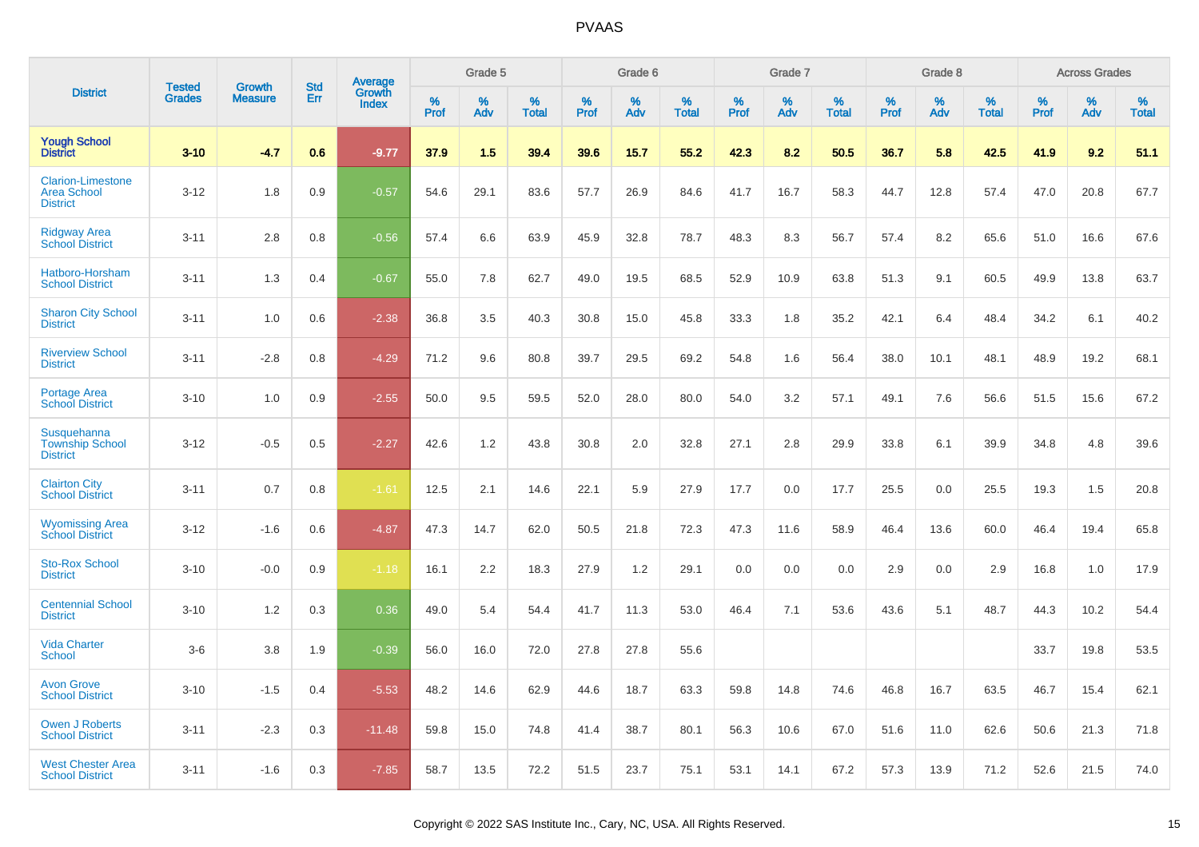| District | Tested Grades | Growth Measure | Std Err | Average Growth Index | Grade 5 | | | Grade 6 | | | Grade 7 | | | Grade 8 | | | Across Grades | | |
|---|---|---|---|---|---|---|---|---|---|---|---|---|---|---|---|---|---|---|---|
| | | | | | % Prof | % Adv | % Total | % Prof | % Adv | % Total | % Prof | % Adv | % Total | % Prof | % Adv | % Total | % Prof | % Adv | % Total |
| **Yough School District** | **3-10** | **-4.7** | **0.6** | **-9.77** | **37.9** | **1.5** | **39.4** | **39.6** | **15.7** | **55.2** | **42.3** | **8.2** | **50.5** | **36.7** | **5.8** | **42.5** | **41.9** | **9.2** | **51.1** |
| Clarion-Limestone Area School District | 3-12 | 1.8 | 0.9 | -0.57 | 54.6 | 29.1 | 83.6 | 57.7 | 26.9 | 84.6 | 41.7 | 16.7 | 58.3 | 44.7 | 12.8 | 57.4 | 47.0 | 20.8 | 67.7 |
| Ridgway Area School District | 3-11 | 2.8 | 0.8 | -0.56 | 57.4 | 6.6 | 63.9 | 45.9 | 32.8 | 78.7 | 48.3 | 8.3 | 56.7 | 57.4 | 8.2 | 65.6 | 51.0 | 16.6 | 67.6 |
| Hatboro-Horsham School District | 3-11 | 1.3 | 0.4 | -0.67 | 55.0 | 7.8 | 62.7 | 49.0 | 19.5 | 68.5 | 52.9 | 10.9 | 63.8 | 51.3 | 9.1 | 60.5 | 49.9 | 13.8 | 63.7 |
| Sharon City School District | 3-11 | 1.0 | 0.6 | -2.38 | 36.8 | 3.5 | 40.3 | 30.8 | 15.0 | 45.8 | 33.3 | 1.8 | 35.2 | 42.1 | 6.4 | 48.4 | 34.2 | 6.1 | 40.2 |
| Riverview School District | 3-11 | -2.8 | 0.8 | -4.29 | 71.2 | 9.6 | 80.8 | 39.7 | 29.5 | 69.2 | 54.8 | 1.6 | 56.4 | 38.0 | 10.1 | 48.1 | 48.9 | 19.2 | 68.1 |
| Portage Area School District | 3-10 | 1.0 | 0.9 | -2.55 | 50.0 | 9.5 | 59.5 | 52.0 | 28.0 | 80.0 | 54.0 | 3.2 | 57.1 | 49.1 | 7.6 | 56.6 | 51.5 | 15.6 | 67.2 |
| Susquehanna Township School District | 3-12 | -0.5 | 0.5 | -2.27 | 42.6 | 1.2 | 43.8 | 30.8 | 2.0 | 32.8 | 27.1 | 2.8 | 29.9 | 33.8 | 6.1 | 39.9 | 34.8 | 4.8 | 39.6 |
| Clairton City School District | 3-11 | 0.7 | 0.8 | -1.61 | 12.5 | 2.1 | 14.6 | 22.1 | 5.9 | 27.9 | 17.7 | 0.0 | 17.7 | 25.5 | 0.0 | 25.5 | 19.3 | 1.5 | 20.8 |
| Wyomissing Area School District | 3-12 | -1.6 | 0.6 | -4.87 | 47.3 | 14.7 | 62.0 | 50.5 | 21.8 | 72.3 | 47.3 | 11.6 | 58.9 | 46.4 | 13.6 | 60.0 | 46.4 | 19.4 | 65.8 |
| Sto-Rox School District | 3-10 | -0.0 | 0.9 | -1.18 | 16.1 | 2.2 | 18.3 | 27.9 | 1.2 | 29.1 | 0.0 | 0.0 | 0.0 | 2.9 | 0.0 | 2.9 | 16.8 | 1.0 | 17.9 |
| Centennial School District | 3-10 | 1.2 | 0.3 | 0.36 | 49.0 | 5.4 | 54.4 | 41.7 | 11.3 | 53.0 | 46.4 | 7.1 | 53.6 | 43.6 | 5.1 | 48.7 | 44.3 | 10.2 | 54.4 |
| Vida Charter School | 3-6 | 3.8 | 1.9 | -0.39 | 56.0 | 16.0 | 72.0 | 27.8 | 27.8 | 55.6 | | | | | | | 33.7 | 19.8 | 53.5 |
| Avon Grove School District | 3-10 | -1.5 | 0.4 | -5.53 | 48.2 | 14.6 | 62.9 | 44.6 | 18.7 | 63.3 | 59.8 | 14.8 | 74.6 | 46.8 | 16.7 | 63.5 | 46.7 | 15.4 | 62.1 |
| Owen J Roberts School District | 3-11 | -2.3 | 0.3 | -11.48 | 59.8 | 15.0 | 74.8 | 41.4 | 38.7 | 80.1 | 56.3 | 10.6 | 67.0 | 51.6 | 11.0 | 62.6 | 50.6 | 21.3 | 71.8 |
| West Chester Area School District | 3-11 | -1.6 | 0.3 | -7.85 | 58.7 | 13.5 | 72.2 | 51.5 | 23.7 | 75.1 | 53.1 | 14.1 | 67.2 | 57.3 | 13.9 | 71.2 | 52.6 | 21.5 | 74.0 |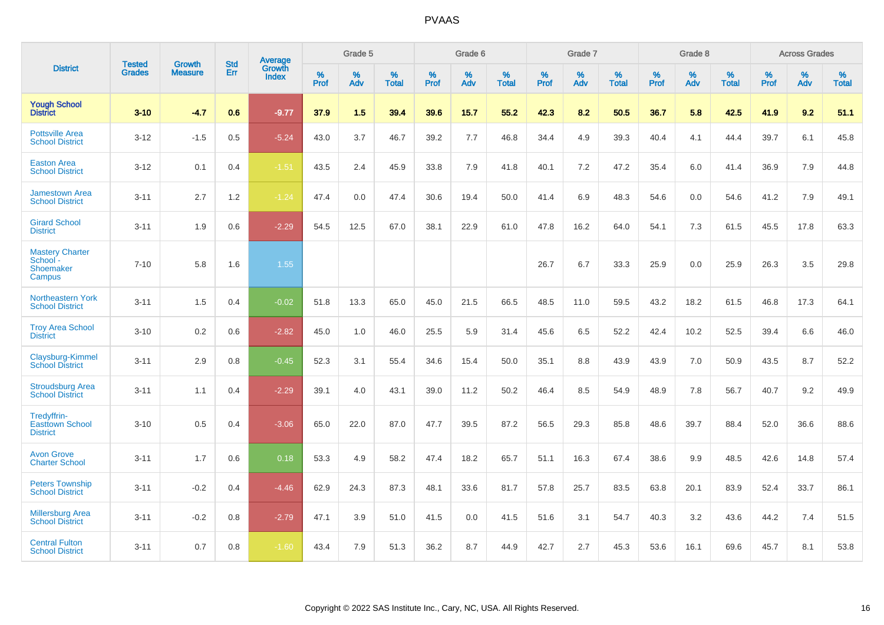# PVAAS

| District | Tested Grades | Growth Measure | Std Err | Average Growth Index | Grade 5 | | | Grade 6 | | | Grade 7 | | | Grade 8 | | | Across Grades | | |
|---|---|---|---|---|---|---|---|---|---|---|---|---|---|---|---|---|---|---|---|
| | | | | | % Prof | % Adv | % Total | % Prof | % Adv | % Total | % Prof | % Adv | % Total | % Prof | % Adv | % Total | % Prof | % Adv | % Total |
| **Yough School District** | **3-10** | **-4.7** | **0.6** | **-9.77** | **37.9** | **1.5** | **39.4** | **39.6** | **15.7** | **55.2** | **42.3** | **8.2** | **50.5** | **36.7** | **5.8** | **42.5** | **41.9** | **9.2** | **51.1** |
| Pottsville Area School District | 3-12 | -1.5 | 0.5 | -5.24 | 43.0 | 3.7 | 46.7 | 39.2 | 7.7 | 46.8 | 34.4 | 4.9 | 39.3 | 40.4 | 4.1 | 44.4 | 39.7 | 6.1 | 45.8 |
| Easton Area School District | 3-12 | 0.1 | 0.4 | -1.51 | 43.5 | 2.4 | 45.9 | 33.8 | 7.9 | 41.8 | 40.1 | 7.2 | 47.2 | 35.4 | 6.0 | 41.4 | 36.9 | 7.9 | 44.8 |
| Jamestown Area School District | 3-11 | 2.7 | 1.2 | -1.24 | 47.4 | 0.0 | 47.4 | 30.6 | 19.4 | 50.0 | 41.4 | 6.9 | 48.3 | 54.6 | 0.0 | 54.6 | 41.2 | 7.9 | 49.1 |
| Girard School District | 3-11 | 1.9 | 0.6 | -2.29 | 54.5 | 12.5 | 67.0 | 38.1 | 22.9 | 61.0 | 47.8 | 16.2 | 64.0 | 54.1 | 7.3 | 61.5 | 45.5 | 17.8 | 63.3 |
| Mastery Charter School - Shoemaker Campus | 7-10 | 5.8 | 1.6 | 1.55 | | | | | | | 26.7 | 6.7 | 33.3 | 25.9 | 0.0 | 25.9 | 26.3 | 3.5 | 29.8 |
| Northeastern York School District | 3-11 | 1.5 | 0.4 | -0.02 | 51.8 | 13.3 | 65.0 | 45.0 | 21.5 | 66.5 | 48.5 | 11.0 | 59.5 | 43.2 | 18.2 | 61.5 | 46.8 | 17.3 | 64.1 |
| Troy Area School District | 3-10 | 0.2 | 0.6 | -2.82 | 45.0 | 1.0 | 46.0 | 25.5 | 5.9 | 31.4 | 45.6 | 6.5 | 52.2 | 42.4 | 10.2 | 52.5 | 39.4 | 6.6 | 46.0 |
| Claysburg-Kimmel School District | 3-11 | 2.9 | 0.8 | -0.45 | 52.3 | 3.1 | 55.4 | 34.6 | 15.4 | 50.0 | 35.1 | 8.8 | 43.9 | 43.9 | 7.0 | 50.9 | 43.5 | 8.7 | 52.2 |
| Stroudsburg Area School District | 3-11 | 1.1 | 0.4 | -2.29 | 39.1 | 4.0 | 43.1 | 39.0 | 11.2 | 50.2 | 46.4 | 8.5 | 54.9 | 48.9 | 7.8 | 56.7 | 40.7 | 9.2 | 49.9 |
| Tredyffrin-Easttown School District | 3-10 | 0.5 | 0.4 | -3.06 | 65.0 | 22.0 | 87.0 | 47.7 | 39.5 | 87.2 | 56.5 | 29.3 | 85.8 | 48.6 | 39.7 | 88.4 | 52.0 | 36.6 | 88.6 |
| Avon Grove Charter School | 3-11 | 1.7 | 0.6 | 0.18 | 53.3 | 4.9 | 58.2 | 47.4 | 18.2 | 65.7 | 51.1 | 16.3 | 67.4 | 38.6 | 9.9 | 48.5 | 42.6 | 14.8 | 57.4 |
| Peters Township School District | 3-11 | -0.2 | 0.4 | -4.46 | 62.9 | 24.3 | 87.3 | 48.1 | 33.6 | 81.7 | 57.8 | 25.7 | 83.5 | 63.8 | 20.1 | 83.9 | 52.4 | 33.7 | 86.1 |
| Millersburg Area School District | 3-11 | -0.2 | 0.8 | -2.79 | 47.1 | 3.9 | 51.0 | 41.5 | 0.0 | 41.5 | 51.6 | 3.1 | 54.7 | 40.3 | 3.2 | 43.6 | 44.2 | 7.4 | 51.5 |
| Central Fulton School District | 3-11 | 0.7 | 0.8 | -1.60 | 43.4 | 7.9 | 51.3 | 36.2 | 8.7 | 44.9 | 42.7 | 2.7 | 45.3 | 53.6 | 16.1 | 69.6 | 45.7 | 8.1 | 53.8 |

Copyright © 2022 SAS Institute Inc., Cary, NC, USA. All Rights Reserved.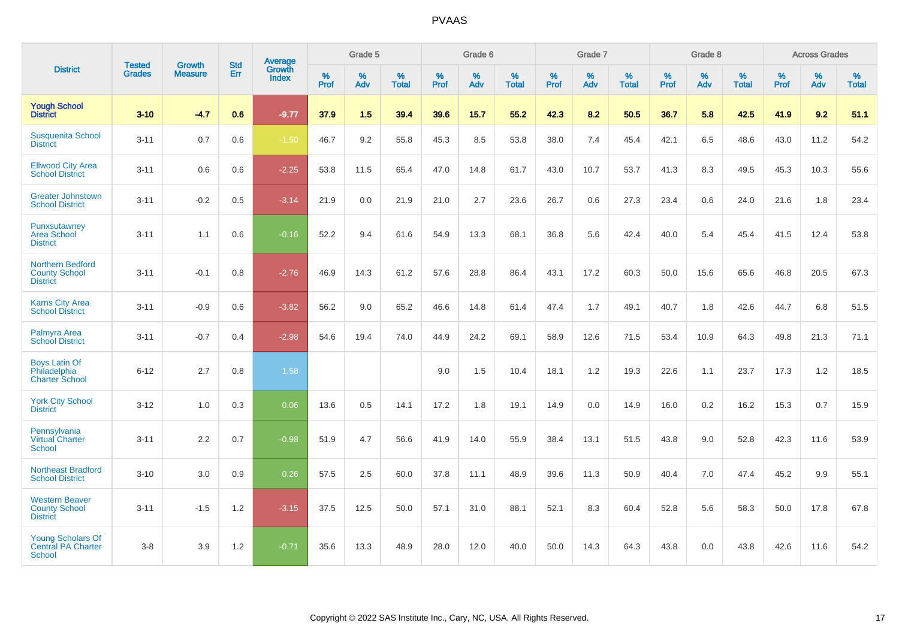# PVAAS

| District | Tested Grades | Growth Measure | Std Err | Average Growth Index | Grade 5 | | | Grade 6 | | | Grade 7 | | | Grade 8 | | | Across Grades | | |
|---|---|---|---|---|---|---|---|---|---|---|---|---|---|---|---|---|---|---|---|
| | | | | | % Prof | % Adv | % Total | % Prof | % Adv | % Total | % Prof | % Adv | % Total | % Prof | % Adv | % Total | % Prof | % Adv | % Total |
| **Yough School District** | **3-10** | **-4.7** | **0.6** | **-9.77** | **37.9** | **1.5** | **39.4** | **39.6** | **15.7** | **55.2** | **42.3** | **8.2** | **50.5** | **36.7** | **5.8** | **42.5** | **41.9** | **9.2** | **51.1** |
| Susquenita School District | 3-11 | 0.7 | 0.6 | -1.50 | 46.7 | 9.2 | 55.8 | 45.3 | 8.5 | 53.8 | 38.0 | 7.4 | 45.4 | 42.1 | 6.5 | 48.6 | 43.0 | 11.2 | 54.2 |
| Ellwood City Area School District | 3-11 | 0.6 | 0.6 | -2.25 | 53.8 | 11.5 | 65.4 | 47.0 | 14.8 | 61.7 | 43.0 | 10.7 | 53.7 | 41.3 | 8.3 | 49.5 | 45.3 | 10.3 | 55.6 |
| Greater Johnstown School District | 3-11 | -0.2 | 0.5 | -3.14 | 21.9 | 0.0 | 21.9 | 21.0 | 2.7 | 23.6 | 26.7 | 0.6 | 27.3 | 23.4 | 0.6 | 24.0 | 21.6 | 1.8 | 23.4 |
| Punxsutawney Area School District | 3-11 | 1.1 | 0.6 | -0.16 | 52.2 | 9.4 | 61.6 | 54.9 | 13.3 | 68.1 | 36.8 | 5.6 | 42.4 | 40.0 | 5.4 | 45.4 | 41.5 | 12.4 | 53.8 |
| Northern Bedford County School District | 3-11 | -0.1 | 0.8 | -2.76 | 46.9 | 14.3 | 61.2 | 57.6 | 28.8 | 86.4 | 43.1 | 17.2 | 60.3 | 50.0 | 15.6 | 65.6 | 46.8 | 20.5 | 67.3 |
| Karns City Area School District | 3-11 | -0.9 | 0.6 | -3.82 | 56.2 | 9.0 | 65.2 | 46.6 | 14.8 | 61.4 | 47.4 | 1.7 | 49.1 | 40.7 | 1.8 | 42.6 | 44.7 | 6.8 | 51.5 |
| Palmyra Area School District | 3-11 | -0.7 | 0.4 | -2.98 | 54.6 | 19.4 | 74.0 | 44.9 | 24.2 | 69.1 | 58.9 | 12.6 | 71.5 | 53.4 | 10.9 | 64.3 | 49.8 | 21.3 | 71.1 |
| Boys Latin Of Philadelphia Charter School | 6-12 | 2.7 | 0.8 | 1.58 | | | | 9.0 | 1.5 | 10.4 | 18.1 | 1.2 | 19.3 | 22.6 | 1.1 | 23.7 | 17.3 | 1.2 | 18.5 |
| York City School District | 3-12 | 1.0 | 0.3 | 0.06 | 13.6 | 0.5 | 14.1 | 17.2 | 1.8 | 19.1 | 14.9 | 0.0 | 14.9 | 16.0 | 0.2 | 16.2 | 15.3 | 0.7 | 15.9 |
| Pennsylvania Virtual Charter School | 3-11 | 2.2 | 0.7 | -0.98 | 51.9 | 4.7 | 56.6 | 41.9 | 14.0 | 55.9 | 38.4 | 13.1 | 51.5 | 43.8 | 9.0 | 52.8 | 42.3 | 11.6 | 53.9 |
| Northeast Bradford School District | 3-10 | 3.0 | 0.9 | 0.26 | 57.5 | 2.5 | 60.0 | 37.8 | 11.1 | 48.9 | 39.6 | 11.3 | 50.9 | 40.4 | 7.0 | 47.4 | 45.2 | 9.9 | 55.1 |
| Western Beaver County School District | 3-11 | -1.5 | 1.2 | -3.15 | 37.5 | 12.5 | 50.0 | 57.1 | 31.0 | 88.1 | 52.1 | 8.3 | 60.4 | 52.8 | 5.6 | 58.3 | 50.0 | 17.8 | 67.8 |
| Young Scholars Of Central PA Charter School | 3-8 | 3.9 | 1.2 | -0.71 | 35.6 | 13.3 | 48.9 | 28.0 | 12.0 | 40.0 | 50.0 | 14.3 | 64.3 | 43.8 | 0.0 | 43.8 | 42.6 | 11.6 | 54.2 |

Copyright © 2022 SAS Institute Inc., Cary, NC, USA. All Rights Reserved.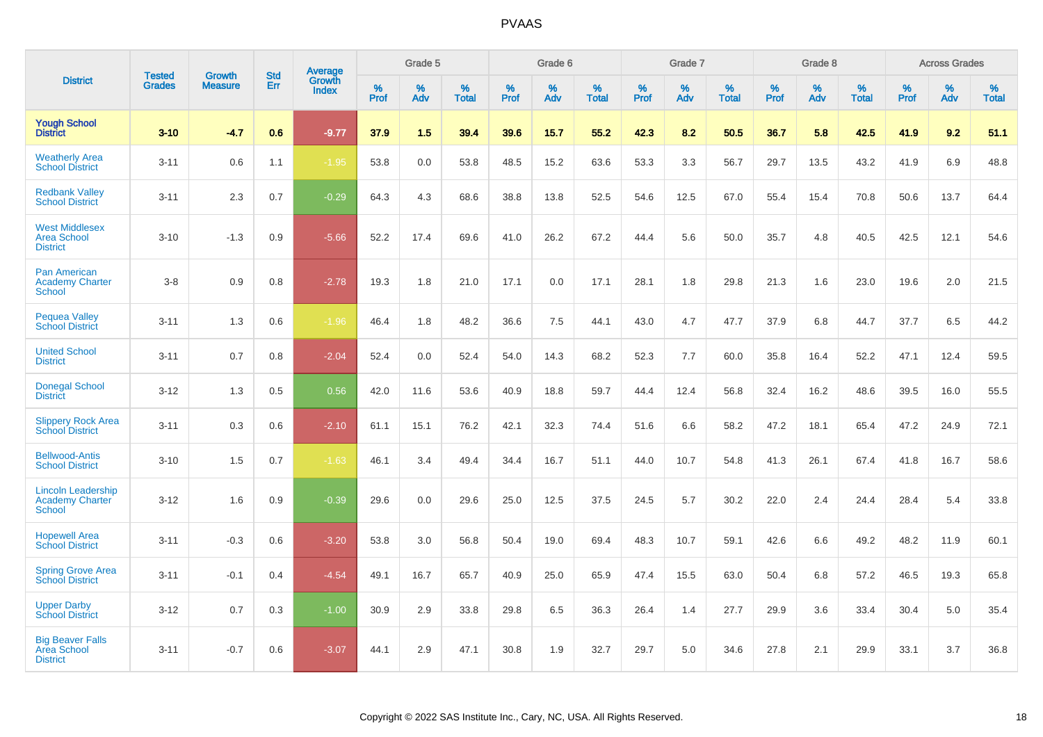# PVAAS

| District | Tested Grades | Growth Measure | Std Err | Average Growth Index | Grade 5 | | | Grade 6 | | | Grade 7 | | | Grade 8 | | | Across Grades | | |
|---|---|---|---|---|---|---|---|---|---|---|---|---|---|---|---|---|---|---|---|
| | | | | | % Prof | % Adv | % Total | % Prof | % Adv | % Total | % Prof | % Adv | % Total | % Prof | % Adv | % Total | % Prof | % Adv | % Total |
| **Yough School District** | **3-10** | **-4.7** | **0.6** | **-9.77** | **37.9** | **1.5** | **39.4** | **39.6** | **15.7** | **55.2** | **42.3** | **8.2** | **50.5** | **36.7** | **5.8** | **42.5** | **41.9** | **9.2** | **51.1** |
| Weatherly Area School District | 3-11 | 0.6 | 1.1 | -1.95 | 53.8 | 0.0 | 53.8 | 48.5 | 15.2 | 63.6 | 53.3 | 3.3 | 56.7 | 29.7 | 13.5 | 43.2 | 41.9 | 6.9 | 48.8 |
| Redbank Valley School District | 3-11 | 2.3 | 0.7 | -0.29 | 64.3 | 4.3 | 68.6 | 38.8 | 13.8 | 52.5 | 54.6 | 12.5 | 67.0 | 55.4 | 15.4 | 70.8 | 50.6 | 13.7 | 64.4 |
| West Middlesex Area School District | 3-10 | -1.3 | 0.9 | -5.66 | 52.2 | 17.4 | 69.6 | 41.0 | 26.2 | 67.2 | 44.4 | 5.6 | 50.0 | 35.7 | 4.8 | 40.5 | 42.5 | 12.1 | 54.6 |
| Pan American Academy Charter School | 3-8 | 0.9 | 0.8 | -2.78 | 19.3 | 1.8 | 21.0 | 17.1 | 0.0 | 17.1 | 28.1 | 1.8 | 29.8 | 21.3 | 1.6 | 23.0 | 19.6 | 2.0 | 21.5 |
| Pequea Valley School District | 3-11 | 1.3 | 0.6 | -1.96 | 46.4 | 1.8 | 48.2 | 36.6 | 7.5 | 44.1 | 43.0 | 4.7 | 47.7 | 37.9 | 6.8 | 44.7 | 37.7 | 6.5 | 44.2 |
| United School District | 3-11 | 0.7 | 0.8 | -2.04 | 52.4 | 0.0 | 52.4 | 54.0 | 14.3 | 68.2 | 52.3 | 7.7 | 60.0 | 35.8 | 16.4 | 52.2 | 47.1 | 12.4 | 59.5 |
| Donegal School District | 3-12 | 1.3 | 0.5 | 0.56 | 42.0 | 11.6 | 53.6 | 40.9 | 18.8 | 59.7 | 44.4 | 12.4 | 56.8 | 32.4 | 16.2 | 48.6 | 39.5 | 16.0 | 55.5 |
| Slippery Rock Area School District | 3-11 | 0.3 | 0.6 | -2.10 | 61.1 | 15.1 | 76.2 | 42.1 | 32.3 | 74.4 | 51.6 | 6.6 | 58.2 | 47.2 | 18.1 | 65.4 | 47.2 | 24.9 | 72.1 |
| Bellwood-Antis School District | 3-10 | 1.5 | 0.7 | -1.63 | 46.1 | 3.4 | 49.4 | 34.4 | 16.7 | 51.1 | 44.0 | 10.7 | 54.8 | 41.3 | 26.1 | 67.4 | 41.8 | 16.7 | 58.6 |
| Lincoln Leadership Academy Charter School | 3-12 | 1.6 | 0.9 | -0.39 | 29.6 | 0.0 | 29.6 | 25.0 | 12.5 | 37.5 | 24.5 | 5.7 | 30.2 | 22.0 | 2.4 | 24.4 | 28.4 | 5.4 | 33.8 |
| Hopewell Area School District | 3-11 | -0.3 | 0.6 | -3.20 | 53.8 | 3.0 | 56.8 | 50.4 | 19.0 | 69.4 | 48.3 | 10.7 | 59.1 | 42.6 | 6.6 | 49.2 | 48.2 | 11.9 | 60.1 |
| Spring Grove Area School District | 3-11 | -0.1 | 0.4 | -4.54 | 49.1 | 16.7 | 65.7 | 40.9 | 25.0 | 65.9 | 47.4 | 15.5 | 63.0 | 50.4 | 6.8 | 57.2 | 46.5 | 19.3 | 65.8 |
| Upper Darby School District | 3-12 | 0.7 | 0.3 | -1.00 | 30.9 | 2.9 | 33.8 | 29.8 | 6.5 | 36.3 | 26.4 | 1.4 | 27.7 | 29.9 | 3.6 | 33.4 | 30.4 | 5.0 | 35.4 |
| Big Beaver Falls Area School District | 3-11 | -0.7 | 0.6 | -3.07 | 44.1 | 2.9 | 47.1 | 30.8 | 1.9 | 32.7 | 29.7 | 5.0 | 34.6 | 27.8 | 2.1 | 29.9 | 33.1 | 3.7 | 36.8 |

Copyright © 2022 SAS Institute Inc., Cary, NC, USA. All Rights Reserved.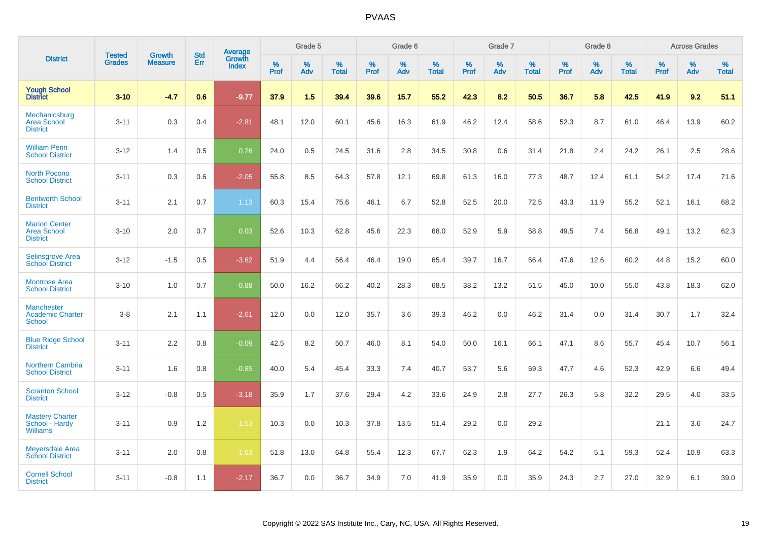# PVAAS

| District | Tested Grades | Growth Measure | Std Err | Average Growth Index | Grade 5 | | | Grade 6 | | | Grade 7 | | | Grade 8 | | | Across Grades | | |
|---|---|---|---|---|---|---|---|---|---|---|---|---|---|---|---|---|---|---|---|
| | | | | | % Prof | % Adv | % Total | % Prof | % Adv | % Total | % Prof | % Adv | % Total | % Prof | % Adv | % Total | % Prof | % Adv | % Total |
| **Yough School District** | **3-10** | **-4.7** | **0.6** | **-9.77** | **37.9** | **1.5** | **39.4** | **39.6** | **15.7** | **55.2** | **42.3** | **8.2** | **50.5** | **36.7** | **5.8** | **42.5** | **41.9** | **9.2** | **51.1** |
| Mechanicsburg Area School District | 3-11 | 0.3 | 0.4 | -2.81 | 48.1 | 12.0 | 60.1 | 45.6 | 16.3 | 61.9 | 46.2 | 12.4 | 58.6 | 52.3 | 8.7 | 61.0 | 46.4 | 13.9 | 60.2 |
| William Penn School District | 3-12 | 1.4 | 0.5 | 0.26 | 24.0 | 0.5 | 24.5 | 31.6 | 2.8 | 34.5 | 30.8 | 0.6 | 31.4 | 21.8 | 2.4 | 24.2 | 26.1 | 2.5 | 28.6 |
| North Pocono School District | 3-11 | 0.3 | 0.6 | -2.05 | 55.8 | 8.5 | 64.3 | 57.8 | 12.1 | 69.8 | 61.3 | 16.0 | 77.3 | 48.7 | 12.4 | 61.1 | 54.2 | 17.4 | 71.6 |
| Bentworth School District | 3-11 | 2.1 | 0.7 | 1.13 | 60.3 | 15.4 | 75.6 | 46.1 | 6.7 | 52.8 | 52.5 | 20.0 | 72.5 | 43.3 | 11.9 | 55.2 | 52.1 | 16.1 | 68.2 |
| Marion Center Area School District | 3-10 | 2.0 | 0.7 | 0.03 | 52.6 | 10.3 | 62.8 | 45.6 | 22.3 | 68.0 | 52.9 | 5.9 | 58.8 | 49.5 | 7.4 | 56.8 | 49.1 | 13.2 | 62.3 |
| Selinsgrove Area School District | 3-12 | -1.5 | 0.5 | -3.62 | 51.9 | 4.4 | 56.4 | 46.4 | 19.0 | 65.4 | 39.7 | 16.7 | 56.4 | 47.6 | 12.6 | 60.2 | 44.8 | 15.2 | 60.0 |
| Montrose Area School District | 3-10 | 1.0 | 0.7 | -0.88 | 50.0 | 16.2 | 66.2 | 40.2 | 28.3 | 68.5 | 38.2 | 13.2 | 51.5 | 45.0 | 10.0 | 55.0 | 43.8 | 18.3 | 62.0 |
| Manchester Academic Charter School | 3-8 | 2.1 | 1.1 | -2.61 | 12.0 | 0.0 | 12.0 | 35.7 | 3.6 | 39.3 | 46.2 | 0.0 | 46.2 | 31.4 | 0.0 | 31.4 | 30.7 | 1.7 | 32.4 |
| Blue Ridge School District | 3-11 | 2.2 | 0.8 | -0.09 | 42.5 | 8.2 | 50.7 | 46.0 | 8.1 | 54.0 | 50.0 | 16.1 | 66.1 | 47.1 | 8.6 | 55.7 | 45.4 | 10.7 | 56.1 |
| Northern Cambria School District | 3-11 | 1.6 | 0.8 | -0.85 | 40.0 | 5.4 | 45.4 | 33.3 | 7.4 | 40.7 | 53.7 | 5.6 | 59.3 | 47.7 | 4.6 | 52.3 | 42.9 | 6.6 | 49.4 |
| Scranton School District | 3-12 | -0.8 | 0.5 | -3.18 | 35.9 | 1.7 | 37.6 | 29.4 | 4.2 | 33.6 | 24.9 | 2.8 | 27.7 | 26.3 | 5.8 | 32.2 | 29.5 | 4.0 | 33.5 |
| Mastery Charter School - Hardy Williams | 3-11 | 0.9 | 1.2 | -1.53 | 10.3 | 0.0 | 10.3 | 37.8 | 13.5 | 51.4 | 29.2 | 0.0 | 29.2 | | | | 21.1 | 3.6 | 24.7 |
| Meyersdale Area School District | 3-11 | 2.0 | 0.8 | -1.63 | 51.8 | 13.0 | 64.8 | 55.4 | 12.3 | 67.7 | 62.3 | 1.9 | 64.2 | 54.2 | 5.1 | 59.3 | 52.4 | 10.9 | 63.3 |
| Cornell School District | 3-11 | -0.8 | 1.1 | -2.17 | 36.7 | 0.0 | 36.7 | 34.9 | 7.0 | 41.9 | 35.9 | 0.0 | 35.9 | 24.3 | 2.7 | 27.0 | 32.9 | 6.1 | 39.0 |

Copyright © 2022 SAS Institute Inc., Cary, NC, USA. All Rights Reserved.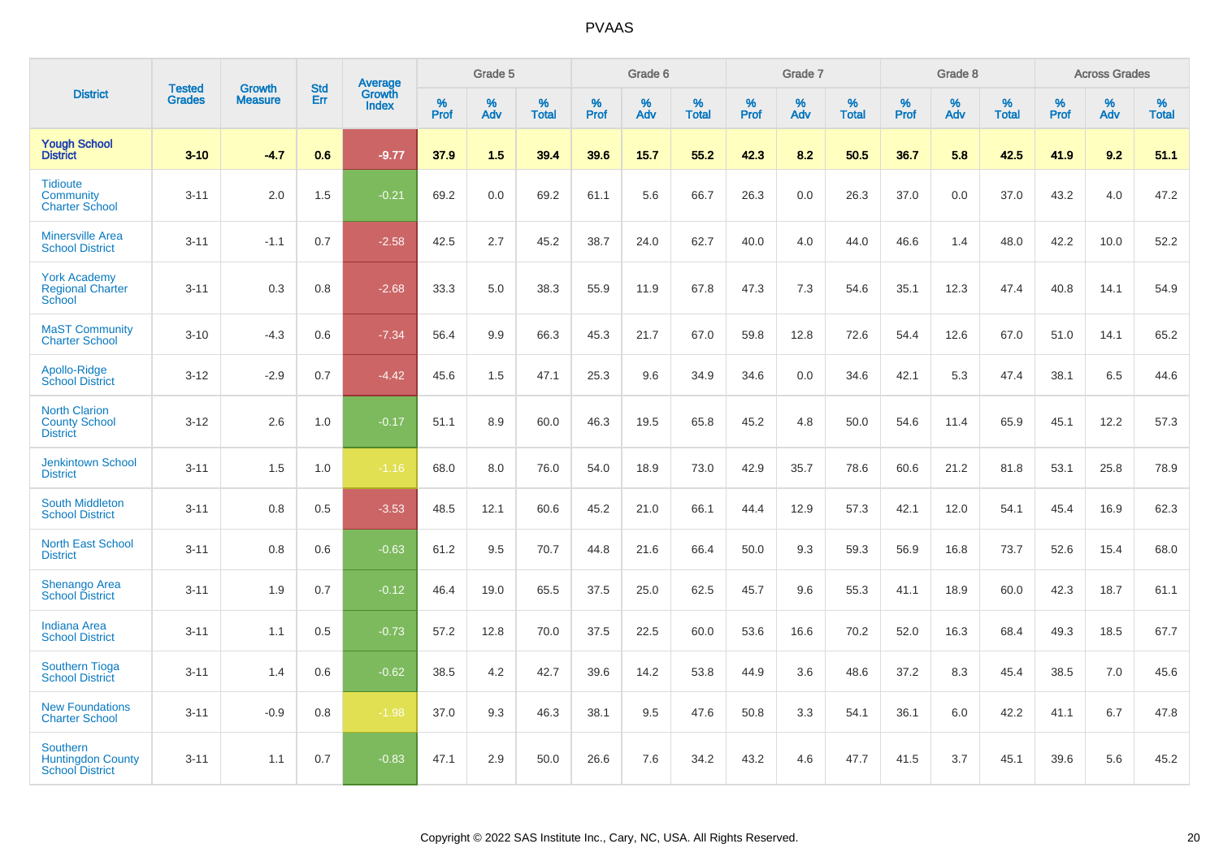| District | Tested Grades | Growth Measure | Std Err | Average Growth Index | Grade 5 | | | Grade 6 | | | Grade 7 | | | Grade 8 | | | Across Grades | | |
|---|---|---|---|---|---|---|---|---|---|---|---|---|---|---|---|---|---|---|---|
| | | | | | % Prof | % Adv | % Total | % Prof | % Adv | % Total | % Prof | % Adv | % Total | % Prof | % Adv | % Total | % Prof | % Adv | % Total |
| **Yough School District** | **3-10** | **-4.7** | **0.6** | **-9.77** | **37.9** | **1.5** | **39.4** | **39.6** | **15.7** | **55.2** | **42.3** | **8.2** | **50.5** | **36.7** | **5.8** | **42.5** | **41.9** | **9.2** | **51.1** |
| Tidioute Community Charter School | 3-11 | 2.0 | 1.5 | -0.21 | 69.2 | 0.0 | 69.2 | 61.1 | 5.6 | 66.7 | 26.3 | 0.0 | 26.3 | 37.0 | 0.0 | 37.0 | 43.2 | 4.0 | 47.2 |
| Minersville Area School District | 3-11 | -1.1 | 0.7 | -2.58 | 42.5 | 2.7 | 45.2 | 38.7 | 24.0 | 62.7 | 40.0 | 4.0 | 44.0 | 46.6 | 1.4 | 48.0 | 42.2 | 10.0 | 52.2 |
| York Academy Regional Charter School | 3-11 | 0.3 | 0.8 | -2.68 | 33.3 | 5.0 | 38.3 | 55.9 | 11.9 | 67.8 | 47.3 | 7.3 | 54.6 | 35.1 | 12.3 | 47.4 | 40.8 | 14.1 | 54.9 |
| MaST Community Charter School | 3-10 | -4.3 | 0.6 | -7.34 | 56.4 | 9.9 | 66.3 | 45.3 | 21.7 | 67.0 | 59.8 | 12.8 | 72.6 | 54.4 | 12.6 | 67.0 | 51.0 | 14.1 | 65.2 |
| Apollo-Ridge School District | 3-12 | -2.9 | 0.7 | -4.42 | 45.6 | 1.5 | 47.1 | 25.3 | 9.6 | 34.9 | 34.6 | 0.0 | 34.6 | 42.1 | 5.3 | 47.4 | 38.1 | 6.5 | 44.6 |
| North Clarion County School District | 3-12 | 2.6 | 1.0 | -0.17 | 51.1 | 8.9 | 60.0 | 46.3 | 19.5 | 65.8 | 45.2 | 4.8 | 50.0 | 54.6 | 11.4 | 65.9 | 45.1 | 12.2 | 57.3 |
| Jenkintown School District | 3-11 | 1.5 | 1.0 | -1.16 | 68.0 | 8.0 | 76.0 | 54.0 | 18.9 | 73.0 | 42.9 | 35.7 | 78.6 | 60.6 | 21.2 | 81.8 | 53.1 | 25.8 | 78.9 |
| South Middleton School District | 3-11 | 0.8 | 0.5 | -3.53 | 48.5 | 12.1 | 60.6 | 45.2 | 21.0 | 66.1 | 44.4 | 12.9 | 57.3 | 42.1 | 12.0 | 54.1 | 45.4 | 16.9 | 62.3 |
| North East School District | 3-11 | 0.8 | 0.6 | -0.63 | 61.2 | 9.5 | 70.7 | 44.8 | 21.6 | 66.4 | 50.0 | 9.3 | 59.3 | 56.9 | 16.8 | 73.7 | 52.6 | 15.4 | 68.0 |
| Shenango Area School District | 3-11 | 1.9 | 0.7 | -0.12 | 46.4 | 19.0 | 65.5 | 37.5 | 25.0 | 62.5 | 45.7 | 9.6 | 55.3 | 41.1 | 18.9 | 60.0 | 42.3 | 18.7 | 61.1 |
| Indiana Area School District | 3-11 | 1.1 | 0.5 | -0.73 | 57.2 | 12.8 | 70.0 | 37.5 | 22.5 | 60.0 | 53.6 | 16.6 | 70.2 | 52.0 | 16.3 | 68.4 | 49.3 | 18.5 | 67.7 |
| Southern Tioga School District | 3-11 | 1.4 | 0.6 | -0.62 | 38.5 | 4.2 | 42.7 | 39.6 | 14.2 | 53.8 | 44.9 | 3.6 | 48.6 | 37.2 | 8.3 | 45.4 | 38.5 | 7.0 | 45.6 |
| New Foundations Charter School | 3-11 | -0.9 | 0.8 | -1.98 | 37.0 | 9.3 | 46.3 | 38.1 | 9.5 | 47.6 | 50.8 | 3.3 | 54.1 | 36.1 | 6.0 | 42.2 | 41.1 | 6.7 | 47.8 |
| Southern Huntingdon County School District | 3-11 | 1.1 | 0.7 | -0.83 | 47.1 | 2.9 | 50.0 | 26.6 | 7.6 | 34.2 | 43.2 | 4.6 | 47.7 | 41.5 | 3.7 | 45.1 | 39.6 | 5.6 | 45.2 |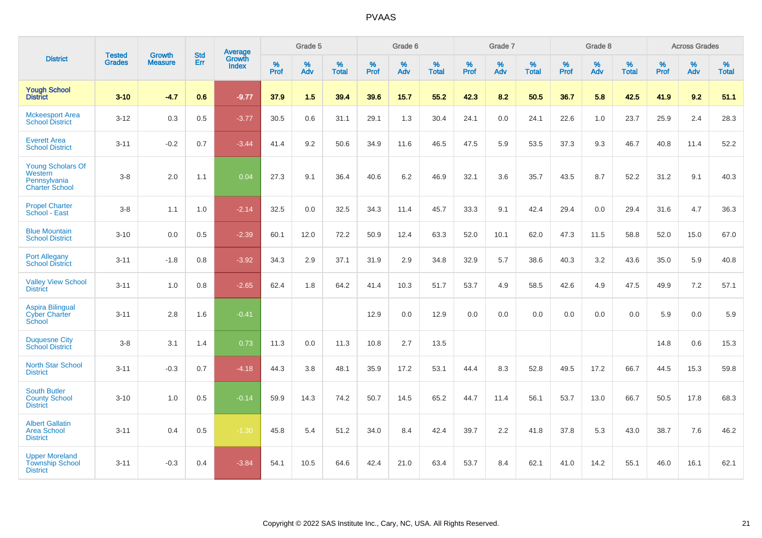# PVAAS

| District | Tested Grades | Growth Measure | Std Err | Average Growth Index | Grade 5 | | | Grade 6 | | | Grade 7 | | | Grade 8 | | | Across Grades | | |
|---|---|---|---|---|---|---|---|---|---|---|---|---|---|---|---|---|---|---|---|
| | | | | | % Prof | % Adv | % Total | % Prof | % Adv | % Total | % Prof | % Adv | % Total | % Prof | % Adv | % Total | % Prof | % Adv | % Total |
| **Yough School District** | **3-10** | **-4.7** | **0.6** | **-9.77** | **37.9** | **1.5** | **39.4** | **39.6** | **15.7** | **55.2** | **42.3** | **8.2** | **50.5** | **36.7** | **5.8** | **42.5** | **41.9** | **9.2** | **51.1** |
| Mckeesport Area School District | 3-12 | 0.3 | 0.5 | -3.77 | 30.5 | 0.6 | 31.1 | 29.1 | 1.3 | 30.4 | 24.1 | 0.0 | 24.1 | 22.6 | 1.0 | 23.7 | 25.9 | 2.4 | 28.3 |
| Everett Area School District | 3-11 | -0.2 | 0.7 | -3.44 | 41.4 | 9.2 | 50.6 | 34.9 | 11.6 | 46.5 | 47.5 | 5.9 | 53.5 | 37.3 | 9.3 | 46.7 | 40.8 | 11.4 | 52.2 |
| Young Scholars Of Western Pennsylvania Charter School | 3-8 | 2.0 | 1.1 | 0.04 | 27.3 | 9.1 | 36.4 | 40.6 | 6.2 | 46.9 | 32.1 | 3.6 | 35.7 | 43.5 | 8.7 | 52.2 | 31.2 | 9.1 | 40.3 |
| Propel Charter School - East | 3-8 | 1.1 | 1.0 | -2.14 | 32.5 | 0.0 | 32.5 | 34.3 | 11.4 | 45.7 | 33.3 | 9.1 | 42.4 | 29.4 | 0.0 | 29.4 | 31.6 | 4.7 | 36.3 |
| Blue Mountain School District | 3-10 | 0.0 | 0.5 | -2.39 | 60.1 | 12.0 | 72.2 | 50.9 | 12.4 | 63.3 | 52.0 | 10.1 | 62.0 | 47.3 | 11.5 | 58.8 | 52.0 | 15.0 | 67.0 |
| Port Allegany School District | 3-11 | -1.8 | 0.8 | -3.92 | 34.3 | 2.9 | 37.1 | 31.9 | 2.9 | 34.8 | 32.9 | 5.7 | 38.6 | 40.3 | 3.2 | 43.6 | 35.0 | 5.9 | 40.8 |
| Valley View School District | 3-11 | 1.0 | 0.8 | -2.65 | 62.4 | 1.8 | 64.2 | 41.4 | 10.3 | 51.7 | 53.7 | 4.9 | 58.5 | 42.6 | 4.9 | 47.5 | 49.9 | 7.2 | 57.1 |
| Aspira Bilingual Cyber Charter School | 3-11 | 2.8 | 1.6 | -0.41 | | | | 12.9 | 0.0 | 12.9 | 0.0 | 0.0 | 0.0 | 0.0 | 0.0 | 0.0 | 5.9 | 0.0 | 5.9 |
| Duquesne City School District | 3-8 | 3.1 | 1.4 | 0.73 | 11.3 | 0.0 | 11.3 | 10.8 | 2.7 | 13.5 | | | | | | | 14.8 | 0.6 | 15.3 |
| North Star School District | 3-11 | -0.3 | 0.7 | -4.18 | 44.3 | 3.8 | 48.1 | 35.9 | 17.2 | 53.1 | 44.4 | 8.3 | 52.8 | 49.5 | 17.2 | 66.7 | 44.5 | 15.3 | 59.8 |
| South Butler County School District | 3-10 | 1.0 | 0.5 | -0.14 | 59.9 | 14.3 | 74.2 | 50.7 | 14.5 | 65.2 | 44.7 | 11.4 | 56.1 | 53.7 | 13.0 | 66.7 | 50.5 | 17.8 | 68.3 |
| Albert Gallatin Area School District | 3-11 | 0.4 | 0.5 | -1.30 | 45.8 | 5.4 | 51.2 | 34.0 | 8.4 | 42.4 | 39.7 | 2.2 | 41.8 | 37.8 | 5.3 | 43.0 | 38.7 | 7.6 | 46.2 |
| Upper Moreland Township School District | 3-11 | -0.3 | 0.4 | -3.84 | 54.1 | 10.5 | 64.6 | 42.4 | 21.0 | 63.4 | 53.7 | 8.4 | 62.1 | 41.0 | 14.2 | 55.1 | 46.0 | 16.1 | 62.1 |

Copyright © 2022 SAS Institute Inc., Cary, NC, USA. All Rights Reserved.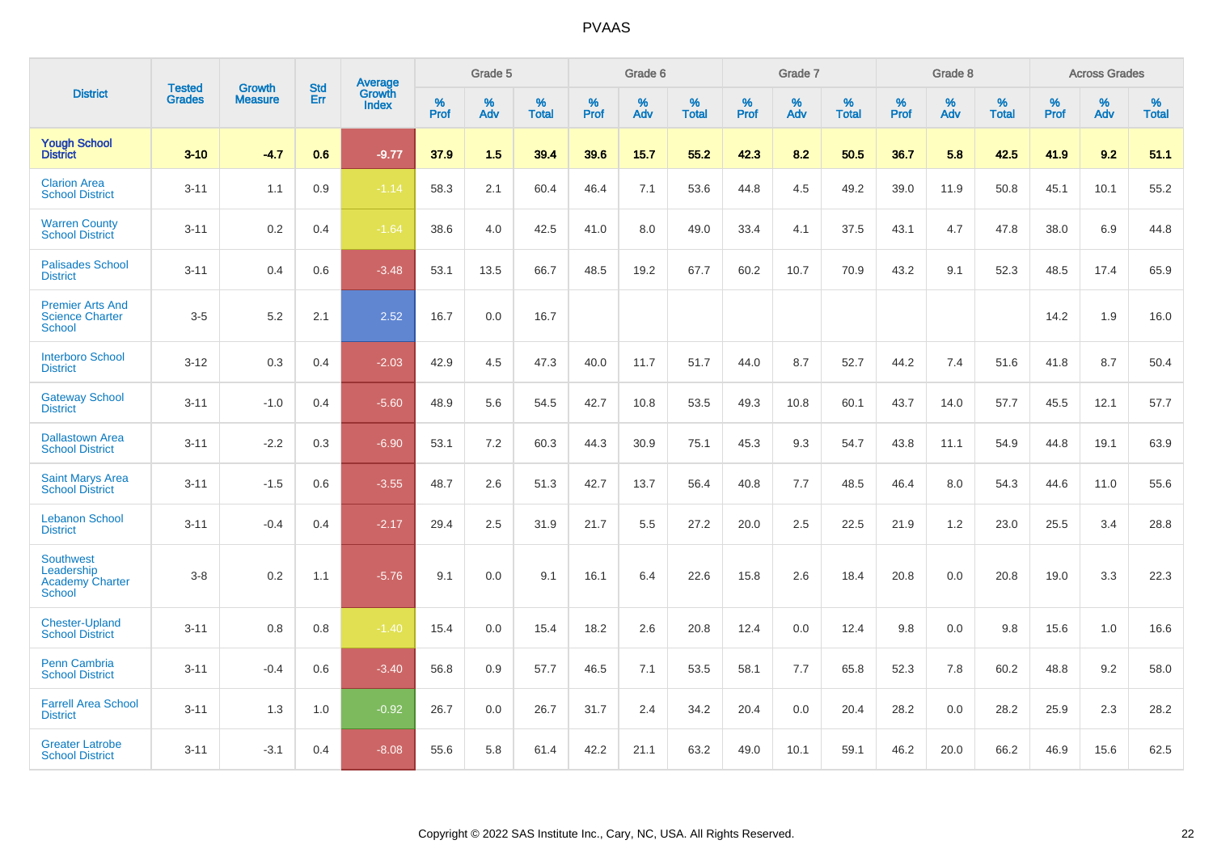# PVAAS

| District | Tested Grades | Growth Measure | Std Err | Average Growth Index | Grade 5 | | | Grade 6 | | | Grade 7 | | | Grade 8 | | | Across Grades | | |
|---|---|---|---|---|---|---|---|---|---|---|---|---|---|---|---|---|---|---|---|
| | | | | | % Prof | % Adv | % Total | % Prof | % Adv | % Total | % Prof | % Adv | % Total | % Prof | % Adv | % Total | % Prof | % Adv | % Total |
| **Yough School District** | **3-10** | **-4.7** | **0.6** | **-9.77** | **37.9** | **1.5** | **39.4** | **39.6** | **15.7** | **55.2** | **42.3** | **8.2** | **50.5** | **36.7** | **5.8** | **42.5** | **41.9** | **9.2** | **51.1** |
| Clarion Area School District | 3-11 | 1.1 | 0.9 | -1.14 | 58.3 | 2.1 | 60.4 | 46.4 | 7.1 | 53.6 | 44.8 | 4.5 | 49.2 | 39.0 | 11.9 | 50.8 | 45.1 | 10.1 | 55.2 |
| Warren County School District | 3-11 | 0.2 | 0.4 | -1.64 | 38.6 | 4.0 | 42.5 | 41.0 | 8.0 | 49.0 | 33.4 | 4.1 | 37.5 | 43.1 | 4.7 | 47.8 | 38.0 | 6.9 | 44.8 |
| Palisades School District | 3-11 | 0.4 | 0.6 | -3.48 | 53.1 | 13.5 | 66.7 | 48.5 | 19.2 | 67.7 | 60.2 | 10.7 | 70.9 | 43.2 | 9.1 | 52.3 | 48.5 | 17.4 | 65.9 |
| Premier Arts And Science Charter School | 3-5 | 5.2 | 2.1 | 2.52 | 16.7 | 0.0 | 16.7 | | | | | | | | | | 14.2 | 1.9 | 16.0 |
| Interboro School District | 3-12 | 0.3 | 0.4 | -2.03 | 42.9 | 4.5 | 47.3 | 40.0 | 11.7 | 51.7 | 44.0 | 8.7 | 52.7 | 44.2 | 7.4 | 51.6 | 41.8 | 8.7 | 50.4 |
| Gateway School District | 3-11 | -1.0 | 0.4 | -5.60 | 48.9 | 5.6 | 54.5 | 42.7 | 10.8 | 53.5 | 49.3 | 10.8 | 60.1 | 43.7 | 14.0 | 57.7 | 45.5 | 12.1 | 57.7 |
| Dallastown Area School District | 3-11 | -2.2 | 0.3 | -6.90 | 53.1 | 7.2 | 60.3 | 44.3 | 30.9 | 75.1 | 45.3 | 9.3 | 54.7 | 43.8 | 11.1 | 54.9 | 44.8 | 19.1 | 63.9 |
| Saint Marys Area School District | 3-11 | -1.5 | 0.6 | -3.55 | 48.7 | 2.6 | 51.3 | 42.7 | 13.7 | 56.4 | 40.8 | 7.7 | 48.5 | 46.4 | 8.0 | 54.3 | 44.6 | 11.0 | 55.6 |
| Lebanon School District | 3-11 | -0.4 | 0.4 | -2.17 | 29.4 | 2.5 | 31.9 | 21.7 | 5.5 | 27.2 | 20.0 | 2.5 | 22.5 | 21.9 | 1.2 | 23.0 | 25.5 | 3.4 | 28.8 |
| Southwest Leadership Academy Charter School | 3-8 | 0.2 | 1.1 | -5.76 | 9.1 | 0.0 | 9.1 | 16.1 | 6.4 | 22.6 | 15.8 | 2.6 | 18.4 | 20.8 | 0.0 | 20.8 | 19.0 | 3.3 | 22.3 |
| Chester-Upland School District | 3-11 | 0.8 | 0.8 | -1.40 | 15.4 | 0.0 | 15.4 | 18.2 | 2.6 | 20.8 | 12.4 | 0.0 | 12.4 | 9.8 | 0.0 | 9.8 | 15.6 | 1.0 | 16.6 |
| Penn Cambria School District | 3-11 | -0.4 | 0.6 | -3.40 | 56.8 | 0.9 | 57.7 | 46.5 | 7.1 | 53.5 | 58.1 | 7.7 | 65.8 | 52.3 | 7.8 | 60.2 | 48.8 | 9.2 | 58.0 |
| Farrell Area School District | 3-11 | 1.3 | 1.0 | -0.92 | 26.7 | 0.0 | 26.7 | 31.7 | 2.4 | 34.2 | 20.4 | 0.0 | 20.4 | 28.2 | 0.0 | 28.2 | 25.9 | 2.3 | 28.2 |
| Greater Latrobe School District | 3-11 | -3.1 | 0.4 | -8.08 | 55.6 | 5.8 | 61.4 | 42.2 | 21.1 | 63.2 | 49.0 | 10.1 | 59.1 | 46.2 | 20.0 | 66.2 | 46.9 | 15.6 | 62.5 |

Copyright © 2022 SAS Institute Inc., Cary, NC, USA. All Rights Reserved.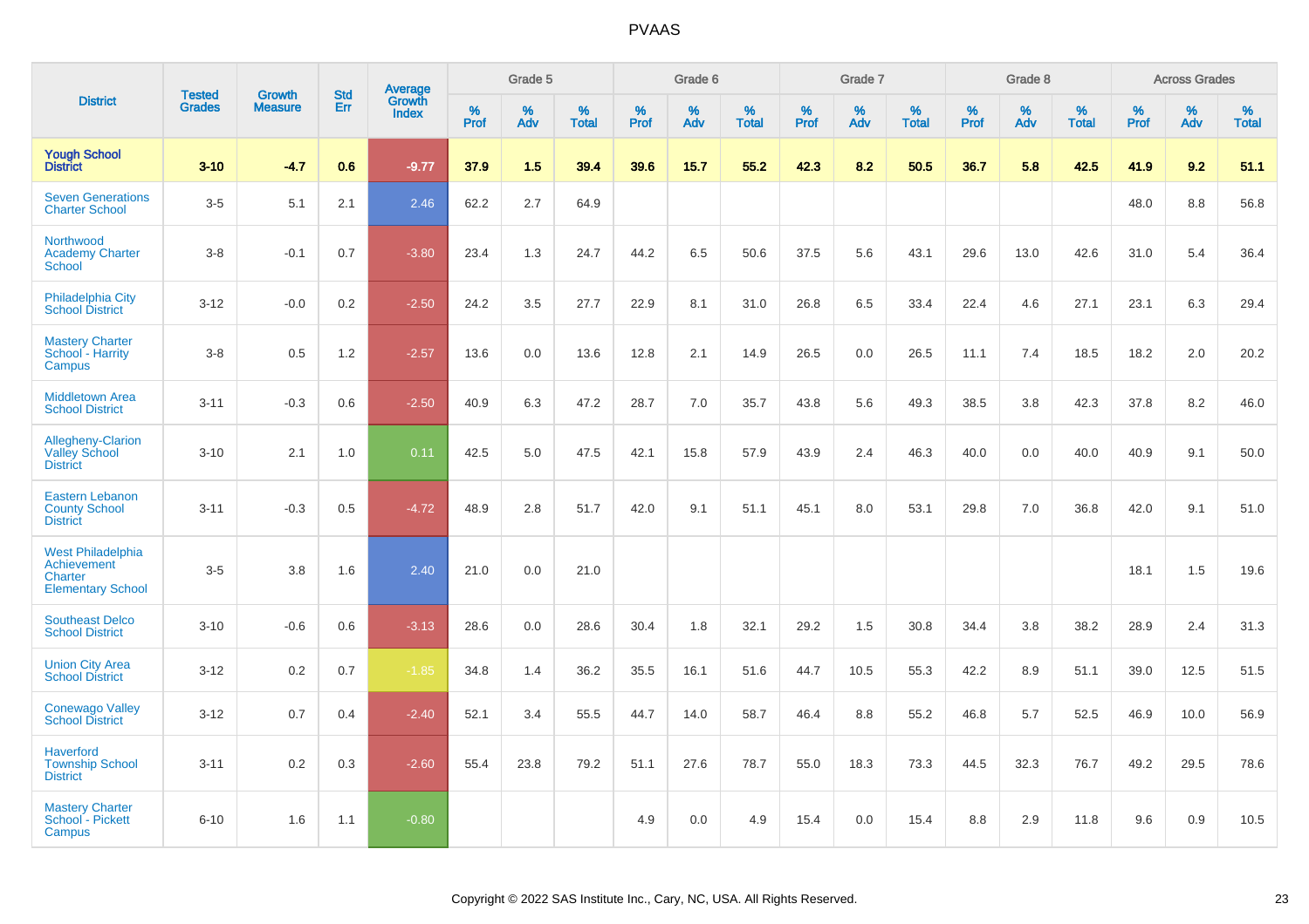| District | Tested Grades | Growth Measure | Std Err | Average Growth Index | Grade 5 | | | Grade 6 | | | Grade 7 | | | Grade 8 | | | Across Grades | | |
|---|---|---|---|---|---|---|---|---|---|---|---|---|---|---|---|---|---|---|---|
| | | | | | % Prof | % Adv | % Total | % Prof | % Adv | % Total | % Prof | % Adv | % Total | % Prof | % Adv | % Total | % Prof | % Adv | % Total |
| **Yough School District** | **3-10** | **-4.7** | **0.6** | **-9.77** | **37.9** | **1.5** | **39.4** | **39.6** | **15.7** | **55.2** | **42.3** | **8.2** | **50.5** | **36.7** | **5.8** | **42.5** | **41.9** | **9.2** | **51.1** |
| Seven Generations Charter School | 3-5 | 5.1 | 2.1 | 2.46 | 62.2 | 2.7 | 64.9 | | | | | | | | | | 48.0 | 8.8 | 56.8 |
| Northwood Academy Charter School | 3-8 | -0.1 | 0.7 | -3.80 | 23.4 | 1.3 | 24.7 | 44.2 | 6.5 | 50.6 | 37.5 | 5.6 | 43.1 | 29.6 | 13.0 | 42.6 | 31.0 | 5.4 | 36.4 |
| Philadelphia City School District | 3-12 | -0.0 | 0.2 | -2.50 | 24.2 | 3.5 | 27.7 | 22.9 | 8.1 | 31.0 | 26.8 | 6.5 | 33.4 | 22.4 | 4.6 | 27.1 | 23.1 | 6.3 | 29.4 |
| Mastery Charter School - Harrity Campus | 3-8 | 0.5 | 1.2 | -2.57 | 13.6 | 0.0 | 13.6 | 12.8 | 2.1 | 14.9 | 26.5 | 0.0 | 26.5 | 11.1 | 7.4 | 18.5 | 18.2 | 2.0 | 20.2 |
| Middletown Area School District | 3-11 | -0.3 | 0.6 | -2.50 | 40.9 | 6.3 | 47.2 | 28.7 | 7.0 | 35.7 | 43.8 | 5.6 | 49.3 | 38.5 | 3.8 | 42.3 | 37.8 | 8.2 | 46.0 |
| Allegheny-Clarion Valley School District | 3-10 | 2.1 | 1.0 | 0.11 | 42.5 | 5.0 | 47.5 | 42.1 | 15.8 | 57.9 | 43.9 | 2.4 | 46.3 | 40.0 | 0.0 | 40.0 | 40.9 | 9.1 | 50.0 |
| Eastern Lebanon County School District | 3-11 | -0.3 | 0.5 | -4.72 | 48.9 | 2.8 | 51.7 | 42.0 | 9.1 | 51.1 | 45.1 | 8.0 | 53.1 | 29.8 | 7.0 | 36.8 | 42.0 | 9.1 | 51.0 |
| West Philadelphia Achievement Charter Elementary School | 3-5 | 3.8 | 1.6 | 2.40 | 21.0 | 0.0 | 21.0 | | | | | | | | | | 18.1 | 1.5 | 19.6 |
| Southeast Delco School District | 3-10 | -0.6 | 0.6 | -3.13 | 28.6 | 0.0 | 28.6 | 30.4 | 1.8 | 32.1 | 29.2 | 1.5 | 30.8 | 34.4 | 3.8 | 38.2 | 28.9 | 2.4 | 31.3 |
| Union City Area School District | 3-12 | 0.2 | 0.7 | -1.85 | 34.8 | 1.4 | 36.2 | 35.5 | 16.1 | 51.6 | 44.7 | 10.5 | 55.3 | 42.2 | 8.9 | 51.1 | 39.0 | 12.5 | 51.5 |
| Conewago Valley School District | 3-12 | 0.7 | 0.4 | -2.40 | 52.1 | 3.4 | 55.5 | 44.7 | 14.0 | 58.7 | 46.4 | 8.8 | 55.2 | 46.8 | 5.7 | 52.5 | 46.9 | 10.0 | 56.9 |
| Haverford Township School District | 3-11 | 0.2 | 0.3 | -2.60 | 55.4 | 23.8 | 79.2 | 51.1 | 27.6 | 78.7 | 55.0 | 18.3 | 73.3 | 44.5 | 32.3 | 76.7 | 49.2 | 29.5 | 78.6 |
| Mastery Charter School - Pickett Campus | 6-10 | 1.6 | 1.1 | -0.80 | | | | 4.9 | 0.0 | 4.9 | 15.4 | 0.0 | 15.4 | 8.8 | 2.9 | 11.8 | 9.6 | 0.9 | 10.5 |

Copyright © 2022 SAS Institute Inc., Cary, NC, USA. All Rights Reserved.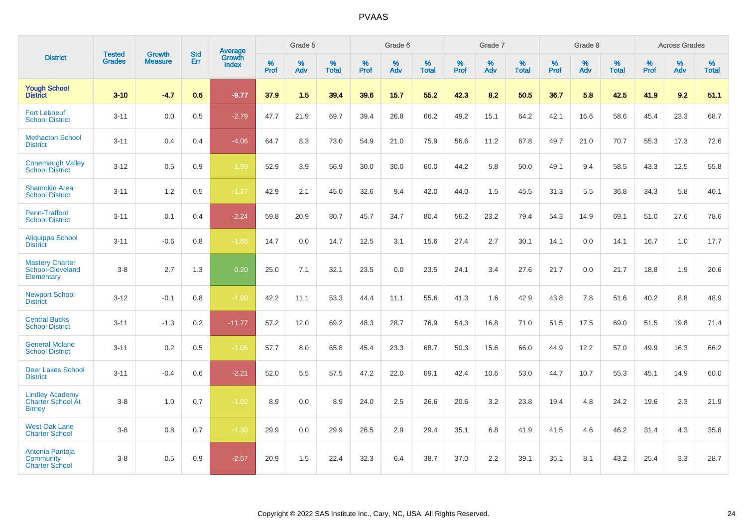# PVAAS

| District | Tested Grades | Growth Measure | Std Err | Average Growth Index | Grade 5 | | | Grade 6 | | | Grade 7 | | | Grade 8 | | | Across Grades | | |
|---|---|---|---|---|---|---|---|---|---|---|---|---|---|---|---|---|---|---|---|
| | | | | | % Prof | % Adv | % Total | % Prof | % Adv | % Total | % Prof | % Adv | % Total | % Prof | % Adv | % Total | % Prof | % Adv | % Total |
| **Yough School District** | **3-10** | **-4.7** | **0.6** | **-9.77** | **37.9** | **1.5** | **39.4** | **39.6** | **15.7** | **55.2** | **42.3** | **8.2** | **50.5** | **36.7** | **5.8** | **42.5** | **41.9** | **9.2** | **51.1** |
| Fort Leboeuf School District | 3-11 | 0.0 | 0.5 | -2.79 | 47.7 | 21.9 | 69.7 | 39.4 | 26.8 | 66.2 | 49.2 | 15.1 | 64.2 | 42.1 | 16.6 | 58.6 | 45.4 | 23.3 | 68.7 |
| Methacton School District | 3-11 | 0.4 | 0.4 | -4.06 | 64.7 | 8.3 | 73.0 | 54.9 | 21.0 | 75.9 | 56.6 | 11.2 | 67.8 | 49.7 | 21.0 | 70.7 | 55.3 | 17.3 | 72.6 |
| Conemaugh Valley School District | 3-12 | 0.5 | 0.9 | -1.99 | 52.9 | 3.9 | 56.9 | 30.0 | 30.0 | 60.0 | 44.2 | 5.8 | 50.0 | 49.1 | 9.4 | 58.5 | 43.3 | 12.5 | 55.8 |
| Shamokin Area School District | 3-11 | 1.2 | 0.5 | -1.27 | 42.9 | 2.1 | 45.0 | 32.6 | 9.4 | 42.0 | 44.0 | 1.5 | 45.5 | 31.3 | 5.5 | 36.8 | 34.3 | 5.8 | 40.1 |
| Penn-Trafford School District | 3-11 | 0.1 | 0.4 | -2.24 | 59.8 | 20.9 | 80.7 | 45.7 | 34.7 | 80.4 | 56.2 | 23.2 | 79.4 | 54.3 | 14.9 | 69.1 | 51.0 | 27.6 | 78.6 |
| Aliquippa School District | 3-11 | -0.6 | 0.8 | -1.85 | 14.7 | 0.0 | 14.7 | 12.5 | 3.1 | 15.6 | 27.4 | 2.7 | 30.1 | 14.1 | 0.0 | 14.1 | 16.7 | 1.0 | 17.7 |
| Mastery Charter School-Cleveland Elementary | 3-8 | 2.7 | 1.3 | 0.20 | 25.0 | 7.1 | 32.1 | 23.5 | 0.0 | 23.5 | 24.1 | 3.4 | 27.6 | 21.7 | 0.0 | 21.7 | 18.8 | 1.9 | 20.6 |
| Newport School District | 3-12 | -0.1 | 0.8 | -1.60 | 42.2 | 11.1 | 53.3 | 44.4 | 11.1 | 55.6 | 41.3 | 1.6 | 42.9 | 43.8 | 7.8 | 51.6 | 40.2 | 8.8 | 48.9 |
| Central Bucks School District | 3-11 | -1.3 | 0.2 | -11.77 | 57.2 | 12.0 | 69.2 | 48.3 | 28.7 | 76.9 | 54.3 | 16.8 | 71.0 | 51.5 | 17.5 | 69.0 | 51.5 | 19.8 | 71.4 |
| General Mclane School District | 3-11 | 0.2 | 0.5 | -1.05 | 57.7 | 8.0 | 65.8 | 45.4 | 23.3 | 68.7 | 50.3 | 15.6 | 66.0 | 44.9 | 12.2 | 57.0 | 49.9 | 16.3 | 66.2 |
| Deer Lakes School District | 3-11 | -0.4 | 0.6 | -2.21 | 52.0 | 5.5 | 57.5 | 47.2 | 22.0 | 69.1 | 42.4 | 10.6 | 53.0 | 44.7 | 10.7 | 55.3 | 45.1 | 14.9 | 60.0 |
| Lindley Academy Charter School At Birney | 3-8 | 1.0 | 0.7 | -1.02 | 8.9 | 0.0 | 8.9 | 24.0 | 2.5 | 26.6 | 20.6 | 3.2 | 23.8 | 19.4 | 4.8 | 24.2 | 19.6 | 2.3 | 21.9 |
| West Oak Lane Charter School | 3-8 | 0.8 | 0.7 | -1.30 | 29.9 | 0.0 | 29.9 | 26.5 | 2.9 | 29.4 | 35.1 | 6.8 | 41.9 | 41.5 | 4.6 | 46.2 | 31.4 | 4.3 | 35.8 |
| Antonia Pantoja Community Charter School | 3-8 | 0.5 | 0.9 | -2.57 | 20.9 | 1.5 | 22.4 | 32.3 | 6.4 | 38.7 | 37.0 | 2.2 | 39.1 | 35.1 | 8.1 | 43.2 | 25.4 | 3.3 | 28.7 |

Copyright © 2022 SAS Institute Inc., Cary, NC, USA. All Rights Reserved.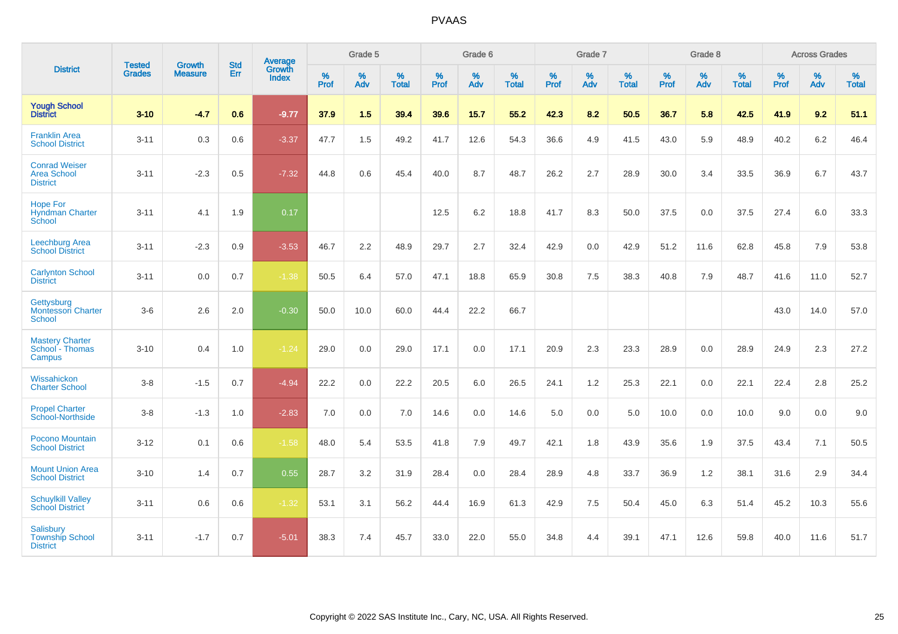# PVAAS

| District | Tested Grades | Growth Measure | Std Err | Average Growth Index | Grade 5 | | | Grade 6 | | | Grade 7 | | | Grade 8 | | | Across Grades | | |
|---|---|---|---|---|---|---|---|---|---|---|---|---|---|---|---|---|---|---|---|
| | | | | | % Prof | % Adv | % Total | % Prof | % Adv | % Total | % Prof | % Adv | % Total | % Prof | % Adv | % Total | % Prof | % Adv | % Total |
| **Yough School District** | **3-10** | **-4.7** | **0.6** | **-9.77** | **37.9** | **1.5** | **39.4** | **39.6** | **15.7** | **55.2** | **42.3** | **8.2** | **50.5** | **36.7** | **5.8** | **42.5** | **41.9** | **9.2** | **51.1** |
| Franklin Area School District | 3-11 | 0.3 | 0.6 | -3.37 | 47.7 | 1.5 | 49.2 | 41.7 | 12.6 | 54.3 | 36.6 | 4.9 | 41.5 | 43.0 | 5.9 | 48.9 | 40.2 | 6.2 | 46.4 |
| Conrad Weiser Area School District | 3-11 | -2.3 | 0.5 | -7.32 | 44.8 | 0.6 | 45.4 | 40.0 | 8.7 | 48.7 | 26.2 | 2.7 | 28.9 | 30.0 | 3.4 | 33.5 | 36.9 | 6.7 | 43.7 |
| Hope For Hyndman Charter School | 3-11 | 4.1 | 1.9 | 0.17 | | | | 12.5 | 6.2 | 18.8 | 41.7 | 8.3 | 50.0 | 37.5 | 0.0 | 37.5 | 27.4 | 6.0 | 33.3 |
| Leechburg Area School District | 3-11 | -2.3 | 0.9 | -3.53 | 46.7 | 2.2 | 48.9 | 29.7 | 2.7 | 32.4 | 42.9 | 0.0 | 42.9 | 51.2 | 11.6 | 62.8 | 45.8 | 7.9 | 53.8 |
| Carlynton School District | 3-11 | 0.0 | 0.7 | -1.38 | 50.5 | 6.4 | 57.0 | 47.1 | 18.8 | 65.9 | 30.8 | 7.5 | 38.3 | 40.8 | 7.9 | 48.7 | 41.6 | 11.0 | 52.7 |
| Gettysburg Montessori Charter School | 3-6 | 2.6 | 2.0 | -0.30 | 50.0 | 10.0 | 60.0 | 44.4 | 22.2 | 66.7 | | | | | | | 43.0 | 14.0 | 57.0 |
| Mastery Charter School - Thomas Campus | 3-10 | 0.4 | 1.0 | -1.24 | 29.0 | 0.0 | 29.0 | 17.1 | 0.0 | 17.1 | 20.9 | 2.3 | 23.3 | 28.9 | 0.0 | 28.9 | 24.9 | 2.3 | 27.2 |
| Wissahickon Charter School | 3-8 | -1.5 | 0.7 | -4.94 | 22.2 | 0.0 | 22.2 | 20.5 | 6.0 | 26.5 | 24.1 | 1.2 | 25.3 | 22.1 | 0.0 | 22.1 | 22.4 | 2.8 | 25.2 |
| Propel Charter School-Northside | 3-8 | -1.3 | 1.0 | -2.83 | 7.0 | 0.0 | 7.0 | 14.6 | 0.0 | 14.6 | 5.0 | 0.0 | 5.0 | 10.0 | 0.0 | 10.0 | 9.0 | 0.0 | 9.0 |
| Pocono Mountain School District | 3-12 | 0.1 | 0.6 | -1.58 | 48.0 | 5.4 | 53.5 | 41.8 | 7.9 | 49.7 | 42.1 | 1.8 | 43.9 | 35.6 | 1.9 | 37.5 | 43.4 | 7.1 | 50.5 |
| Mount Union Area School District | 3-10 | 1.4 | 0.7 | 0.55 | 28.7 | 3.2 | 31.9 | 28.4 | 0.0 | 28.4 | 28.9 | 4.8 | 33.7 | 36.9 | 1.2 | 38.1 | 31.6 | 2.9 | 34.4 |
| Schuylkill Valley School District | 3-11 | 0.6 | 0.6 | -1.32 | 53.1 | 3.1 | 56.2 | 44.4 | 16.9 | 61.3 | 42.9 | 7.5 | 50.4 | 45.0 | 6.3 | 51.4 | 45.2 | 10.3 | 55.6 |
| Salisbury Township School District | 3-11 | -1.7 | 0.7 | -5.01 | 38.3 | 7.4 | 45.7 | 33.0 | 22.0 | 55.0 | 34.8 | 4.4 | 39.1 | 47.1 | 12.6 | 59.8 | 40.0 | 11.6 | 51.7 |

Copyright © 2022 SAS Institute Inc., Cary, NC, USA. All Rights Reserved.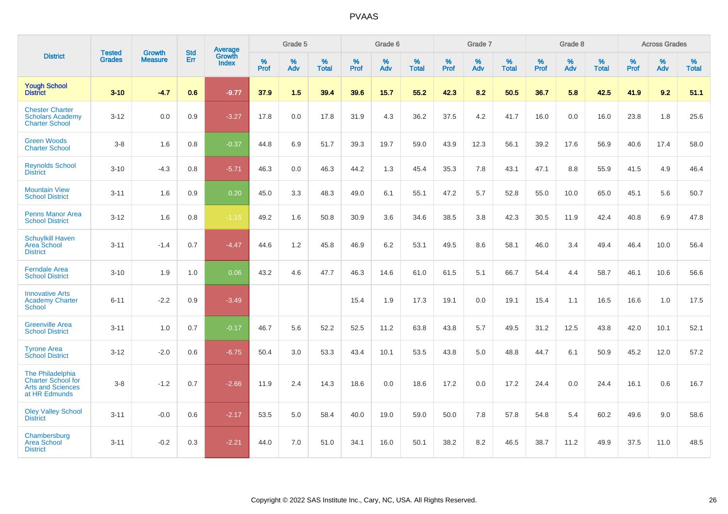# PVAAS

| District | Tested Grades | Growth Measure | Std Err | Average Growth Index | Grade 5 | | | Grade 6 | | | Grade 7 | | | Grade 8 | | | Across Grades | | |
|---|---|---|---|---|---|---|---|---|---|---|---|---|---|---|---|---|---|---|---|
| | | | | | % Prof | % Adv | % Total | % Prof | % Adv | % Total | % Prof | % Adv | % Total | % Prof | % Adv | % Total | % Prof | % Adv | % Total |
| **Yough School District** | **3-10** | **-4.7** | **0.6** | **-9.77** | **37.9** | **1.5** | **39.4** | **39.6** | **15.7** | **55.2** | **42.3** | **8.2** | **50.5** | **36.7** | **5.8** | **42.5** | **41.9** | **9.2** | **51.1** |
| Chester Charter Scholars Academy Charter School | 3-12 | 0.0 | 0.9 | -3.27 | 17.8 | 0.0 | 17.8 | 31.9 | 4.3 | 36.2 | 37.5 | 4.2 | 41.7 | 16.0 | 0.0 | 16.0 | 23.8 | 1.8 | 25.6 |
| Green Woods Charter School | 3-8 | 1.6 | 0.8 | -0.37 | 44.8 | 6.9 | 51.7 | 39.3 | 19.7 | 59.0 | 43.9 | 12.3 | 56.1 | 39.2 | 17.6 | 56.9 | 40.6 | 17.4 | 58.0 |
| Reynolds School District | 3-10 | -4.3 | 0.8 | -5.71 | 46.3 | 0.0 | 46.3 | 44.2 | 1.3 | 45.4 | 35.3 | 7.8 | 43.1 | 47.1 | 8.8 | 55.9 | 41.5 | 4.9 | 46.4 |
| Mountain View School District | 3-11 | 1.6 | 0.9 | 0.20 | 45.0 | 3.3 | 48.3 | 49.0 | 6.1 | 55.1 | 47.2 | 5.7 | 52.8 | 55.0 | 10.0 | 65.0 | 45.1 | 5.6 | 50.7 |
| Penns Manor Area School District | 3-12 | 1.6 | 0.8 | -1.15 | 49.2 | 1.6 | 50.8 | 30.9 | 3.6 | 34.6 | 38.5 | 3.8 | 42.3 | 30.5 | 11.9 | 42.4 | 40.8 | 6.9 | 47.8 |
| Schuylkill Haven Area School District | 3-11 | -1.4 | 0.7 | -4.47 | 44.6 | 1.2 | 45.8 | 46.9 | 6.2 | 53.1 | 49.5 | 8.6 | 58.1 | 46.0 | 3.4 | 49.4 | 46.4 | 10.0 | 56.4 |
| Ferndale Area School District | 3-10 | 1.9 | 1.0 | 0.06 | 43.2 | 4.6 | 47.7 | 46.3 | 14.6 | 61.0 | 61.5 | 5.1 | 66.7 | 54.4 | 4.4 | 58.7 | 46.1 | 10.6 | 56.6 |
| Innovative Arts Academy Charter School | 6-11 | -2.2 | 0.9 | -3.49 | | | | 15.4 | 1.9 | 17.3 | 19.1 | 0.0 | 19.1 | 15.4 | 1.1 | 16.5 | 16.6 | 1.0 | 17.5 |
| Greenville Area School District | 3-11 | 1.0 | 0.7 | -0.17 | 46.7 | 5.6 | 52.2 | 52.5 | 11.2 | 63.8 | 43.8 | 5.7 | 49.5 | 31.2 | 12.5 | 43.8 | 42.0 | 10.1 | 52.1 |
| Tyrone Area School District | 3-12 | -2.0 | 0.6 | -6.75 | 50.4 | 3.0 | 53.3 | 43.4 | 10.1 | 53.5 | 43.8 | 5.0 | 48.8 | 44.7 | 6.1 | 50.9 | 45.2 | 12.0 | 57.2 |
| The Philadelphia Charter School for Arts and Sciences at HR Edmunds | 3-8 | -1.2 | 0.7 | -2.66 | 11.9 | 2.4 | 14.3 | 18.6 | 0.0 | 18.6 | 17.2 | 0.0 | 17.2 | 24.4 | 0.0 | 24.4 | 16.1 | 0.6 | 16.7 |
| Oley Valley School District | 3-11 | -0.0 | 0.6 | -2.17 | 53.5 | 5.0 | 58.4 | 40.0 | 19.0 | 59.0 | 50.0 | 7.8 | 57.8 | 54.8 | 5.4 | 60.2 | 49.6 | 9.0 | 58.6 |
| Chambersburg Area School District | 3-11 | -0.2 | 0.3 | -2.21 | 44.0 | 7.0 | 51.0 | 34.1 | 16.0 | 50.1 | 38.2 | 8.2 | 46.5 | 38.7 | 11.2 | 49.9 | 37.5 | 11.0 | 48.5 |

Copyright © 2022 SAS Institute Inc., Cary, NC, USA. All Rights Reserved.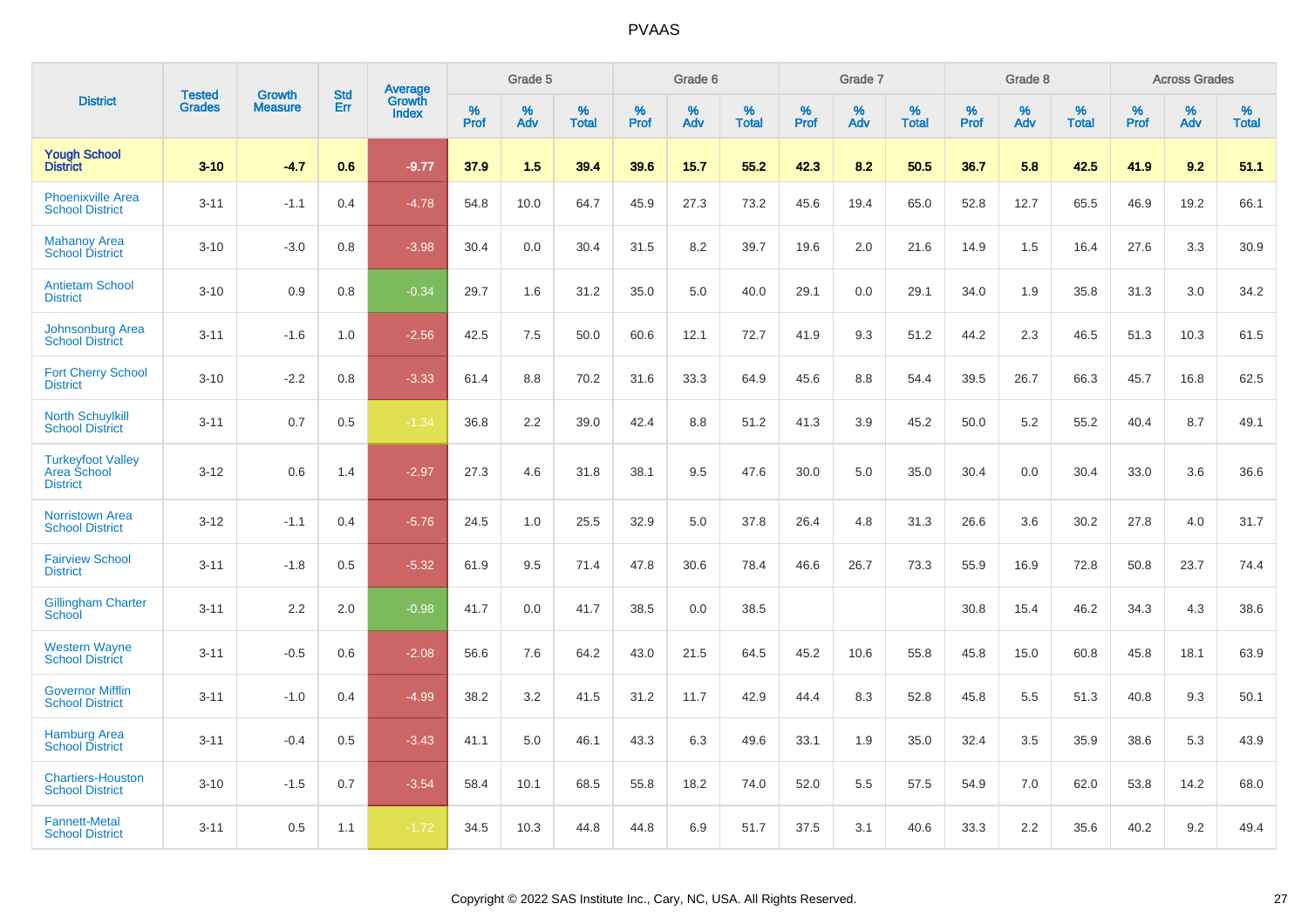| District | Tested Grades | Growth Measure | Std Err | Average Growth Index | Grade 5 | | | Grade 6 | | | Grade 7 | | | Grade 8 | | | Across Grades | | |
|---|---|---|---|---|---|---|---|---|---|---|---|---|---|---|---|---|---|---|---|
| | | | | | % Prof | % Adv | % Total | % Prof | % Adv | % Total | % Prof | % Adv | % Total | % Prof | % Adv | % Total | % Prof | % Adv | % Total |
| **Yough School District** | **3-10** | **-4.7** | **0.6** | **-9.77** | **37.9** | **1.5** | **39.4** | **39.6** | **15.7** | **55.2** | **42.3** | **8.2** | **50.5** | **36.7** | **5.8** | **42.5** | **41.9** | **9.2** | **51.1** |
| Phoenixville Area School District | 3-11 | -1.1 | 0.4 | -4.78 | 54.8 | 10.0 | 64.7 | 45.9 | 27.3 | 73.2 | 45.6 | 19.4 | 65.0 | 52.8 | 12.7 | 65.5 | 46.9 | 19.2 | 66.1 |
| Mahanoy Area School District | 3-10 | -3.0 | 0.8 | -3.98 | 30.4 | 0.0 | 30.4 | 31.5 | 8.2 | 39.7 | 19.6 | 2.0 | 21.6 | 14.9 | 1.5 | 16.4 | 27.6 | 3.3 | 30.9 |
| Antietam School District | 3-10 | 0.9 | 0.8 | -0.34 | 29.7 | 1.6 | 31.2 | 35.0 | 5.0 | 40.0 | 29.1 | 0.0 | 29.1 | 34.0 | 1.9 | 35.8 | 31.3 | 3.0 | 34.2 |
| Johnsonburg Area School District | 3-11 | -1.6 | 1.0 | -2.56 | 42.5 | 7.5 | 50.0 | 60.6 | 12.1 | 72.7 | 41.9 | 9.3 | 51.2 | 44.2 | 2.3 | 46.5 | 51.3 | 10.3 | 61.5 |
| Fort Cherry School District | 3-10 | -2.2 | 0.8 | -3.33 | 61.4 | 8.8 | 70.2 | 31.6 | 33.3 | 64.9 | 45.6 | 8.8 | 54.4 | 39.5 | 26.7 | 66.3 | 45.7 | 16.8 | 62.5 |
| North Schuylkill School District | 3-11 | 0.7 | 0.5 | -1.34 | 36.8 | 2.2 | 39.0 | 42.4 | 8.8 | 51.2 | 41.3 | 3.9 | 45.2 | 50.0 | 5.2 | 55.2 | 40.4 | 8.7 | 49.1 |
| Turkeyfoot Valley Area School District | 3-12 | 0.6 | 1.4 | -2.97 | 27.3 | 4.6 | 31.8 | 38.1 | 9.5 | 47.6 | 30.0 | 5.0 | 35.0 | 30.4 | 0.0 | 30.4 | 33.0 | 3.6 | 36.6 |
| Norristown Area School District | 3-12 | -1.1 | 0.4 | -5.76 | 24.5 | 1.0 | 25.5 | 32.9 | 5.0 | 37.8 | 26.4 | 4.8 | 31.3 | 26.6 | 3.6 | 30.2 | 27.8 | 4.0 | 31.7 |
| Fairview School District | 3-11 | -1.8 | 0.5 | -5.32 | 61.9 | 9.5 | 71.4 | 47.8 | 30.6 | 78.4 | 46.6 | 26.7 | 73.3 | 55.9 | 16.9 | 72.8 | 50.8 | 23.7 | 74.4 |
| Gillingham Charter School | 3-11 | 2.2 | 2.0 | -0.98 | 41.7 | 0.0 | 41.7 | 38.5 | 0.0 | 38.5 | | | | 30.8 | 15.4 | 46.2 | 34.3 | 4.3 | 38.6 |
| Western Wayne School District | 3-11 | -0.5 | 0.6 | -2.08 | 56.6 | 7.6 | 64.2 | 43.0 | 21.5 | 64.5 | 45.2 | 10.6 | 55.8 | 45.8 | 15.0 | 60.8 | 45.8 | 18.1 | 63.9 |
| Governor Mifflin School District | 3-11 | -1.0 | 0.4 | -4.99 | 38.2 | 3.2 | 41.5 | 31.2 | 11.7 | 42.9 | 44.4 | 8.3 | 52.8 | 45.8 | 5.5 | 51.3 | 40.8 | 9.3 | 50.1 |
| Hamburg Area School District | 3-11 | -0.4 | 0.5 | -3.43 | 41.1 | 5.0 | 46.1 | 43.3 | 6.3 | 49.6 | 33.1 | 1.9 | 35.0 | 32.4 | 3.5 | 35.9 | 38.6 | 5.3 | 43.9 |
| Chartiers-Houston School District | 3-10 | -1.5 | 0.7 | -3.54 | 58.4 | 10.1 | 68.5 | 55.8 | 18.2 | 74.0 | 52.0 | 5.5 | 57.5 | 54.9 | 7.0 | 62.0 | 53.8 | 14.2 | 68.0 |
| Fannett-Metal School District | 3-11 | 0.5 | 1.1 | -1.72 | 34.5 | 10.3 | 44.8 | 44.8 | 6.9 | 51.7 | 37.5 | 3.1 | 40.6 | 33.3 | 2.2 | 35.6 | 40.2 | 9.2 | 49.4 |

Copyright © 2022 SAS Institute Inc., Cary, NC, USA. All Rights Reserved.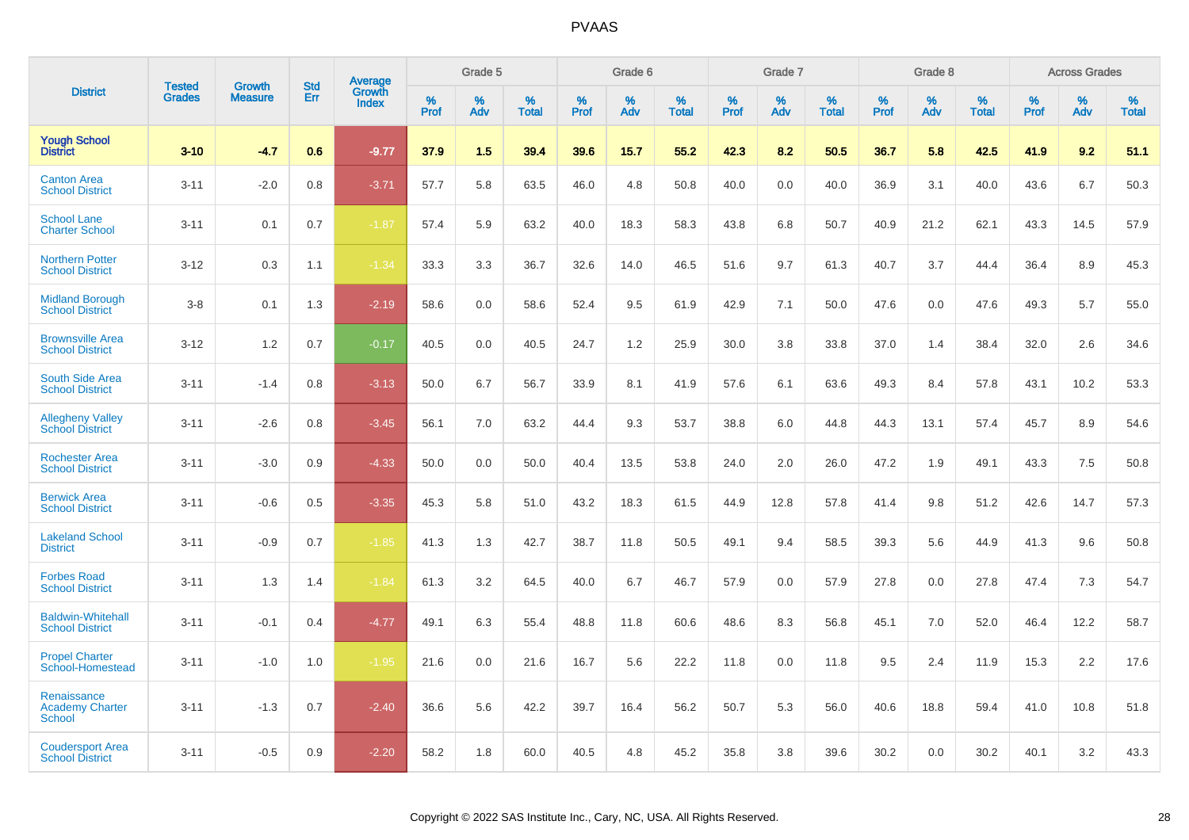# PVAAS

| District | Tested Grades | Growth Measure | Std Err | Average Growth Index | Grade 5 | | | Grade 6 | | | Grade 7 | | | Grade 8 | | | Across Grades | | |
|---|---|---|---|---|---|---|---|---|---|---|---|---|---|---|---|---|---|---|---|
| | | | | | % Prof | % Adv | % Total | % Prof | % Adv | % Total | % Prof | % Adv | % Total | % Prof | % Adv | % Total | % Prof | % Adv | % Total |
| **Yough School District** | **3-10** | **-4.7** | **0.6** | **-9.77** | **37.9** | **1.5** | **39.4** | **39.6** | **15.7** | **55.2** | **42.3** | **8.2** | **50.5** | **36.7** | **5.8** | **42.5** | **41.9** | **9.2** | **51.1** |
| Canton Area School District | 3-11 | -2.0 | 0.8 | -3.71 | 57.7 | 5.8 | 63.5 | 46.0 | 4.8 | 50.8 | 40.0 | 0.0 | 40.0 | 36.9 | 3.1 | 40.0 | 43.6 | 6.7 | 50.3 |
| School Lane Charter School | 3-11 | 0.1 | 0.7 | -1.87 | 57.4 | 5.9 | 63.2 | 40.0 | 18.3 | 58.3 | 43.8 | 6.8 | 50.7 | 40.9 | 21.2 | 62.1 | 43.3 | 14.5 | 57.9 |
| Northern Potter School District | 3-12 | 0.3 | 1.1 | -1.34 | 33.3 | 3.3 | 36.7 | 32.6 | 14.0 | 46.5 | 51.6 | 9.7 | 61.3 | 40.7 | 3.7 | 44.4 | 36.4 | 8.9 | 45.3 |
| Midland Borough School District | 3-8 | 0.1 | 1.3 | -2.19 | 58.6 | 0.0 | 58.6 | 52.4 | 9.5 | 61.9 | 42.9 | 7.1 | 50.0 | 47.6 | 0.0 | 47.6 | 49.3 | 5.7 | 55.0 |
| Brownsville Area School District | 3-12 | 1.2 | 0.7 | -0.17 | 40.5 | 0.0 | 40.5 | 24.7 | 1.2 | 25.9 | 30.0 | 3.8 | 33.8 | 37.0 | 1.4 | 38.4 | 32.0 | 2.6 | 34.6 |
| South Side Area School District | 3-11 | -1.4 | 0.8 | -3.13 | 50.0 | 6.7 | 56.7 | 33.9 | 8.1 | 41.9 | 57.6 | 6.1 | 63.6 | 49.3 | 8.4 | 57.8 | 43.1 | 10.2 | 53.3 |
| Allegheny Valley School District | 3-11 | -2.6 | 0.8 | -3.45 | 56.1 | 7.0 | 63.2 | 44.4 | 9.3 | 53.7 | 38.8 | 6.0 | 44.8 | 44.3 | 13.1 | 57.4 | 45.7 | 8.9 | 54.6 |
| Rochester Area School District | 3-11 | -3.0 | 0.9 | -4.33 | 50.0 | 0.0 | 50.0 | 40.4 | 13.5 | 53.8 | 24.0 | 2.0 | 26.0 | 47.2 | 1.9 | 49.1 | 43.3 | 7.5 | 50.8 |
| Berwick Area School District | 3-11 | -0.6 | 0.5 | -3.35 | 45.3 | 5.8 | 51.0 | 43.2 | 18.3 | 61.5 | 44.9 | 12.8 | 57.8 | 41.4 | 9.8 | 51.2 | 42.6 | 14.7 | 57.3 |
| Lakeland School District | 3-11 | -0.9 | 0.7 | -1.85 | 41.3 | 1.3 | 42.7 | 38.7 | 11.8 | 50.5 | 49.1 | 9.4 | 58.5 | 39.3 | 5.6 | 44.9 | 41.3 | 9.6 | 50.8 |
| Forbes Road School District | 3-11 | 1.3 | 1.4 | -1.84 | 61.3 | 3.2 | 64.5 | 40.0 | 6.7 | 46.7 | 57.9 | 0.0 | 57.9 | 27.8 | 0.0 | 27.8 | 47.4 | 7.3 | 54.7 |
| Baldwin-Whitehall School District | 3-11 | -0.1 | 0.4 | -4.77 | 49.1 | 6.3 | 55.4 | 48.8 | 11.8 | 60.6 | 48.6 | 8.3 | 56.8 | 45.1 | 7.0 | 52.0 | 46.4 | 12.2 | 58.7 |
| Propel Charter School-Homestead | 3-11 | -1.0 | 1.0 | -1.95 | 21.6 | 0.0 | 21.6 | 16.7 | 5.6 | 22.2 | 11.8 | 0.0 | 11.8 | 9.5 | 2.4 | 11.9 | 15.3 | 2.2 | 17.6 |
| Renaissance Academy Charter School | 3-11 | -1.3 | 0.7 | -2.40 | 36.6 | 5.6 | 42.2 | 39.7 | 16.4 | 56.2 | 50.7 | 5.3 | 56.0 | 40.6 | 18.8 | 59.4 | 41.0 | 10.8 | 51.8 |
| Coudersport Area School District | 3-11 | -0.5 | 0.9 | -2.20 | 58.2 | 1.8 | 60.0 | 40.5 | 4.8 | 45.2 | 35.8 | 3.8 | 39.6 | 30.2 | 0.0 | 30.2 | 40.1 | 3.2 | 43.3 |

Copyright © 2022 SAS Institute Inc., Cary, NC, USA. All Rights Reserved.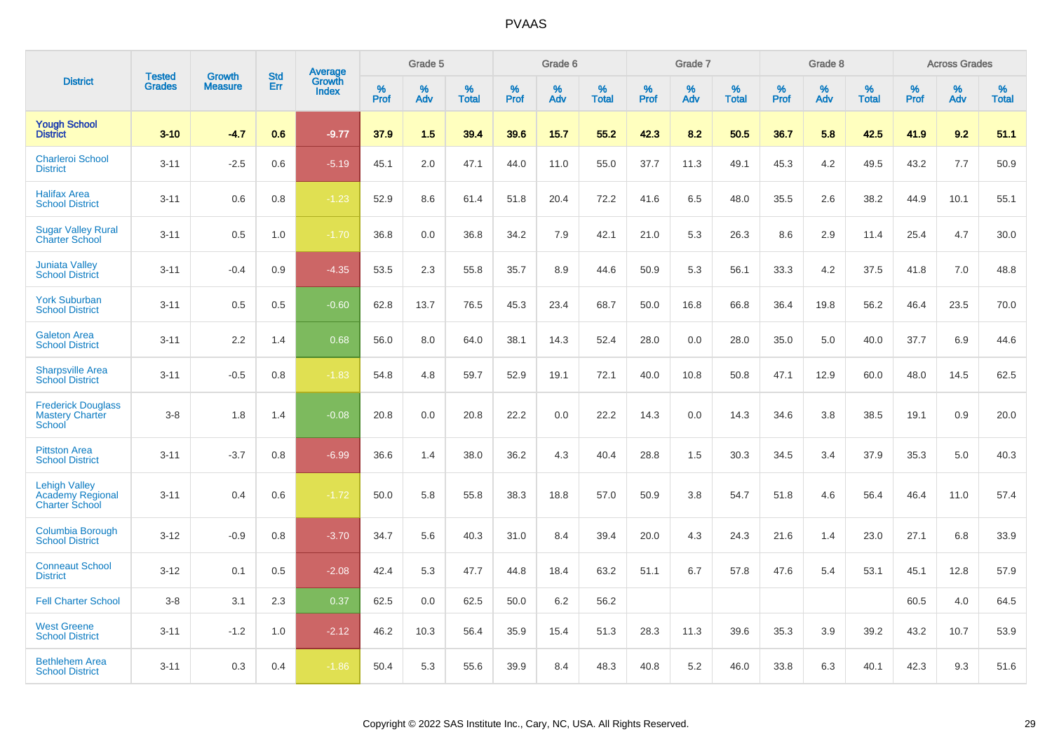# PVAAS

| District | Tested Grades | Growth Measure | Std Err | Average Growth Index | Grade 5 | | | Grade 6 | | | Grade 7 | | | Grade 8 | | | Across Grades | | |
|---|---|---|---|---|---|---|---|---|---|---|---|---|---|---|---|---|---|---|---|
| | | | | | % Prof | % Adv | % Total | % Prof | % Adv | % Total | % Prof | % Adv | % Total | % Prof | % Adv | % Total | % Prof | % Adv | % Total |
| **Yough School District** | **3-10** | **-4.7** | **0.6** | **-9.77** | **37.9** | **1.5** | **39.4** | **39.6** | **15.7** | **55.2** | **42.3** | **8.2** | **50.5** | **36.7** | **5.8** | **42.5** | **41.9** | **9.2** | **51.1** |
| Charleroi School District | 3-11 | -2.5 | 0.6 | -5.19 | 45.1 | 2.0 | 47.1 | 44.0 | 11.0 | 55.0 | 37.7 | 11.3 | 49.1 | 45.3 | 4.2 | 49.5 | 43.2 | 7.7 | 50.9 |
| Halifax Area School District | 3-11 | 0.6 | 0.8 | -1.23 | 52.9 | 8.6 | 61.4 | 51.8 | 20.4 | 72.2 | 41.6 | 6.5 | 48.0 | 35.5 | 2.6 | 38.2 | 44.9 | 10.1 | 55.1 |
| Sugar Valley Rural Charter School | 3-11 | 0.5 | 1.0 | -1.70 | 36.8 | 0.0 | 36.8 | 34.2 | 7.9 | 42.1 | 21.0 | 5.3 | 26.3 | 8.6 | 2.9 | 11.4 | 25.4 | 4.7 | 30.0 |
| Juniata Valley School District | 3-11 | -0.4 | 0.9 | -4.35 | 53.5 | 2.3 | 55.8 | 35.7 | 8.9 | 44.6 | 50.9 | 5.3 | 56.1 | 33.3 | 4.2 | 37.5 | 41.8 | 7.0 | 48.8 |
| York Suburban School District | 3-11 | 0.5 | 0.5 | -0.60 | 62.8 | 13.7 | 76.5 | 45.3 | 23.4 | 68.7 | 50.0 | 16.8 | 66.8 | 36.4 | 19.8 | 56.2 | 46.4 | 23.5 | 70.0 |
| Galeton Area School District | 3-11 | 2.2 | 1.4 | 0.68 | 56.0 | 8.0 | 64.0 | 38.1 | 14.3 | 52.4 | 28.0 | 0.0 | 28.0 | 35.0 | 5.0 | 40.0 | 37.7 | 6.9 | 44.6 |
| Sharpsville Area School District | 3-11 | -0.5 | 0.8 | -1.83 | 54.8 | 4.8 | 59.7 | 52.9 | 19.1 | 72.1 | 40.0 | 10.8 | 50.8 | 47.1 | 12.9 | 60.0 | 48.0 | 14.5 | 62.5 |
| Frederick Douglass Mastery Charter School | 3-8 | 1.8 | 1.4 | -0.08 | 20.8 | 0.0 | 20.8 | 22.2 | 0.0 | 22.2 | 14.3 | 0.0 | 14.3 | 34.6 | 3.8 | 38.5 | 19.1 | 0.9 | 20.0 |
| Pittston Area School District | 3-11 | -3.7 | 0.8 | -6.99 | 36.6 | 1.4 | 38.0 | 36.2 | 4.3 | 40.4 | 28.8 | 1.5 | 30.3 | 34.5 | 3.4 | 37.9 | 35.3 | 5.0 | 40.3 |
| Lehigh Valley Academy Regional Charter School | 3-11 | 0.4 | 0.6 | -1.72 | 50.0 | 5.8 | 55.8 | 38.3 | 18.8 | 57.0 | 50.9 | 3.8 | 54.7 | 51.8 | 4.6 | 56.4 | 46.4 | 11.0 | 57.4 |
| Columbia Borough School District | 3-12 | -0.9 | 0.8 | -3.70 | 34.7 | 5.6 | 40.3 | 31.0 | 8.4 | 39.4 | 20.0 | 4.3 | 24.3 | 21.6 | 1.4 | 23.0 | 27.1 | 6.8 | 33.9 |
| Conneaut School District | 3-12 | 0.1 | 0.5 | -2.08 | 42.4 | 5.3 | 47.7 | 44.8 | 18.4 | 63.2 | 51.1 | 6.7 | 57.8 | 47.6 | 5.4 | 53.1 | 45.1 | 12.8 | 57.9 |
| Fell Charter School | 3-8 | 3.1 | 2.3 | 0.37 | 62.5 | 0.0 | 62.5 | 50.0 | 6.2 | 56.2 | | | | | | | 60.5 | 4.0 | 64.5 |
| West Greene School District | 3-11 | -1.2 | 1.0 | -2.12 | 46.2 | 10.3 | 56.4 | 35.9 | 15.4 | 51.3 | 28.3 | 11.3 | 39.6 | 35.3 | 3.9 | 39.2 | 43.2 | 10.7 | 53.9 |
| Bethlehem Area School District | 3-11 | 0.3 | 0.4 | -1.86 | 50.4 | 5.3 | 55.6 | 39.9 | 8.4 | 48.3 | 40.8 | 5.2 | 46.0 | 33.8 | 6.3 | 40.1 | 42.3 | 9.3 | 51.6 |

Copyright © 2022 SAS Institute Inc., Cary, NC, USA. All Rights Reserved.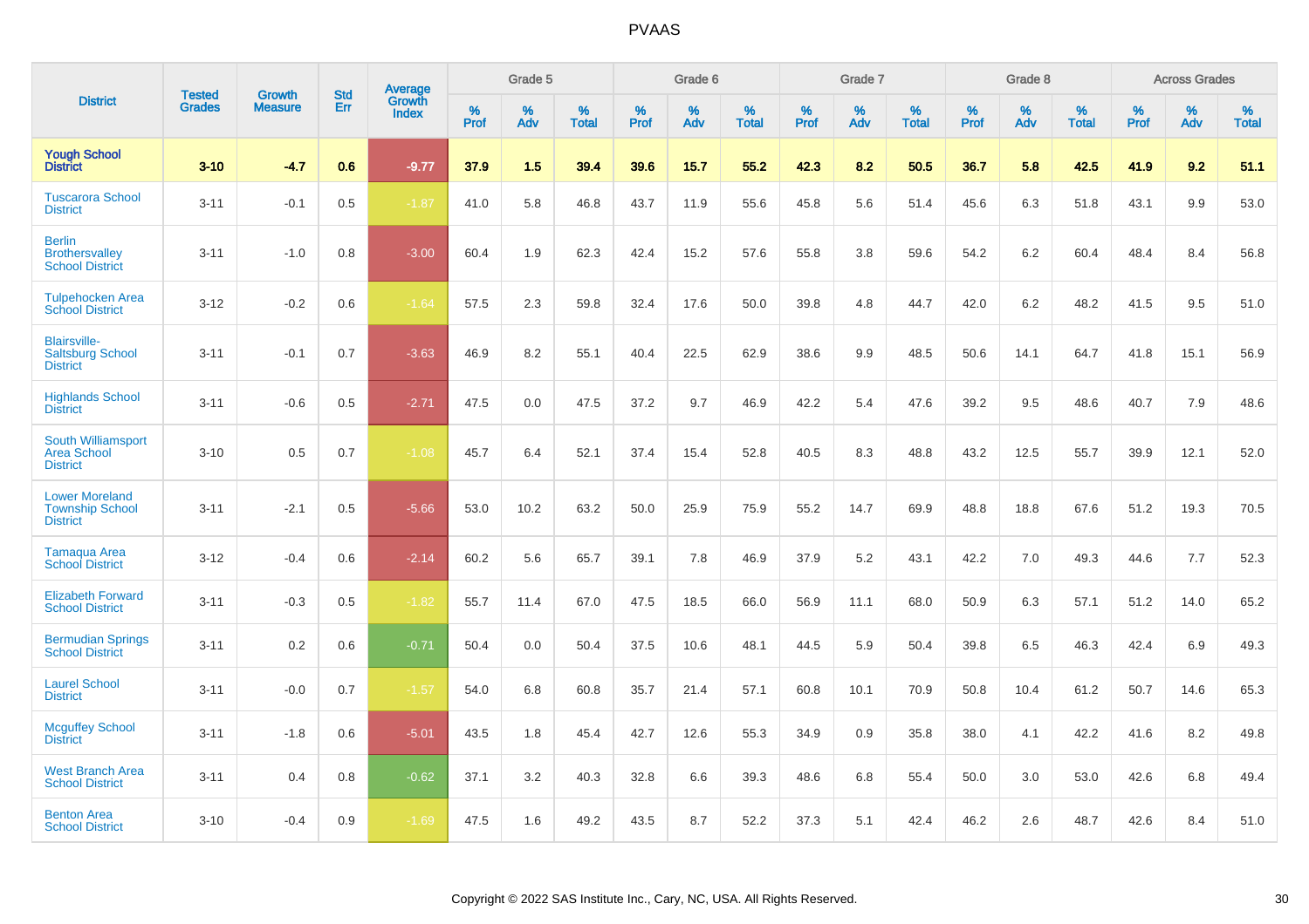PVAAS

| District | Tested Grades | Growth Measure | Std Err | Average Growth Index | Grade 5 | | | Grade 6 | | | Grade 7 | | | Grade 8 | | | Across Grades | | |
|---|---|---|---|---|---|---|---|---|---|---|---|---|---|---|---|---|---|---|---|
| | | | | | % Prof | % Adv | % Total | % Prof | % Adv | % Total | % Prof | % Adv | % Total | % Prof | % Adv | % Total | % Prof | % Adv | % Total |
| **Yough School District** | **3-10** | **-4.7** | **0.6** | **-9.77** | **37.9** | **1.5** | **39.4** | **39.6** | **15.7** | **55.2** | **42.3** | **8.2** | **50.5** | **36.7** | **5.8** | **42.5** | **41.9** | **9.2** | **51.1** |
| Tuscarora School District | 3-11 | -0.1 | 0.5 | -1.87 | 41.0 | 5.8 | 46.8 | 43.7 | 11.9 | 55.6 | 45.8 | 5.6 | 51.4 | 45.6 | 6.3 | 51.8 | 43.1 | 9.9 | 53.0 |
| Berlin Brothersvalley School District | 3-11 | -1.0 | 0.8 | -3.00 | 60.4 | 1.9 | 62.3 | 42.4 | 15.2 | 57.6 | 55.8 | 3.8 | 59.6 | 54.2 | 6.2 | 60.4 | 48.4 | 8.4 | 56.8 |
| Tulpehocken Area School District | 3-12 | -0.2 | 0.6 | -1.64 | 57.5 | 2.3 | 59.8 | 32.4 | 17.6 | 50.0 | 39.8 | 4.8 | 44.7 | 42.0 | 6.2 | 48.2 | 41.5 | 9.5 | 51.0 |
| Blairsville-Saltsburg School District | 3-11 | -0.1 | 0.7 | -3.63 | 46.9 | 8.2 | 55.1 | 40.4 | 22.5 | 62.9 | 38.6 | 9.9 | 48.5 | 50.6 | 14.1 | 64.7 | 41.8 | 15.1 | 56.9 |
| Highlands School District | 3-11 | -0.6 | 0.5 | -2.71 | 47.5 | 0.0 | 47.5 | 37.2 | 9.7 | 46.9 | 42.2 | 5.4 | 47.6 | 39.2 | 9.5 | 48.6 | 40.7 | 7.9 | 48.6 |
| South Williamsport Area School District | 3-10 | 0.5 | 0.7 | -1.08 | 45.7 | 6.4 | 52.1 | 37.4 | 15.4 | 52.8 | 40.5 | 8.3 | 48.8 | 43.2 | 12.5 | 55.7 | 39.9 | 12.1 | 52.0 |
| Lower Moreland Township School District | 3-11 | -2.1 | 0.5 | -5.66 | 53.0 | 10.2 | 63.2 | 50.0 | 25.9 | 75.9 | 55.2 | 14.7 | 69.9 | 48.8 | 18.8 | 67.6 | 51.2 | 19.3 | 70.5 |
| Tamaqua Area School District | 3-12 | -0.4 | 0.6 | -2.14 | 60.2 | 5.6 | 65.7 | 39.1 | 7.8 | 46.9 | 37.9 | 5.2 | 43.1 | 42.2 | 7.0 | 49.3 | 44.6 | 7.7 | 52.3 |
| Elizabeth Forward School District | 3-11 | -0.3 | 0.5 | -1.82 | 55.7 | 11.4 | 67.0 | 47.5 | 18.5 | 66.0 | 56.9 | 11.1 | 68.0 | 50.9 | 6.3 | 57.1 | 51.2 | 14.0 | 65.2 |
| Bermudian Springs School District | 3-11 | 0.2 | 0.6 | -0.71 | 50.4 | 0.0 | 50.4 | 37.5 | 10.6 | 48.1 | 44.5 | 5.9 | 50.4 | 39.8 | 6.5 | 46.3 | 42.4 | 6.9 | 49.3 |
| Laurel School District | 3-11 | -0.0 | 0.7 | -1.57 | 54.0 | 6.8 | 60.8 | 35.7 | 21.4 | 57.1 | 60.8 | 10.1 | 70.9 | 50.8 | 10.4 | 61.2 | 50.7 | 14.6 | 65.3 |
| Mcguffey School District | 3-11 | -1.8 | 0.6 | -5.01 | 43.5 | 1.8 | 45.4 | 42.7 | 12.6 | 55.3 | 34.9 | 0.9 | 35.8 | 38.0 | 4.1 | 42.2 | 41.6 | 8.2 | 49.8 |
| West Branch Area School District | 3-11 | 0.4 | 0.8 | -0.62 | 37.1 | 3.2 | 40.3 | 32.8 | 6.6 | 39.3 | 48.6 | 6.8 | 55.4 | 50.0 | 3.0 | 53.0 | 42.6 | 6.8 | 49.4 |
| Benton Area School District | 3-10 | -0.4 | 0.9 | -1.69 | 47.5 | 1.6 | 49.2 | 43.5 | 8.7 | 52.2 | 37.3 | 5.1 | 42.4 | 46.2 | 2.6 | 48.7 | 42.6 | 8.4 | 51.0 |

Copyright © 2022 SAS Institute Inc., Cary, NC, USA. All Rights Reserved.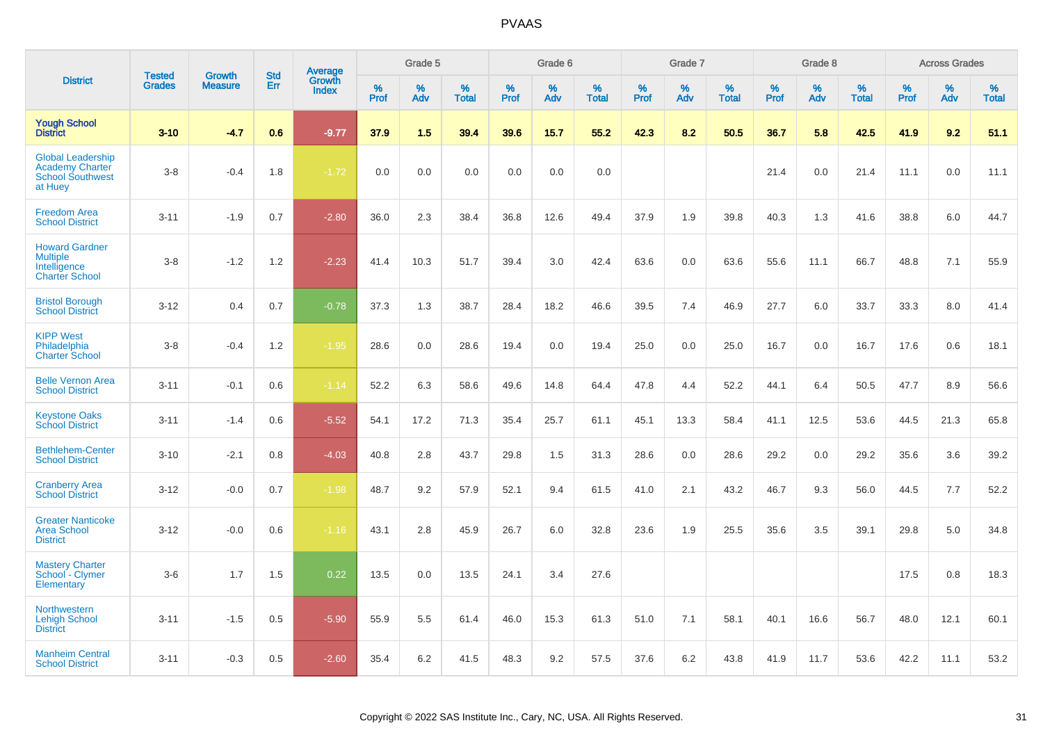# PVAAS

| District | Tested Grades | Growth Measure | Std Err | Average Growth Index | Grade 5 | | | Grade 6 | | | Grade 7 | | | Grade 8 | | | Across Grades | | |
|---|---|---|---|---|---|---|---|---|---|---|---|---|---|---|---|---|---|---|---|
| | | | | | % Prof | % Adv | % Total | % Prof | % Adv | % Total | % Prof | % Adv | % Total | % Prof | % Adv | % Total | % Prof | % Adv | % Total |
| **Yough School District** | **3-10** | **-4.7** | **0.6** | **-9.77** | **37.9** | **1.5** | **39.4** | **39.6** | **15.7** | **55.2** | **42.3** | **8.2** | **50.5** | **36.7** | **5.8** | **42.5** | **41.9** | **9.2** | **51.1** |
| Global Leadership Academy Charter School Southwest at Huey | 3-8 | -0.4 | 1.8 | -1.72 | 0.0 | 0.0 | 0.0 | 0.0 | 0.0 | 0.0 | | | | 21.4 | 0.0 | 21.4 | 11.1 | 0.0 | 11.1 |
| Freedom Area School District | 3-11 | -1.9 | 0.7 | -2.80 | 36.0 | 2.3 | 38.4 | 36.8 | 12.6 | 49.4 | 37.9 | 1.9 | 39.8 | 40.3 | 1.3 | 41.6 | 38.8 | 6.0 | 44.7 |
| Howard Gardner Multiple Intelligence Charter School | 3-8 | -1.2 | 1.2 | -2.23 | 41.4 | 10.3 | 51.7 | 39.4 | 3.0 | 42.4 | 63.6 | 0.0 | 63.6 | 55.6 | 11.1 | 66.7 | 48.8 | 7.1 | 55.9 |
| Bristol Borough School District | 3-12 | 0.4 | 0.7 | -0.78 | 37.3 | 1.3 | 38.7 | 28.4 | 18.2 | 46.6 | 39.5 | 7.4 | 46.9 | 27.7 | 6.0 | 33.7 | 33.3 | 8.0 | 41.4 |
| KIPP West Philadelphia Charter School | 3-8 | -0.4 | 1.2 | -1.95 | 28.6 | 0.0 | 28.6 | 19.4 | 0.0 | 19.4 | 25.0 | 0.0 | 25.0 | 16.7 | 0.0 | 16.7 | 17.6 | 0.6 | 18.1 |
| Belle Vernon Area School District | 3-11 | -0.1 | 0.6 | -1.14 | 52.2 | 6.3 | 58.6 | 49.6 | 14.8 | 64.4 | 47.8 | 4.4 | 52.2 | 44.1 | 6.4 | 50.5 | 47.7 | 8.9 | 56.6 |
| Keystone Oaks School District | 3-11 | -1.4 | 0.6 | -5.52 | 54.1 | 17.2 | 71.3 | 35.4 | 25.7 | 61.1 | 45.1 | 13.3 | 58.4 | 41.1 | 12.5 | 53.6 | 44.5 | 21.3 | 65.8 |
| Bethlehem-Center School District | 3-10 | -2.1 | 0.8 | -4.03 | 40.8 | 2.8 | 43.7 | 29.8 | 1.5 | 31.3 | 28.6 | 0.0 | 28.6 | 29.2 | 0.0 | 29.2 | 35.6 | 3.6 | 39.2 |
| Cranberry Area School District | 3-12 | -0.0 | 0.7 | -1.98 | 48.7 | 9.2 | 57.9 | 52.1 | 9.4 | 61.5 | 41.0 | 2.1 | 43.2 | 46.7 | 9.3 | 56.0 | 44.5 | 7.7 | 52.2 |
| Greater Nanticoke Area School District | 3-12 | -0.0 | 0.6 | -1.16 | 43.1 | 2.8 | 45.9 | 26.7 | 6.0 | 32.8 | 23.6 | 1.9 | 25.5 | 35.6 | 3.5 | 39.1 | 29.8 | 5.0 | 34.8 |
| Mastery Charter School - Clymer Elementary | 3-6 | 1.7 | 1.5 | 0.22 | 13.5 | 0.0 | 13.5 | 24.1 | 3.4 | 27.6 | | | | | | | 17.5 | 0.8 | 18.3 |
| Northwestern Lehigh School District | 3-11 | -1.5 | 0.5 | -5.90 | 55.9 | 5.5 | 61.4 | 46.0 | 15.3 | 61.3 | 51.0 | 7.1 | 58.1 | 40.1 | 16.6 | 56.7 | 48.0 | 12.1 | 60.1 |
| Manheim Central School District | 3-11 | -0.3 | 0.5 | -2.60 | 35.4 | 6.2 | 41.5 | 48.3 | 9.2 | 57.5 | 37.6 | 6.2 | 43.8 | 41.9 | 11.7 | 53.6 | 42.2 | 11.1 | 53.2 |

Copyright © 2022 SAS Institute Inc., Cary, NC, USA. All Rights Reserved.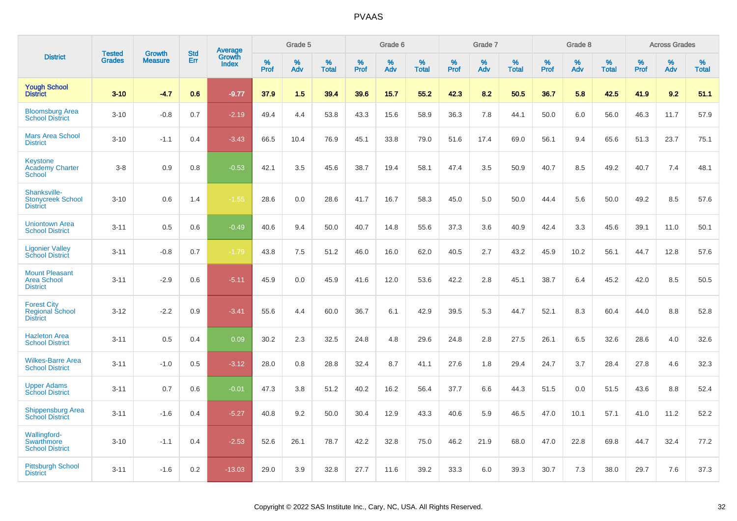| District | Tested Grades | Growth Measure | Std Err | Average Growth Index | Grade 5 | | | Grade 6 | | | Grade 7 | | | Grade 8 | | | Across Grades | | |
|---|---|---|---|---|---|---|---|---|---|---|---|---|---|---|---|---|---|---|---|
| | | | | | % Prof | % Adv | % Total | % Prof | % Adv | % Total | % Prof | % Adv | % Total | % Prof | % Adv | % Total | % Prof | % Adv | % Total |
| **Yough School District** | **3-10** | **-4.7** | **0.6** | **-9.77** | **37.9** | **1.5** | **39.4** | **39.6** | **15.7** | **55.2** | **42.3** | **8.2** | **50.5** | **36.7** | **5.8** | **42.5** | **41.9** | **9.2** | **51.1** |
| Bloomsburg Area School District | 3-10 | -0.8 | 0.7 | -2.19 | 49.4 | 4.4 | 53.8 | 43.3 | 15.6 | 58.9 | 36.3 | 7.8 | 44.1 | 50.0 | 6.0 | 56.0 | 46.3 | 11.7 | 57.9 |
| Mars Area School District | 3-10 | -1.1 | 0.4 | -3.43 | 66.5 | 10.4 | 76.9 | 45.1 | 33.8 | 79.0 | 51.6 | 17.4 | 69.0 | 56.1 | 9.4 | 65.6 | 51.3 | 23.7 | 75.1 |
| Keystone Academy Charter School | 3-8 | 0.9 | 0.8 | -0.53 | 42.1 | 3.5 | 45.6 | 38.7 | 19.4 | 58.1 | 47.4 | 3.5 | 50.9 | 40.7 | 8.5 | 49.2 | 40.7 | 7.4 | 48.1 |
| Shanksville-Stonycreek School District | 3-10 | 0.6 | 1.4 | -1.55 | 28.6 | 0.0 | 28.6 | 41.7 | 16.7 | 58.3 | 45.0 | 5.0 | 50.0 | 44.4 | 5.6 | 50.0 | 49.2 | 8.5 | 57.6 |
| Uniontown Area School District | 3-11 | 0.5 | 0.6 | -0.49 | 40.6 | 9.4 | 50.0 | 40.7 | 14.8 | 55.6 | 37.3 | 3.6 | 40.9 | 42.4 | 3.3 | 45.6 | 39.1 | 11.0 | 50.1 |
| Ligonier Valley School District | 3-11 | -0.8 | 0.7 | -1.79 | 43.8 | 7.5 | 51.2 | 46.0 | 16.0 | 62.0 | 40.5 | 2.7 | 43.2 | 45.9 | 10.2 | 56.1 | 44.7 | 12.8 | 57.6 |
| Mount Pleasant Area School District | 3-11 | -2.9 | 0.6 | -5.11 | 45.9 | 0.0 | 45.9 | 41.6 | 12.0 | 53.6 | 42.2 | 2.8 | 45.1 | 38.7 | 6.4 | 45.2 | 42.0 | 8.5 | 50.5 |
| Forest City Regional School District | 3-12 | -2.2 | 0.9 | -3.41 | 55.6 | 4.4 | 60.0 | 36.7 | 6.1 | 42.9 | 39.5 | 5.3 | 44.7 | 52.1 | 8.3 | 60.4 | 44.0 | 8.8 | 52.8 |
| Hazleton Area School District | 3-11 | 0.5 | 0.4 | 0.09 | 30.2 | 2.3 | 32.5 | 24.8 | 4.8 | 29.6 | 24.8 | 2.8 | 27.5 | 26.1 | 6.5 | 32.6 | 28.6 | 4.0 | 32.6 |
| Wilkes-Barre Area School District | 3-11 | -1.0 | 0.5 | -3.12 | 28.0 | 0.8 | 28.8 | 32.4 | 8.7 | 41.1 | 27.6 | 1.8 | 29.4 | 24.7 | 3.7 | 28.4 | 27.8 | 4.6 | 32.3 |
| Upper Adams School District | 3-11 | 0.7 | 0.6 | -0.01 | 47.3 | 3.8 | 51.2 | 40.2 | 16.2 | 56.4 | 37.7 | 6.6 | 44.3 | 51.5 | 0.0 | 51.5 | 43.6 | 8.8 | 52.4 |
| Shippensburg Area School District | 3-11 | -1.6 | 0.4 | -5.27 | 40.8 | 9.2 | 50.0 | 30.4 | 12.9 | 43.3 | 40.6 | 5.9 | 46.5 | 47.0 | 10.1 | 57.1 | 41.0 | 11.2 | 52.2 |
| Wallingford-Swarthmore School District | 3-10 | -1.1 | 0.4 | -2.53 | 52.6 | 26.1 | 78.7 | 42.2 | 32.8 | 75.0 | 46.2 | 21.9 | 68.0 | 47.0 | 22.8 | 69.8 | 44.7 | 32.4 | 77.2 |
| Pittsburgh School District | 3-11 | -1.6 | 0.2 | -13.03 | 29.0 | 3.9 | 32.8 | 27.7 | 11.6 | 39.2 | 33.3 | 6.0 | 39.3 | 30.7 | 7.3 | 38.0 | 29.7 | 7.6 | 37.3 |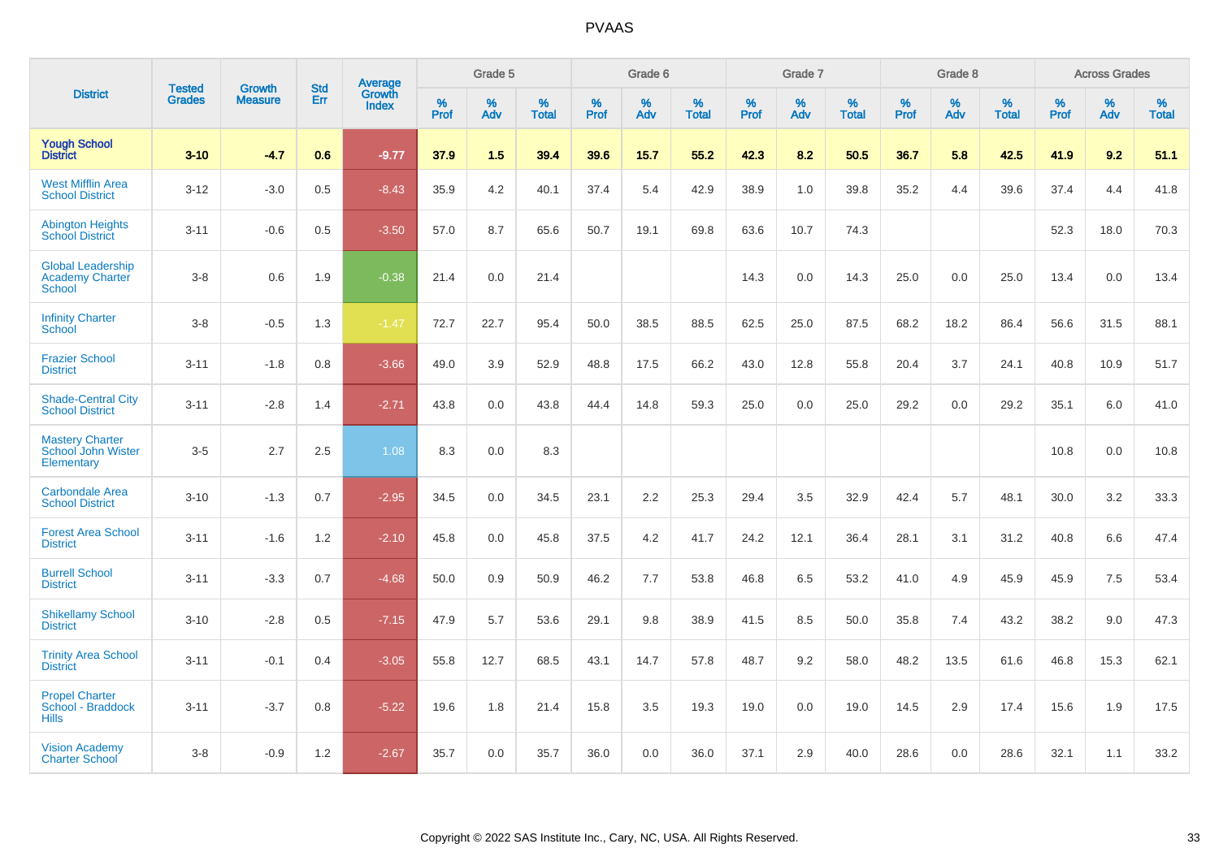# PVAAS

| District | Tested Grades | Growth Measure | Std Err | Average Growth Index | Grade 5 | | | Grade 6 | | | Grade 7 | | | Grade 8 | | | Across Grades | | |
|---|---|---|---|---|---|---|---|---|---|---|---|---|---|---|---|---|---|---|---|
| | | | | | % Prof | % Adv | % Total | % Prof | % Adv | % Total | % Prof | % Adv | % Total | % Prof | % Adv | % Total | % Prof | % Adv | % Total |
| **Yough School District** | **3-10** | **-4.7** | **0.6** | **-9.77** | **37.9** | **1.5** | **39.4** | **39.6** | **15.7** | **55.2** | **42.3** | **8.2** | **50.5** | **36.7** | **5.8** | **42.5** | **41.9** | **9.2** | **51.1** |
| West Mifflin Area School District | 3-12 | -3.0 | 0.5 | -8.43 | 35.9 | 4.2 | 40.1 | 37.4 | 5.4 | 42.9 | 38.9 | 1.0 | 39.8 | 35.2 | 4.4 | 39.6 | 37.4 | 4.4 | 41.8 |
| Abington Heights School District | 3-11 | -0.6 | 0.5 | -3.50 | 57.0 | 8.7 | 65.6 | 50.7 | 19.1 | 69.8 | 63.6 | 10.7 | 74.3 | | | | 52.3 | 18.0 | 70.3 |
| Global Leadership Academy Charter School | 3-8 | 0.6 | 1.9 | -0.38 | 21.4 | 0.0 | 21.4 | | | | 14.3 | 0.0 | 14.3 | 25.0 | 0.0 | 25.0 | 13.4 | 0.0 | 13.4 |
| Infinity Charter School | 3-8 | -0.5 | 1.3 | -1.47 | 72.7 | 22.7 | 95.4 | 50.0 | 38.5 | 88.5 | 62.5 | 25.0 | 87.5 | 68.2 | 18.2 | 86.4 | 56.6 | 31.5 | 88.1 |
| Frazier School District | 3-11 | -1.8 | 0.8 | -3.66 | 49.0 | 3.9 | 52.9 | 48.8 | 17.5 | 66.2 | 43.0 | 12.8 | 55.8 | 20.4 | 3.7 | 24.1 | 40.8 | 10.9 | 51.7 |
| Shade-Central City School District | 3-11 | -2.8 | 1.4 | -2.71 | 43.8 | 0.0 | 43.8 | 44.4 | 14.8 | 59.3 | 25.0 | 0.0 | 25.0 | 29.2 | 0.0 | 29.2 | 35.1 | 6.0 | 41.0 |
| Mastery Charter School John Wister Elementary | 3-5 | 2.7 | 2.5 | 1.08 | 8.3 | 0.0 | 8.3 | | | | | | | | | | 10.8 | 0.0 | 10.8 |
| Carbondale Area School District | 3-10 | -1.3 | 0.7 | -2.95 | 34.5 | 0.0 | 34.5 | 23.1 | 2.2 | 25.3 | 29.4 | 3.5 | 32.9 | 42.4 | 5.7 | 48.1 | 30.0 | 3.2 | 33.3 |
| Forest Area School District | 3-11 | -1.6 | 1.2 | -2.10 | 45.8 | 0.0 | 45.8 | 37.5 | 4.2 | 41.7 | 24.2 | 12.1 | 36.4 | 28.1 | 3.1 | 31.2 | 40.8 | 6.6 | 47.4 |
| Burrell School District | 3-11 | -3.3 | 0.7 | -4.68 | 50.0 | 0.9 | 50.9 | 46.2 | 7.7 | 53.8 | 46.8 | 6.5 | 53.2 | 41.0 | 4.9 | 45.9 | 45.9 | 7.5 | 53.4 |
| Shikellamy School District | 3-10 | -2.8 | 0.5 | -7.15 | 47.9 | 5.7 | 53.6 | 29.1 | 9.8 | 38.9 | 41.5 | 8.5 | 50.0 | 35.8 | 7.4 | 43.2 | 38.2 | 9.0 | 47.3 |
| Trinity Area School District | 3-11 | -0.1 | 0.4 | -3.05 | 55.8 | 12.7 | 68.5 | 43.1 | 14.7 | 57.8 | 48.7 | 9.2 | 58.0 | 48.2 | 13.5 | 61.6 | 46.8 | 15.3 | 62.1 |
| Propel Charter School - Braddock Hills | 3-11 | -3.7 | 0.8 | -5.22 | 19.6 | 1.8 | 21.4 | 15.8 | 3.5 | 19.3 | 19.0 | 0.0 | 19.0 | 14.5 | 2.9 | 17.4 | 15.6 | 1.9 | 17.5 |
| Vision Academy Charter School | 3-8 | -0.9 | 1.2 | -2.67 | 35.7 | 0.0 | 35.7 | 36.0 | 0.0 | 36.0 | 37.1 | 2.9 | 40.0 | 28.6 | 0.0 | 28.6 | 32.1 | 1.1 | 33.2 |

Copyright © 2022 SAS Institute Inc., Cary, NC, USA. All Rights Reserved.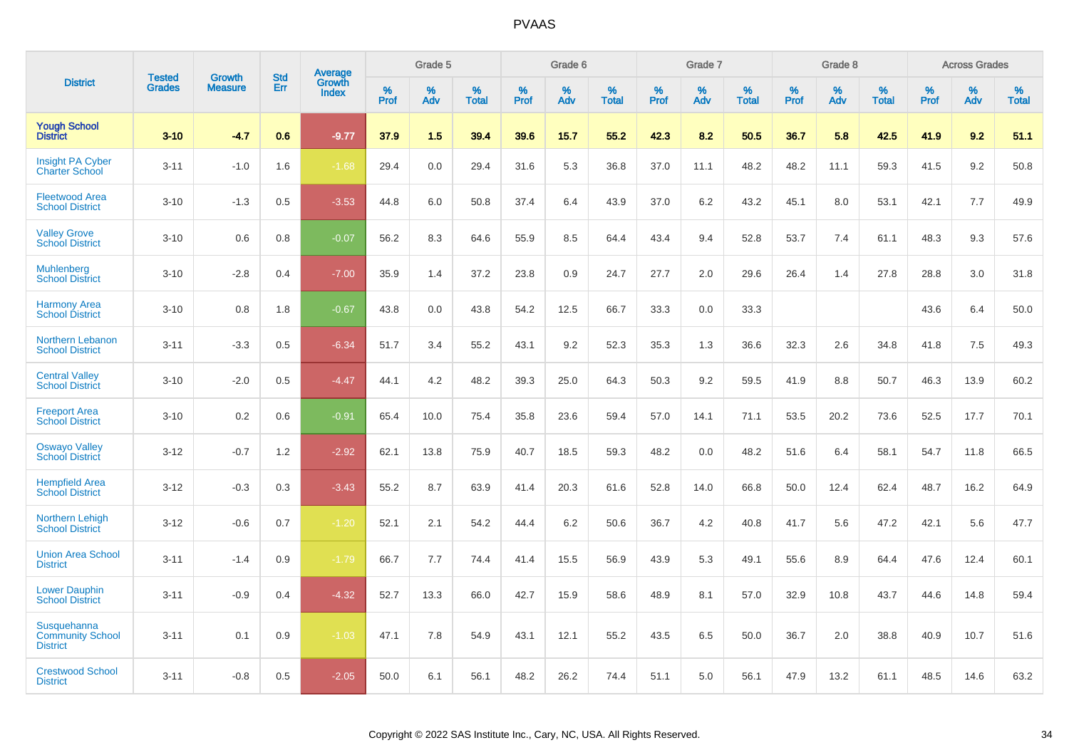# PVAAS

| District | Tested Grades | Growth Measure | Std Err | Average Growth Index | Grade 5 | | | Grade 6 | | | Grade 7 | | | Grade 8 | | | Across Grades | | |
|---|---|---|---|---|---|---|---|---|---|---|---|---|---|---|---|---|---|---|---|
| | | | | | % Prof | % Adv | % Total | % Prof | % Adv | % Total | % Prof | % Adv | % Total | % Prof | % Adv | % Total | % Prof | % Adv | % Total |
| **Yough School District** | **3-10** | **-4.7** | **0.6** | **-9.77** | **37.9** | **1.5** | **39.4** | **39.6** | **15.7** | **55.2** | **42.3** | **8.2** | **50.5** | **36.7** | **5.8** | **42.5** | **41.9** | **9.2** | **51.1** |
| Insight PA Cyber Charter School | 3-11 | -1.0 | 1.6 | -1.68 | 29.4 | 0.0 | 29.4 | 31.6 | 5.3 | 36.8 | 37.0 | 11.1 | 48.2 | 48.2 | 11.1 | 59.3 | 41.5 | 9.2 | 50.8 |
| Fleetwood Area School District | 3-10 | -1.3 | 0.5 | -3.53 | 44.8 | 6.0 | 50.8 | 37.4 | 6.4 | 43.9 | 37.0 | 6.2 | 43.2 | 45.1 | 8.0 | 53.1 | 42.1 | 7.7 | 49.9 |
| Valley Grove School District | 3-10 | 0.6 | 0.8 | -0.07 | 56.2 | 8.3 | 64.6 | 55.9 | 8.5 | 64.4 | 43.4 | 9.4 | 52.8 | 53.7 | 7.4 | 61.1 | 48.3 | 9.3 | 57.6 |
| Muhlenberg School District | 3-10 | -2.8 | 0.4 | -7.00 | 35.9 | 1.4 | 37.2 | 23.8 | 0.9 | 24.7 | 27.7 | 2.0 | 29.6 | 26.4 | 1.4 | 27.8 | 28.8 | 3.0 | 31.8 |
| Harmony Area School District | 3-10 | 0.8 | 1.8 | -0.67 | 43.8 | 0.0 | 43.8 | 54.2 | 12.5 | 66.7 | 33.3 | 0.0 | 33.3 | | | | 43.6 | 6.4 | 50.0 |
| Northern Lebanon School District | 3-11 | -3.3 | 0.5 | -6.34 | 51.7 | 3.4 | 55.2 | 43.1 | 9.2 | 52.3 | 35.3 | 1.3 | 36.6 | 32.3 | 2.6 | 34.8 | 41.8 | 7.5 | 49.3 |
| Central Valley School District | 3-10 | -2.0 | 0.5 | -4.47 | 44.1 | 4.2 | 48.2 | 39.3 | 25.0 | 64.3 | 50.3 | 9.2 | 59.5 | 41.9 | 8.8 | 50.7 | 46.3 | 13.9 | 60.2 |
| Freeport Area School District | 3-10 | 0.2 | 0.6 | -0.91 | 65.4 | 10.0 | 75.4 | 35.8 | 23.6 | 59.4 | 57.0 | 14.1 | 71.1 | 53.5 | 20.2 | 73.6 | 52.5 | 17.7 | 70.1 |
| Oswayo Valley School District | 3-12 | -0.7 | 1.2 | -2.92 | 62.1 | 13.8 | 75.9 | 40.7 | 18.5 | 59.3 | 48.2 | 0.0 | 48.2 | 51.6 | 6.4 | 58.1 | 54.7 | 11.8 | 66.5 |
| Hempfield Area School District | 3-12 | -0.3 | 0.3 | -3.43 | 55.2 | 8.7 | 63.9 | 41.4 | 20.3 | 61.6 | 52.8 | 14.0 | 66.8 | 50.0 | 12.4 | 62.4 | 48.7 | 16.2 | 64.9 |
| Northern Lehigh School District | 3-12 | -0.6 | 0.7 | -1.20 | 52.1 | 2.1 | 54.2 | 44.4 | 6.2 | 50.6 | 36.7 | 4.2 | 40.8 | 41.7 | 5.6 | 47.2 | 42.1 | 5.6 | 47.7 |
| Union Area School District | 3-11 | -1.4 | 0.9 | -1.79 | 66.7 | 7.7 | 74.4 | 41.4 | 15.5 | 56.9 | 43.9 | 5.3 | 49.1 | 55.6 | 8.9 | 64.4 | 47.6 | 12.4 | 60.1 |
| Lower Dauphin School District | 3-11 | -0.9 | 0.4 | -4.32 | 52.7 | 13.3 | 66.0 | 42.7 | 15.9 | 58.6 | 48.9 | 8.1 | 57.0 | 32.9 | 10.8 | 43.7 | 44.6 | 14.8 | 59.4 |
| Susquehanna Community School District | 3-11 | 0.1 | 0.9 | -1.03 | 47.1 | 7.8 | 54.9 | 43.1 | 12.1 | 55.2 | 43.5 | 6.5 | 50.0 | 36.7 | 2.0 | 38.8 | 40.9 | 10.7 | 51.6 |
| Crestwood School District | 3-11 | -0.8 | 0.5 | -2.05 | 50.0 | 6.1 | 56.1 | 48.2 | 26.2 | 74.4 | 51.1 | 5.0 | 56.1 | 47.9 | 13.2 | 61.1 | 48.5 | 14.6 | 63.2 |

Copyright © 2022 SAS Institute Inc., Cary, NC, USA. All Rights Reserved.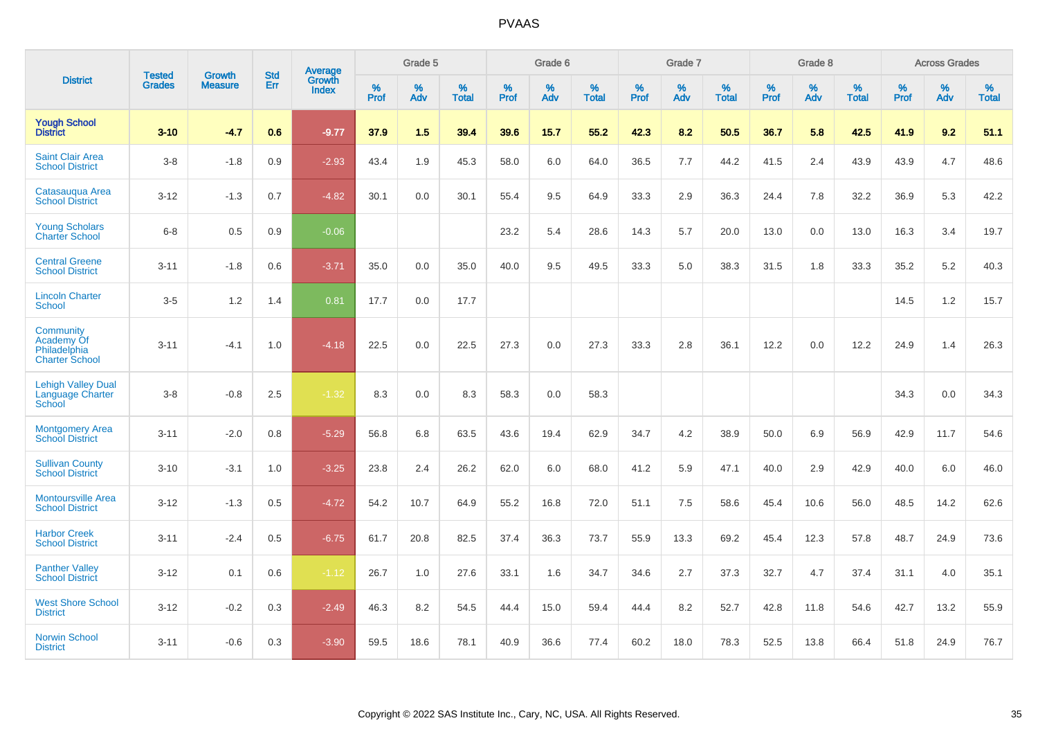# PVAAS

| District | Tested Grades | Growth Measure | Std Err | Average Growth Index | Grade 5 | | | Grade 6 | | | Grade 7 | | | Grade 8 | | | Across Grades | | |
|---|---|---|---|---|---|---|---|---|---|---|---|---|---|---|---|---|---|---|---|
| | | | | | % Prof | % Adv | % Total | % Prof | % Adv | % Total | % Prof | % Adv | % Total | % Prof | % Adv | % Total | % Prof | % Adv | % Total |
| **Yough School District** | **3-10** | **-4.7** | **0.6** | **-9.77** | **37.9** | **1.5** | **39.4** | **39.6** | **15.7** | **55.2** | **42.3** | **8.2** | **50.5** | **36.7** | **5.8** | **42.5** | **41.9** | **9.2** | **51.1** |
| Saint Clair Area School District | 3-8 | -1.8 | 0.9 | -2.93 | 43.4 | 1.9 | 45.3 | 58.0 | 6.0 | 64.0 | 36.5 | 7.7 | 44.2 | 41.5 | 2.4 | 43.9 | 43.9 | 4.7 | 48.6 |
| Catasauqua Area School District | 3-12 | -1.3 | 0.7 | -4.82 | 30.1 | 0.0 | 30.1 | 55.4 | 9.5 | 64.9 | 33.3 | 2.9 | 36.3 | 24.4 | 7.8 | 32.2 | 36.9 | 5.3 | 42.2 |
| Young Scholars Charter School | 6-8 | 0.5 | 0.9 | -0.06 | | | | 23.2 | 5.4 | 28.6 | 14.3 | 5.7 | 20.0 | 13.0 | 0.0 | 13.0 | 16.3 | 3.4 | 19.7 |
| Central Greene School District | 3-11 | -1.8 | 0.6 | -3.71 | 35.0 | 0.0 | 35.0 | 40.0 | 9.5 | 49.5 | 33.3 | 5.0 | 38.3 | 31.5 | 1.8 | 33.3 | 35.2 | 5.2 | 40.3 |
| Lincoln Charter School | 3-5 | 1.2 | 1.4 | 0.81 | 17.7 | 0.0 | 17.7 | | | | | | | | | | 14.5 | 1.2 | 15.7 |
| Community Academy Of Philadelphia Charter School | 3-11 | -4.1 | 1.0 | -4.18 | 22.5 | 0.0 | 22.5 | 27.3 | 0.0 | 27.3 | 33.3 | 2.8 | 36.1 | 12.2 | 0.0 | 12.2 | 24.9 | 1.4 | 26.3 |
| Lehigh Valley Dual Language Charter School | 3-8 | -0.8 | 2.5 | -1.32 | 8.3 | 0.0 | 8.3 | 58.3 | 0.0 | 58.3 | | | | | | | 34.3 | 0.0 | 34.3 |
| Montgomery Area School District | 3-11 | -2.0 | 0.8 | -5.29 | 56.8 | 6.8 | 63.5 | 43.6 | 19.4 | 62.9 | 34.7 | 4.2 | 38.9 | 50.0 | 6.9 | 56.9 | 42.9 | 11.7 | 54.6 |
| Sullivan County School District | 3-10 | -3.1 | 1.0 | -3.25 | 23.8 | 2.4 | 26.2 | 62.0 | 6.0 | 68.0 | 41.2 | 5.9 | 47.1 | 40.0 | 2.9 | 42.9 | 40.0 | 6.0 | 46.0 |
| Montoursville Area School District | 3-12 | -1.3 | 0.5 | -4.72 | 54.2 | 10.7 | 64.9 | 55.2 | 16.8 | 72.0 | 51.1 | 7.5 | 58.6 | 45.4 | 10.6 | 56.0 | 48.5 | 14.2 | 62.6 |
| Harbor Creek School District | 3-11 | -2.4 | 0.5 | -6.75 | 61.7 | 20.8 | 82.5 | 37.4 | 36.3 | 73.7 | 55.9 | 13.3 | 69.2 | 45.4 | 12.3 | 57.8 | 48.7 | 24.9 | 73.6 |
| Panther Valley School District | 3-12 | 0.1 | 0.6 | -1.12 | 26.7 | 1.0 | 27.6 | 33.1 | 1.6 | 34.7 | 34.6 | 2.7 | 37.3 | 32.7 | 4.7 | 37.4 | 31.1 | 4.0 | 35.1 |
| West Shore School District | 3-12 | -0.2 | 0.3 | -2.49 | 46.3 | 8.2 | 54.5 | 44.4 | 15.0 | 59.4 | 44.4 | 8.2 | 52.7 | 42.8 | 11.8 | 54.6 | 42.7 | 13.2 | 55.9 |
| Norwin School District | 3-11 | -0.6 | 0.3 | -3.90 | 59.5 | 18.6 | 78.1 | 40.9 | 36.6 | 77.4 | 60.2 | 18.0 | 78.3 | 52.5 | 13.8 | 66.4 | 51.8 | 24.9 | 76.7 |

Copyright © 2022 SAS Institute Inc., Cary, NC, USA. All Rights Reserved.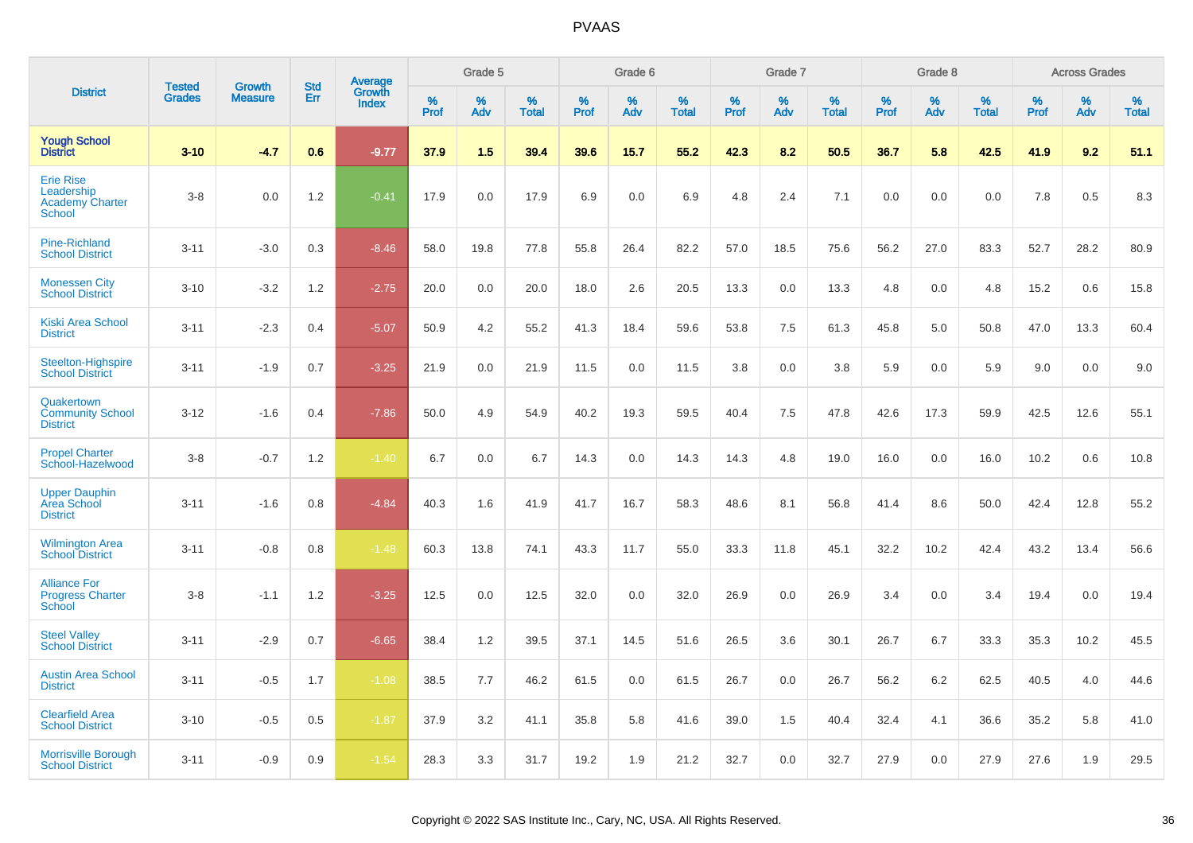# PVAAS

| District | Tested Grades | Growth Measure | Std Err | Average Growth Index | Grade 5 | | | Grade 6 | | | Grade 7 | | | Grade 8 | | | Across Grades | | |
|---|---|---|---|---|---|---|---|---|---|---|---|---|---|---|---|---|---|---|---|
| | | | | | % Prof | % Adv | % Total | % Prof | % Adv | % Total | % Prof | % Adv | % Total | % Prof | % Adv | % Total | % Prof | % Adv | % Total |
| **Yough School District** | **3-10** | **-4.7** | **0.6** | **-9.77** | **37.9** | **1.5** | **39.4** | **39.6** | **15.7** | **55.2** | **42.3** | **8.2** | **50.5** | **36.7** | **5.8** | **42.5** | **41.9** | **9.2** | **51.1** |
| Erie Rise Leadership Academy Charter School | 3-8 | 0.0 | 1.2 | -0.41 | 17.9 | 0.0 | 17.9 | 6.9 | 0.0 | 6.9 | 4.8 | 2.4 | 7.1 | 0.0 | 0.0 | 0.0 | 7.8 | 0.5 | 8.3 |
| Pine-Richland School District | 3-11 | -3.0 | 0.3 | -8.46 | 58.0 | 19.8 | 77.8 | 55.8 | 26.4 | 82.2 | 57.0 | 18.5 | 75.6 | 56.2 | 27.0 | 83.3 | 52.7 | 28.2 | 80.9 |
| Monessen City School District | 3-10 | -3.2 | 1.2 | -2.75 | 20.0 | 0.0 | 20.0 | 18.0 | 2.6 | 20.5 | 13.3 | 0.0 | 13.3 | 4.8 | 0.0 | 4.8 | 15.2 | 0.6 | 15.8 |
| Kiski Area School District | 3-11 | -2.3 | 0.4 | -5.07 | 50.9 | 4.2 | 55.2 | 41.3 | 18.4 | 59.6 | 53.8 | 7.5 | 61.3 | 45.8 | 5.0 | 50.8 | 47.0 | 13.3 | 60.4 |
| Steelton-Highspire School District | 3-11 | -1.9 | 0.7 | -3.25 | 21.9 | 0.0 | 21.9 | 11.5 | 0.0 | 11.5 | 3.8 | 0.0 | 3.8 | 5.9 | 0.0 | 5.9 | 9.0 | 0.0 | 9.0 |
| Quakertown Community School District | 3-12 | -1.6 | 0.4 | -7.86 | 50.0 | 4.9 | 54.9 | 40.2 | 19.3 | 59.5 | 40.4 | 7.5 | 47.8 | 42.6 | 17.3 | 59.9 | 42.5 | 12.6 | 55.1 |
| Propel Charter School-Hazelwood | 3-8 | -0.7 | 1.2 | -1.40 | 6.7 | 0.0 | 6.7 | 14.3 | 0.0 | 14.3 | 14.3 | 4.8 | 19.0 | 16.0 | 0.0 | 16.0 | 10.2 | 0.6 | 10.8 |
| Upper Dauphin Area School District | 3-11 | -1.6 | 0.8 | -4.84 | 40.3 | 1.6 | 41.9 | 41.7 | 16.7 | 58.3 | 48.6 | 8.1 | 56.8 | 41.4 | 8.6 | 50.0 | 42.4 | 12.8 | 55.2 |
| Wilmington Area School District | 3-11 | -0.8 | 0.8 | -1.48 | 60.3 | 13.8 | 74.1 | 43.3 | 11.7 | 55.0 | 33.3 | 11.8 | 45.1 | 32.2 | 10.2 | 42.4 | 43.2 | 13.4 | 56.6 |
| Alliance For Progress Charter School | 3-8 | -1.1 | 1.2 | -3.25 | 12.5 | 0.0 | 12.5 | 32.0 | 0.0 | 32.0 | 26.9 | 0.0 | 26.9 | 3.4 | 0.0 | 3.4 | 19.4 | 0.0 | 19.4 |
| Steel Valley School District | 3-11 | -2.9 | 0.7 | -6.65 | 38.4 | 1.2 | 39.5 | 37.1 | 14.5 | 51.6 | 26.5 | 3.6 | 30.1 | 26.7 | 6.7 | 33.3 | 35.3 | 10.2 | 45.5 |
| Austin Area School District | 3-11 | -0.5 | 1.7 | -1.08 | 38.5 | 7.7 | 46.2 | 61.5 | 0.0 | 61.5 | 26.7 | 0.0 | 26.7 | 56.2 | 6.2 | 62.5 | 40.5 | 4.0 | 44.6 |
| Clearfield Area School District | 3-10 | -0.5 | 0.5 | -1.87 | 37.9 | 3.2 | 41.1 | 35.8 | 5.8 | 41.6 | 39.0 | 1.5 | 40.4 | 32.4 | 4.1 | 36.6 | 35.2 | 5.8 | 41.0 |
| Morrisville Borough School District | 3-11 | -0.9 | 0.9 | -1.54 | 28.3 | 3.3 | 31.7 | 19.2 | 1.9 | 21.2 | 32.7 | 0.0 | 32.7 | 27.9 | 0.0 | 27.9 | 27.6 | 1.9 | 29.5 |

Copyright © 2022 SAS Institute Inc., Cary, NC, USA. All Rights Reserved.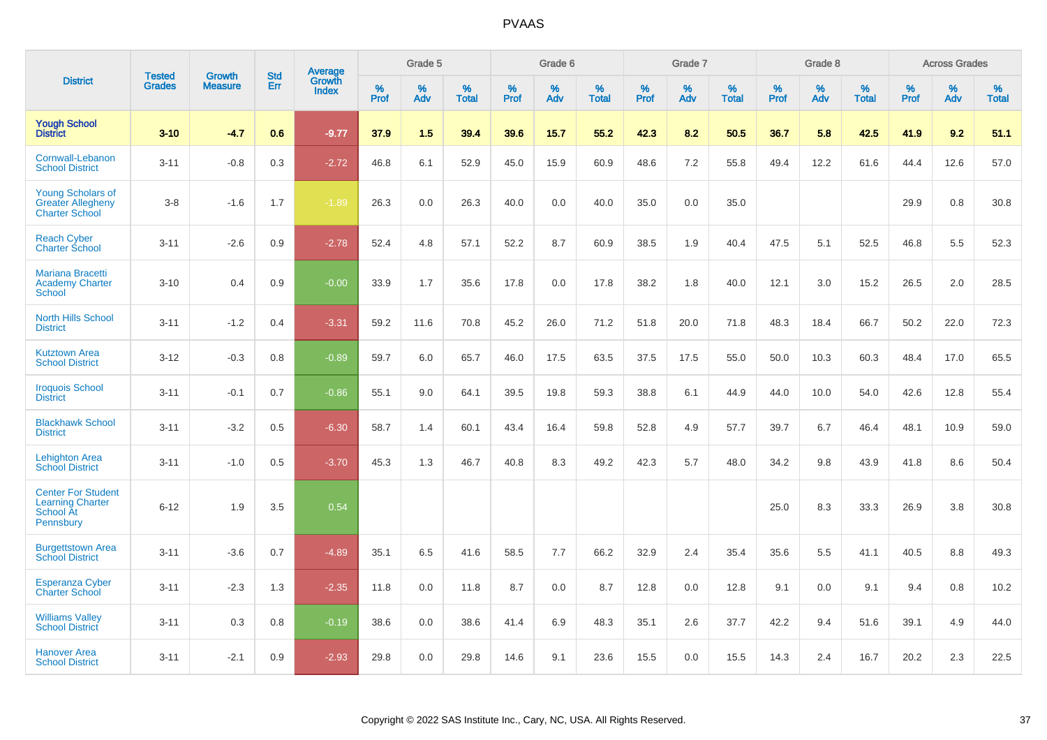# PVAAS

| District | Tested Grades | Growth Measure | Std Err | Average Growth Index | Grade 5 | | | Grade 6 | | | Grade 7 | | | Grade 8 | | | Across Grades | | |
|---|---|---|---|---|---|---|---|---|---|---|---|---|---|---|---|---|---|---|---|
| | | | | | % Prof | % Adv | % Total | % Prof | % Adv | % Total | % Prof | % Adv | % Total | % Prof | % Adv | % Total | % Prof | % Adv | % Total |
| **Yough School District** | **3-10** | **-4.7** | **0.6** | **-9.77** | **37.9** | **1.5** | **39.4** | **39.6** | **15.7** | **55.2** | **42.3** | **8.2** | **50.5** | **36.7** | **5.8** | **42.5** | **41.9** | **9.2** | **51.1** |
| Cornwall-Lebanon School District | 3-11 | -0.8 | 0.3 | -2.72 | 46.8 | 6.1 | 52.9 | 45.0 | 15.9 | 60.9 | 48.6 | 7.2 | 55.8 | 49.4 | 12.2 | 61.6 | 44.4 | 12.6 | 57.0 |
| Young Scholars of Greater Allegheny Charter School | 3-8 | -1.6 | 1.7 | -1.89 | 26.3 | 0.0 | 26.3 | 40.0 | 0.0 | 40.0 | 35.0 | 0.0 | 35.0 | | | | 29.9 | 0.8 | 30.8 |
| Reach Cyber Charter School | 3-11 | -2.6 | 0.9 | -2.78 | 52.4 | 4.8 | 57.1 | 52.2 | 8.7 | 60.9 | 38.5 | 1.9 | 40.4 | 47.5 | 5.1 | 52.5 | 46.8 | 5.5 | 52.3 |
| Mariana Bracetti Academy Charter School | 3-10 | 0.4 | 0.9 | -0.00 | 33.9 | 1.7 | 35.6 | 17.8 | 0.0 | 17.8 | 38.2 | 1.8 | 40.0 | 12.1 | 3.0 | 15.2 | 26.5 | 2.0 | 28.5 |
| North Hills School District | 3-11 | -1.2 | 0.4 | -3.31 | 59.2 | 11.6 | 70.8 | 45.2 | 26.0 | 71.2 | 51.8 | 20.0 | 71.8 | 48.3 | 18.4 | 66.7 | 50.2 | 22.0 | 72.3 |
| Kutztown Area School District | 3-12 | -0.3 | 0.8 | -0.89 | 59.7 | 6.0 | 65.7 | 46.0 | 17.5 | 63.5 | 37.5 | 17.5 | 55.0 | 50.0 | 10.3 | 60.3 | 48.4 | 17.0 | 65.5 |
| Iroquois School District | 3-11 | -0.1 | 0.7 | -0.86 | 55.1 | 9.0 | 64.1 | 39.5 | 19.8 | 59.3 | 38.8 | 6.1 | 44.9 | 44.0 | 10.0 | 54.0 | 42.6 | 12.8 | 55.4 |
| Blackhawk School District | 3-11 | -3.2 | 0.5 | -6.30 | 58.7 | 1.4 | 60.1 | 43.4 | 16.4 | 59.8 | 52.8 | 4.9 | 57.7 | 39.7 | 6.7 | 46.4 | 48.1 | 10.9 | 59.0 |
| Lehighton Area School District | 3-11 | -1.0 | 0.5 | -3.70 | 45.3 | 1.3 | 46.7 | 40.8 | 8.3 | 49.2 | 42.3 | 5.7 | 48.0 | 34.2 | 9.8 | 43.9 | 41.8 | 8.6 | 50.4 |
| Center For Student Learning Charter School At Pennsbury | 6-12 | 1.9 | 3.5 | 0.54 | | | | | | | | | | 25.0 | 8.3 | 33.3 | 26.9 | 3.8 | 30.8 |
| Burgettstown Area School District | 3-11 | -3.6 | 0.7 | -4.89 | 35.1 | 6.5 | 41.6 | 58.5 | 7.7 | 66.2 | 32.9 | 2.4 | 35.4 | 35.6 | 5.5 | 41.1 | 40.5 | 8.8 | 49.3 |
| Esperanza Cyber Charter School | 3-11 | -2.3 | 1.3 | -2.35 | 11.8 | 0.0 | 11.8 | 8.7 | 0.0 | 8.7 | 12.8 | 0.0 | 12.8 | 9.1 | 0.0 | 9.1 | 9.4 | 0.8 | 10.2 |
| Williams Valley School District | 3-11 | 0.3 | 0.8 | -0.19 | 38.6 | 0.0 | 38.6 | 41.4 | 6.9 | 48.3 | 35.1 | 2.6 | 37.7 | 42.2 | 9.4 | 51.6 | 39.1 | 4.9 | 44.0 |
| Hanover Area School District | 3-11 | -2.1 | 0.9 | -2.93 | 29.8 | 0.0 | 29.8 | 14.6 | 9.1 | 23.6 | 15.5 | 0.0 | 15.5 | 14.3 | 2.4 | 16.7 | 20.2 | 2.3 | 22.5 |

Copyright © 2022 SAS Institute Inc., Cary, NC, USA. All Rights Reserved.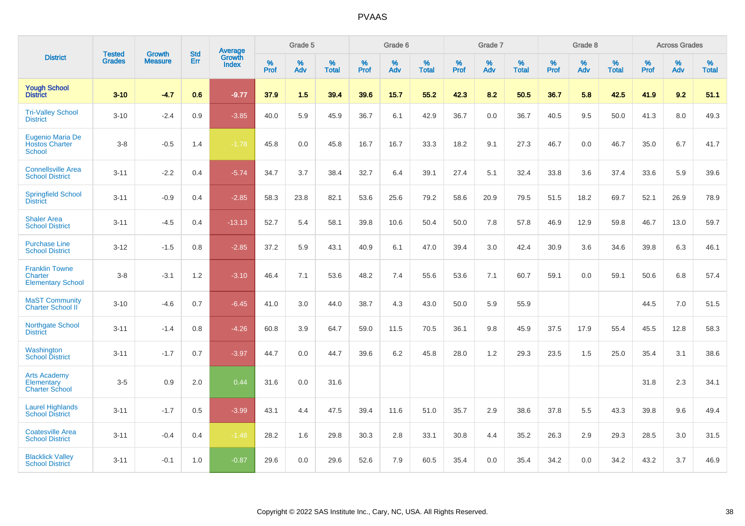# PVAAS

| District | Tested Grades | Growth Measure | Std Err | Average Growth Index | Grade 5 | | | Grade 6 | | | Grade 7 | | | Grade 8 | | | Across Grades | | |
|---|---|---|---|---|---|---|---|---|---|---|---|---|---|---|---|---|---|---|---|
| | | | | | % Prof | % Adv | % Total | % Prof | % Adv | % Total | % Prof | % Adv | % Total | % Prof | % Adv | % Total | % Prof | % Adv | % Total |
| **Yough School District** | **3-10** | **-4.7** | **0.6** | **-9.77** | **37.9** | **1.5** | **39.4** | **39.6** | **15.7** | **55.2** | **42.3** | **8.2** | **50.5** | **36.7** | **5.8** | **42.5** | **41.9** | **9.2** | **51.1** |
| Tri-Valley School District | 3-10 | -2.4 | 0.9 | -3.85 | 40.0 | 5.9 | 45.9 | 36.7 | 6.1 | 42.9 | 36.7 | 0.0 | 36.7 | 40.5 | 9.5 | 50.0 | 41.3 | 8.0 | 49.3 |
| Eugenio Maria De Hostos Charter School | 3-8 | -0.5 | 1.4 | -1.78 | 45.8 | 0.0 | 45.8 | 16.7 | 16.7 | 33.3 | 18.2 | 9.1 | 27.3 | 46.7 | 0.0 | 46.7 | 35.0 | 6.7 | 41.7 |
| Connellsville Area School District | 3-11 | -2.2 | 0.4 | -5.74 | 34.7 | 3.7 | 38.4 | 32.7 | 6.4 | 39.1 | 27.4 | 5.1 | 32.4 | 33.8 | 3.6 | 37.4 | 33.6 | 5.9 | 39.6 |
| Springfield School District | 3-11 | -0.9 | 0.4 | -2.85 | 58.3 | 23.8 | 82.1 | 53.6 | 25.6 | 79.2 | 58.6 | 20.9 | 79.5 | 51.5 | 18.2 | 69.7 | 52.1 | 26.9 | 78.9 |
| Shaler Area School District | 3-11 | -4.5 | 0.4 | -13.13 | 52.7 | 5.4 | 58.1 | 39.8 | 10.6 | 50.4 | 50.0 | 7.8 | 57.8 | 46.9 | 12.9 | 59.8 | 46.7 | 13.0 | 59.7 |
| Purchase Line School District | 3-12 | -1.5 | 0.8 | -2.85 | 37.2 | 5.9 | 43.1 | 40.9 | 6.1 | 47.0 | 39.4 | 3.0 | 42.4 | 30.9 | 3.6 | 34.6 | 39.8 | 6.3 | 46.1 |
| Franklin Towne Charter Elementary School | 3-8 | -3.1 | 1.2 | -3.10 | 46.4 | 7.1 | 53.6 | 48.2 | 7.4 | 55.6 | 53.6 | 7.1 | 60.7 | 59.1 | 0.0 | 59.1 | 50.6 | 6.8 | 57.4 |
| MaST Community Charter School II | 3-10 | -4.6 | 0.7 | -6.45 | 41.0 | 3.0 | 44.0 | 38.7 | 4.3 | 43.0 | 50.0 | 5.9 | 55.9 | | | | 44.5 | 7.0 | 51.5 |
| Northgate School District | 3-11 | -1.4 | 0.8 | -4.26 | 60.8 | 3.9 | 64.7 | 59.0 | 11.5 | 70.5 | 36.1 | 9.8 | 45.9 | 37.5 | 17.9 | 55.4 | 45.5 | 12.8 | 58.3 |
| Washington School District | 3-11 | -1.7 | 0.7 | -3.97 | 44.7 | 0.0 | 44.7 | 39.6 | 6.2 | 45.8 | 28.0 | 1.2 | 29.3 | 23.5 | 1.5 | 25.0 | 35.4 | 3.1 | 38.6 |
| Arts Academy Elementary Charter School | 3-5 | 0.9 | 2.0 | 0.44 | 31.6 | 0.0 | 31.6 | | | | | | | | | | 31.8 | 2.3 | 34.1 |
| Laurel Highlands School District | 3-11 | -1.7 | 0.5 | -3.99 | 43.1 | 4.4 | 47.5 | 39.4 | 11.6 | 51.0 | 35.7 | 2.9 | 38.6 | 37.8 | 5.5 | 43.3 | 39.8 | 9.6 | 49.4 |
| Coatesville Area School District | 3-11 | -0.4 | 0.4 | -1.48 | 28.2 | 1.6 | 29.8 | 30.3 | 2.8 | 33.1 | 30.8 | 4.4 | 35.2 | 26.3 | 2.9 | 29.3 | 28.5 | 3.0 | 31.5 |
| Blacklick Valley School District | 3-11 | -0.1 | 1.0 | -0.87 | 29.6 | 0.0 | 29.6 | 52.6 | 7.9 | 60.5 | 35.4 | 0.0 | 35.4 | 34.2 | 0.0 | 34.2 | 43.2 | 3.7 | 46.9 |

Copyright © 2022 SAS Institute Inc., Cary, NC, USA. All Rights Reserved.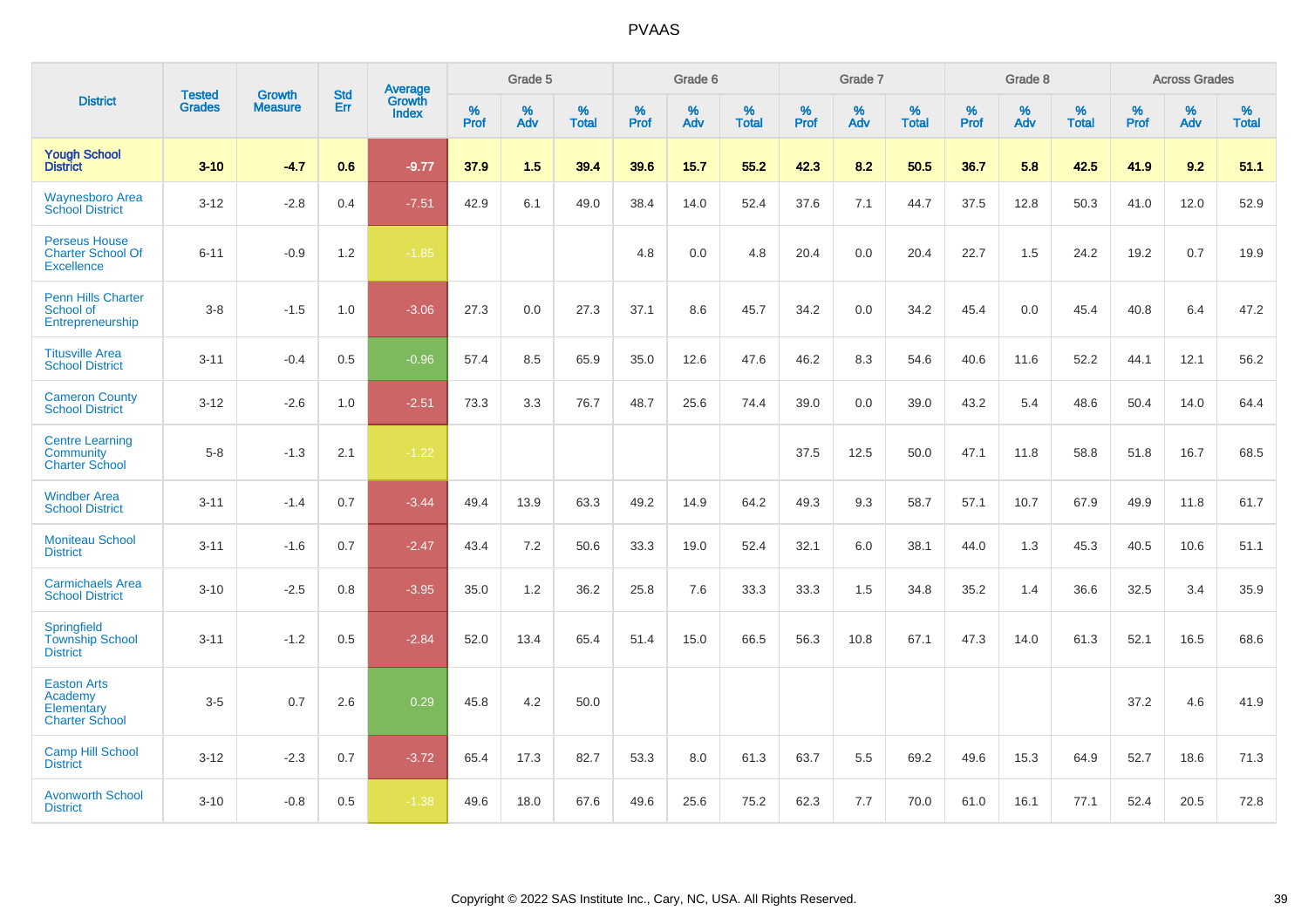# PVAAS

| District | Tested Grades | Growth Measure | Std Err | Average Growth Index | Grade 5 | | | Grade 6 | | | Grade 7 | | | Grade 8 | | | Across Grades | | |
|---|---|---|---|---|---|---|---|---|---|---|---|---|---|---|---|---|---|---|---|
| | | | | | % Prof | % Adv | % Total | % Prof | % Adv | % Total | % Prof | % Adv | % Total | % Prof | % Adv | % Total | % Prof | % Adv | % Total |
| **Yough School District** | **3-10** | **-4.7** | **0.6** | **-9.77** | **37.9** | **1.5** | **39.4** | **39.6** | **15.7** | **55.2** | **42.3** | **8.2** | **50.5** | **36.7** | **5.8** | **42.5** | **41.9** | **9.2** | **51.1** |
| Waynesboro Area School District | 3-12 | -2.8 | 0.4 | -7.51 | 42.9 | 6.1 | 49.0 | 38.4 | 14.0 | 52.4 | 37.6 | 7.1 | 44.7 | 37.5 | 12.8 | 50.3 | 41.0 | 12.0 | 52.9 |
| Perseus House Charter School Of Excellence | 6-11 | -0.9 | 1.2 | -1.85 | | | | 4.8 | 0.0 | 4.8 | 20.4 | 0.0 | 20.4 | 22.7 | 1.5 | 24.2 | 19.2 | 0.7 | 19.9 |
| Penn Hills Charter School of Entrepreneurship | 3-8 | -1.5 | 1.0 | -3.06 | 27.3 | 0.0 | 27.3 | 37.1 | 8.6 | 45.7 | 34.2 | 0.0 | 34.2 | 45.4 | 0.0 | 45.4 | 40.8 | 6.4 | 47.2 |
| Titusville Area School District | 3-11 | -0.4 | 0.5 | -0.96 | 57.4 | 8.5 | 65.9 | 35.0 | 12.6 | 47.6 | 46.2 | 8.3 | 54.6 | 40.6 | 11.6 | 52.2 | 44.1 | 12.1 | 56.2 |
| Cameron County School District | 3-12 | -2.6 | 1.0 | -2.51 | 73.3 | 3.3 | 76.7 | 48.7 | 25.6 | 74.4 | 39.0 | 0.0 | 39.0 | 43.2 | 5.4 | 48.6 | 50.4 | 14.0 | 64.4 |
| Centre Learning Community Charter School | 5-8 | -1.3 | 2.1 | -1.22 | | | | | | | 37.5 | 12.5 | 50.0 | 47.1 | 11.8 | 58.8 | 51.8 | 16.7 | 68.5 |
| Windber Area School District | 3-11 | -1.4 | 0.7 | -3.44 | 49.4 | 13.9 | 63.3 | 49.2 | 14.9 | 64.2 | 49.3 | 9.3 | 58.7 | 57.1 | 10.7 | 67.9 | 49.9 | 11.8 | 61.7 |
| Moniteau School District | 3-11 | -1.6 | 0.7 | -2.47 | 43.4 | 7.2 | 50.6 | 33.3 | 19.0 | 52.4 | 32.1 | 6.0 | 38.1 | 44.0 | 1.3 | 45.3 | 40.5 | 10.6 | 51.1 |
| Carmichaels Area School District | 3-10 | -2.5 | 0.8 | -3.95 | 35.0 | 1.2 | 36.2 | 25.8 | 7.6 | 33.3 | 33.3 | 1.5 | 34.8 | 35.2 | 1.4 | 36.6 | 32.5 | 3.4 | 35.9 |
| Springfield Township School District | 3-11 | -1.2 | 0.5 | -2.84 | 52.0 | 13.4 | 65.4 | 51.4 | 15.0 | 66.5 | 56.3 | 10.8 | 67.1 | 47.3 | 14.0 | 61.3 | 52.1 | 16.5 | 68.6 |
| Easton Arts Academy Elementary Charter School | 3-5 | 0.7 | 2.6 | 0.29 | 45.8 | 4.2 | 50.0 | | | | | | | | | | 37.2 | 4.6 | 41.9 |
| Camp Hill School District | 3-12 | -2.3 | 0.7 | -3.72 | 65.4 | 17.3 | 82.7 | 53.3 | 8.0 | 61.3 | 63.7 | 5.5 | 69.2 | 49.6 | 15.3 | 64.9 | 52.7 | 18.6 | 71.3 |
| Avonworth School District | 3-10 | -0.8 | 0.5 | -1.38 | 49.6 | 18.0 | 67.6 | 49.6 | 25.6 | 75.2 | 62.3 | 7.7 | 70.0 | 61.0 | 16.1 | 77.1 | 52.4 | 20.5 | 72.8 |

Copyright © 2022 SAS Institute Inc., Cary, NC, USA. All Rights Reserved.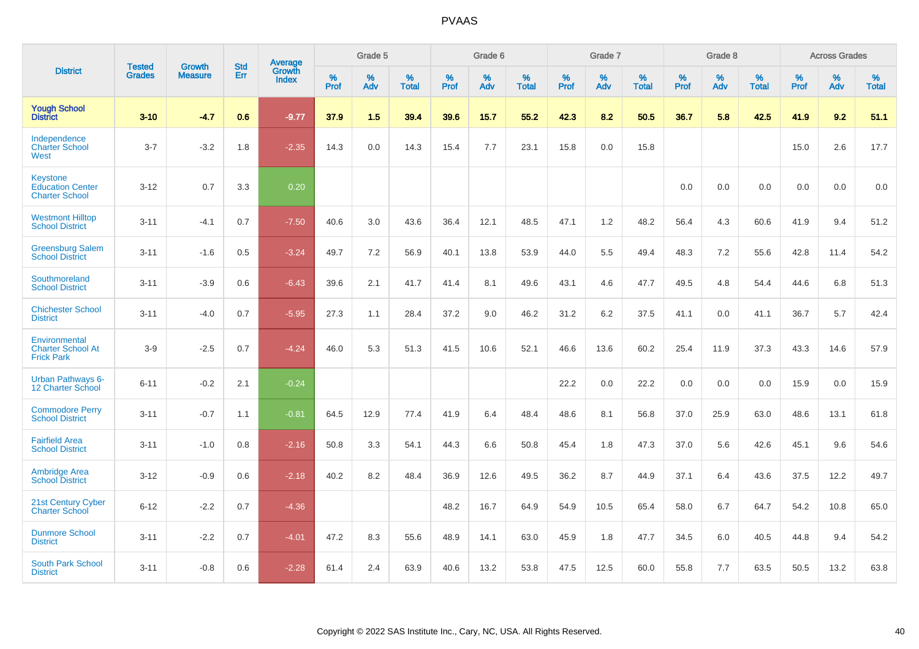| District | Tested Grades | Growth Measure | Std Err | Average Growth Index | Grade 5 | | | Grade 6 | | | Grade 7 | | | Grade 8 | | | Across Grades | | |
|---|---|---|---|---|---|---|---|---|---|---|---|---|---|---|---|---|---|---|---|
| | | | | | % Prof | % Adv | % Total | % Prof | % Adv | % Total | % Prof | % Adv | % Total | % Prof | % Adv | % Total | % Prof | % Adv | % Total |
| **Yough School District** | **3-10** | **-4.7** | **0.6** | **-9.77** | **37.9** | **1.5** | **39.4** | **39.6** | **15.7** | **55.2** | **42.3** | **8.2** | **50.5** | **36.7** | **5.8** | **42.5** | **41.9** | **9.2** | **51.1** |
| Independence Charter School West | 3-7 | -3.2 | 1.8 | -2.35 | 14.3 | 0.0 | 14.3 | 15.4 | 7.7 | 23.1 | 15.8 | 0.0 | 15.8 | | | | 15.0 | 2.6 | 17.7 |
| Keystone Education Center Charter School | 3-12 | 0.7 | 3.3 | 0.20 | | | | | | | | | | 0.0 | 0.0 | 0.0 | 0.0 | 0.0 | 0.0 |
| Westmont Hilltop School District | 3-11 | -4.1 | 0.7 | -7.50 | 40.6 | 3.0 | 43.6 | 36.4 | 12.1 | 48.5 | 47.1 | 1.2 | 48.2 | 56.4 | 4.3 | 60.6 | 41.9 | 9.4 | 51.2 |
| Greensburg Salem School District | 3-11 | -1.6 | 0.5 | -3.24 | 49.7 | 7.2 | 56.9 | 40.1 | 13.8 | 53.9 | 44.0 | 5.5 | 49.4 | 48.3 | 7.2 | 55.6 | 42.8 | 11.4 | 54.2 |
| Southmoreland School District | 3-11 | -3.9 | 0.6 | -6.43 | 39.6 | 2.1 | 41.7 | 41.4 | 8.1 | 49.6 | 43.1 | 4.6 | 47.7 | 49.5 | 4.8 | 54.4 | 44.6 | 6.8 | 51.3 |
| Chichester School District | 3-11 | -4.0 | 0.7 | -5.95 | 27.3 | 1.1 | 28.4 | 37.2 | 9.0 | 46.2 | 31.2 | 6.2 | 37.5 | 41.1 | 0.0 | 41.1 | 36.7 | 5.7 | 42.4 |
| Environmental Charter School At Frick Park | 3-9 | -2.5 | 0.7 | -4.24 | 46.0 | 5.3 | 51.3 | 41.5 | 10.6 | 52.1 | 46.6 | 13.6 | 60.2 | 25.4 | 11.9 | 37.3 | 43.3 | 14.6 | 57.9 |
| Urban Pathways 6-12 Charter School | 6-11 | -0.2 | 2.1 | -0.24 | | | | | | | 22.2 | 0.0 | 22.2 | 0.0 | 0.0 | 0.0 | 15.9 | 0.0 | 15.9 |
| Commodore Perry School District | 3-11 | -0.7 | 1.1 | -0.81 | 64.5 | 12.9 | 77.4 | 41.9 | 6.4 | 48.4 | 48.6 | 8.1 | 56.8 | 37.0 | 25.9 | 63.0 | 48.6 | 13.1 | 61.8 |
| Fairfield Area School District | 3-11 | -1.0 | 0.8 | -2.16 | 50.8 | 3.3 | 54.1 | 44.3 | 6.6 | 50.8 | 45.4 | 1.8 | 47.3 | 37.0 | 5.6 | 42.6 | 45.1 | 9.6 | 54.6 |
| Ambridge Area School District | 3-12 | -0.9 | 0.6 | -2.18 | 40.2 | 8.2 | 48.4 | 36.9 | 12.6 | 49.5 | 36.2 | 8.7 | 44.9 | 37.1 | 6.4 | 43.6 | 37.5 | 12.2 | 49.7 |
| 21st Century Cyber Charter School | 6-12 | -2.2 | 0.7 | -4.36 | | | | 48.2 | 16.7 | 64.9 | 54.9 | 10.5 | 65.4 | 58.0 | 6.7 | 64.7 | 54.2 | 10.8 | 65.0 |
| Dunmore School District | 3-11 | -2.2 | 0.7 | -4.01 | 47.2 | 8.3 | 55.6 | 48.9 | 14.1 | 63.0 | 45.9 | 1.8 | 47.7 | 34.5 | 6.0 | 40.5 | 44.8 | 9.4 | 54.2 |
| South Park School District | 3-11 | -0.8 | 0.6 | -2.28 | 61.4 | 2.4 | 63.9 | 40.6 | 13.2 | 53.8 | 47.5 | 12.5 | 60.0 | 55.8 | 7.7 | 63.5 | 50.5 | 13.2 | 63.8 |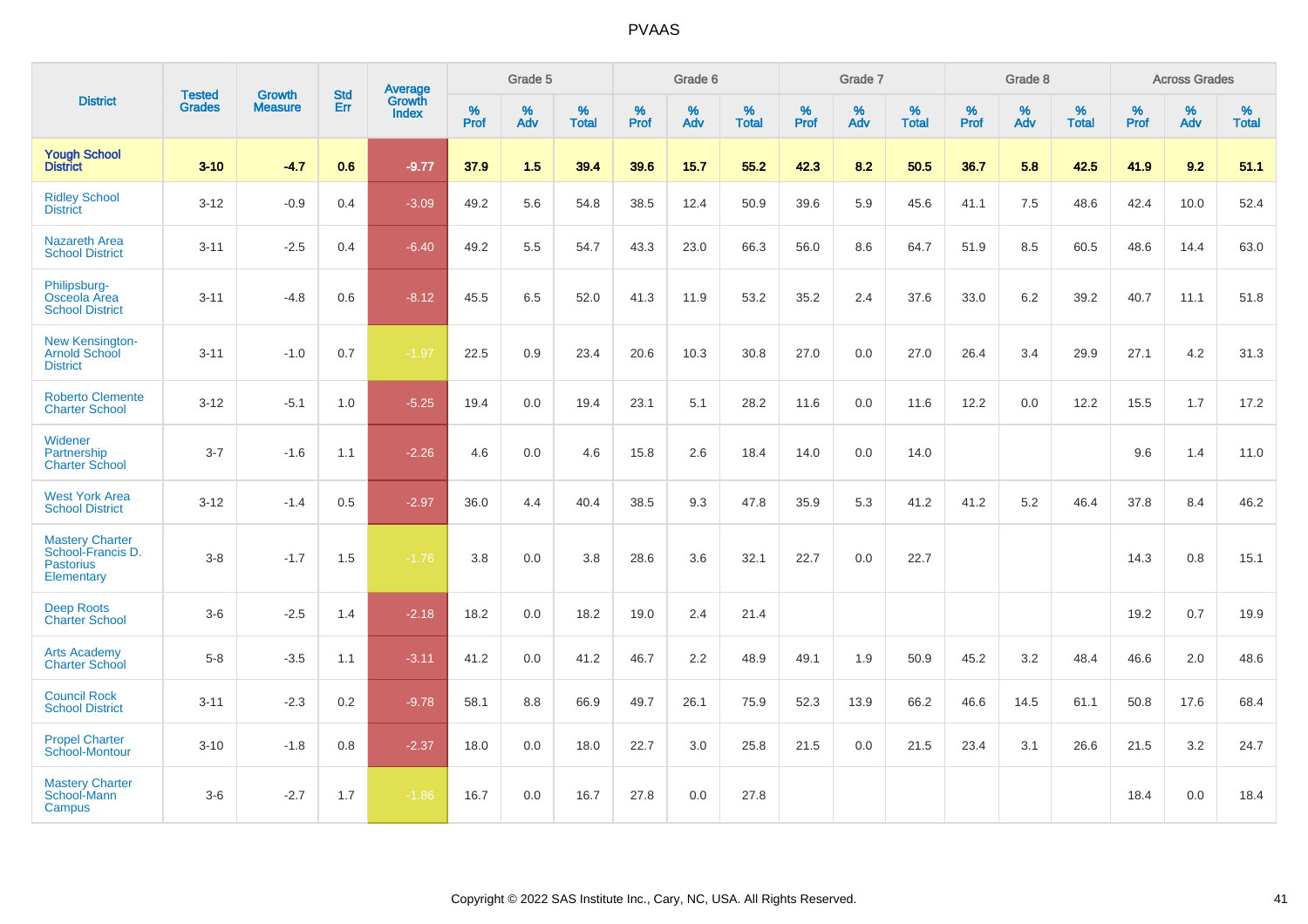# PVAAS

| District | Tested Grades | Growth Measure | Std Err | Average Growth Index | Grade 5 | | | Grade 6 | | | Grade 7 | | | Grade 8 | | | Across Grades | | |
|---|---|---|---|---|---|---|---|---|---|---|---|---|---|---|---|---|---|---|---|
| | | | | | % Prof | % Adv | % Total | % Prof | % Adv | % Total | % Prof | % Adv | % Total | % Prof | % Adv | % Total | % Prof | % Adv | % Total |
| **Yough School District** | **3-10** | **-4.7** | **0.6** | **-9.77** | **37.9** | **1.5** | **39.4** | **39.6** | **15.7** | **55.2** | **42.3** | **8.2** | **50.5** | **36.7** | **5.8** | **42.5** | **41.9** | **9.2** | **51.1** |
| Ridley School District | 3-12 | -0.9 | 0.4 | -3.09 | 49.2 | 5.6 | 54.8 | 38.5 | 12.4 | 50.9 | 39.6 | 5.9 | 45.6 | 41.1 | 7.5 | 48.6 | 42.4 | 10.0 | 52.4 |
| Nazareth Area School District | 3-11 | -2.5 | 0.4 | -6.40 | 49.2 | 5.5 | 54.7 | 43.3 | 23.0 | 66.3 | 56.0 | 8.6 | 64.7 | 51.9 | 8.5 | 60.5 | 48.6 | 14.4 | 63.0 |
| Philipsburg-Osceola Area School District | 3-11 | -4.8 | 0.6 | -8.12 | 45.5 | 6.5 | 52.0 | 41.3 | 11.9 | 53.2 | 35.2 | 2.4 | 37.6 | 33.0 | 6.2 | 39.2 | 40.7 | 11.1 | 51.8 |
| New Kensington-Arnold School District | 3-11 | -1.0 | 0.7 | -1.97 | 22.5 | 0.9 | 23.4 | 20.6 | 10.3 | 30.8 | 27.0 | 0.0 | 27.0 | 26.4 | 3.4 | 29.9 | 27.1 | 4.2 | 31.3 |
| Roberto Clemente Charter School | 3-12 | -5.1 | 1.0 | -5.25 | 19.4 | 0.0 | 19.4 | 23.1 | 5.1 | 28.2 | 11.6 | 0.0 | 11.6 | 12.2 | 0.0 | 12.2 | 15.5 | 1.7 | 17.2 |
| Widener Partnership Charter School | 3-7 | -1.6 | 1.1 | -2.26 | 4.6 | 0.0 | 4.6 | 15.8 | 2.6 | 18.4 | 14.0 | 0.0 | 14.0 | | | | 9.6 | 1.4 | 11.0 |
| West York Area School District | 3-12 | -1.4 | 0.5 | -2.97 | 36.0 | 4.4 | 40.4 | 38.5 | 9.3 | 47.8 | 35.9 | 5.3 | 41.2 | 41.2 | 5.2 | 46.4 | 37.8 | 8.4 | 46.2 |
| Mastery Charter School-Francis D. Pastorius Elementary | 3-8 | -1.7 | 1.5 | -1.76 | 3.8 | 0.0 | 3.8 | 28.6 | 3.6 | 32.1 | 22.7 | 0.0 | 22.7 | | | | 14.3 | 0.8 | 15.1 |
| Deep Roots Charter School | 3-6 | -2.5 | 1.4 | -2.18 | 18.2 | 0.0 | 18.2 | 19.0 | 2.4 | 21.4 | | | | | | | 19.2 | 0.7 | 19.9 |
| Arts Academy Charter School | 5-8 | -3.5 | 1.1 | -3.11 | 41.2 | 0.0 | 41.2 | 46.7 | 2.2 | 48.9 | 49.1 | 1.9 | 50.9 | 45.2 | 3.2 | 48.4 | 46.6 | 2.0 | 48.6 |
| Council Rock School District | 3-11 | -2.3 | 0.2 | -9.78 | 58.1 | 8.8 | 66.9 | 49.7 | 26.1 | 75.9 | 52.3 | 13.9 | 66.2 | 46.6 | 14.5 | 61.1 | 50.8 | 17.6 | 68.4 |
| Propel Charter School-Montour | 3-10 | -1.8 | 0.8 | -2.37 | 18.0 | 0.0 | 18.0 | 22.7 | 3.0 | 25.8 | 21.5 | 0.0 | 21.5 | 23.4 | 3.1 | 26.6 | 21.5 | 3.2 | 24.7 |
| Mastery Charter School-Mann Campus | 3-6 | -2.7 | 1.7 | -1.86 | 16.7 | 0.0 | 16.7 | 27.8 | 0.0 | 27.8 | | | | | | | 18.4 | 0.0 | 18.4 |

Copyright © 2022 SAS Institute Inc., Cary, NC, USA. All Rights Reserved.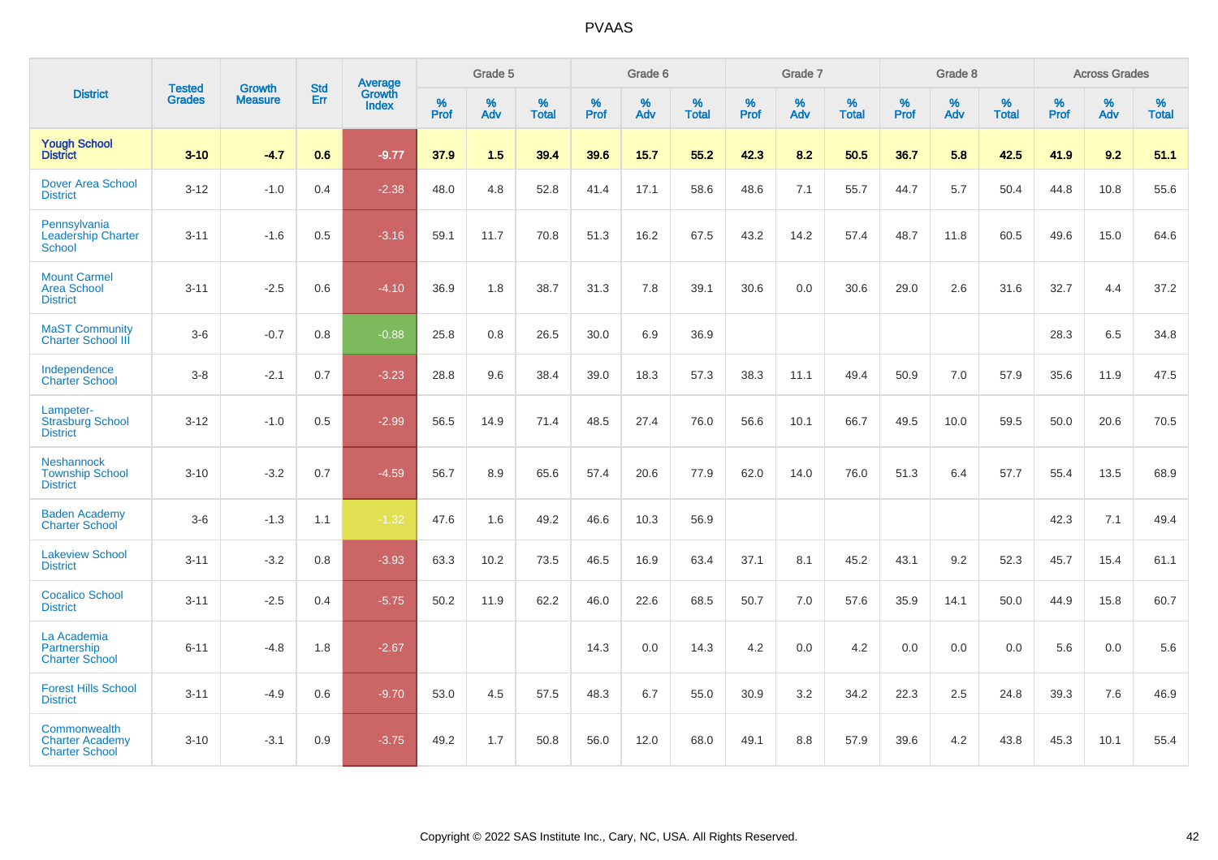# PVAAS

| District | Tested Grades | Growth Measure | Std Err | Average Growth Index | Grade 5 | | | Grade 6 | | | Grade 7 | | | Grade 8 | | | Across Grades | | |
|---|---|---|---|---|---|---|---|---|---|---|---|---|---|---|---|---|---|---|---|
| | | | | | % Prof | % Adv | % Total | % Prof | % Adv | % Total | % Prof | % Adv | % Total | % Prof | % Adv | % Total | % Prof | % Adv | % Total |
| **Yough School District** | **3-10** | **-4.7** | **0.6** | **-9.77** | **37.9** | **1.5** | **39.4** | **39.6** | **15.7** | **55.2** | **42.3** | **8.2** | **50.5** | **36.7** | **5.8** | **42.5** | **41.9** | **9.2** | **51.1** |
| Dover Area School District | 3-12 | -1.0 | 0.4 | -2.38 | 48.0 | 4.8 | 52.8 | 41.4 | 17.1 | 58.6 | 48.6 | 7.1 | 55.7 | 44.7 | 5.7 | 50.4 | 44.8 | 10.8 | 55.6 |
| Pennsylvania Leadership Charter School | 3-11 | -1.6 | 0.5 | -3.16 | 59.1 | 11.7 | 70.8 | 51.3 | 16.2 | 67.5 | 43.2 | 14.2 | 57.4 | 48.7 | 11.8 | 60.5 | 49.6 | 15.0 | 64.6 |
| Mount Carmel Area School District | 3-11 | -2.5 | 0.6 | -4.10 | 36.9 | 1.8 | 38.7 | 31.3 | 7.8 | 39.1 | 30.6 | 0.0 | 30.6 | 29.0 | 2.6 | 31.6 | 32.7 | 4.4 | 37.2 |
| MaST Community Charter School III | 3-6 | -0.7 | 0.8 | -0.88 | 25.8 | 0.8 | 26.5 | 30.0 | 6.9 | 36.9 | | | | | | | 28.3 | 6.5 | 34.8 |
| Independence Charter School | 3-8 | -2.1 | 0.7 | -3.23 | 28.8 | 9.6 | 38.4 | 39.0 | 18.3 | 57.3 | 38.3 | 11.1 | 49.4 | 50.9 | 7.0 | 57.9 | 35.6 | 11.9 | 47.5 |
| Lampeter-Strasburg School District | 3-12 | -1.0 | 0.5 | -2.99 | 56.5 | 14.9 | 71.4 | 48.5 | 27.4 | 76.0 | 56.6 | 10.1 | 66.7 | 49.5 | 10.0 | 59.5 | 50.0 | 20.6 | 70.5 |
| Neshannock Township School District | 3-10 | -3.2 | 0.7 | -4.59 | 56.7 | 8.9 | 65.6 | 57.4 | 20.6 | 77.9 | 62.0 | 14.0 | 76.0 | 51.3 | 6.4 | 57.7 | 55.4 | 13.5 | 68.9 |
| Baden Academy Charter School | 3-6 | -1.3 | 1.1 | -1.32 | 47.6 | 1.6 | 49.2 | 46.6 | 10.3 | 56.9 | | | | | | | 42.3 | 7.1 | 49.4 |
| Lakeview School District | 3-11 | -3.2 | 0.8 | -3.93 | 63.3 | 10.2 | 73.5 | 46.5 | 16.9 | 63.4 | 37.1 | 8.1 | 45.2 | 43.1 | 9.2 | 52.3 | 45.7 | 15.4 | 61.1 |
| Cocalico School District | 3-11 | -2.5 | 0.4 | -5.75 | 50.2 | 11.9 | 62.2 | 46.0 | 22.6 | 68.5 | 50.7 | 7.0 | 57.6 | 35.9 | 14.1 | 50.0 | 44.9 | 15.8 | 60.7 |
| La Academia Partnership Charter School | 6-11 | -4.8 | 1.8 | -2.67 | | | | 14.3 | 0.0 | 14.3 | 4.2 | 0.0 | 4.2 | 0.0 | 0.0 | 0.0 | 5.6 | 0.0 | 5.6 |
| Forest Hills School District | 3-11 | -4.9 | 0.6 | -9.70 | 53.0 | 4.5 | 57.5 | 48.3 | 6.7 | 55.0 | 30.9 | 3.2 | 34.2 | 22.3 | 2.5 | 24.8 | 39.3 | 7.6 | 46.9 |
| Commonwealth Charter Academy Charter School | 3-10 | -3.1 | 0.9 | -3.75 | 49.2 | 1.7 | 50.8 | 56.0 | 12.0 | 68.0 | 49.1 | 8.8 | 57.9 | 39.6 | 4.2 | 43.8 | 45.3 | 10.1 | 55.4 |

Copyright © 2022 SAS Institute Inc., Cary, NC, USA. All Rights Reserved.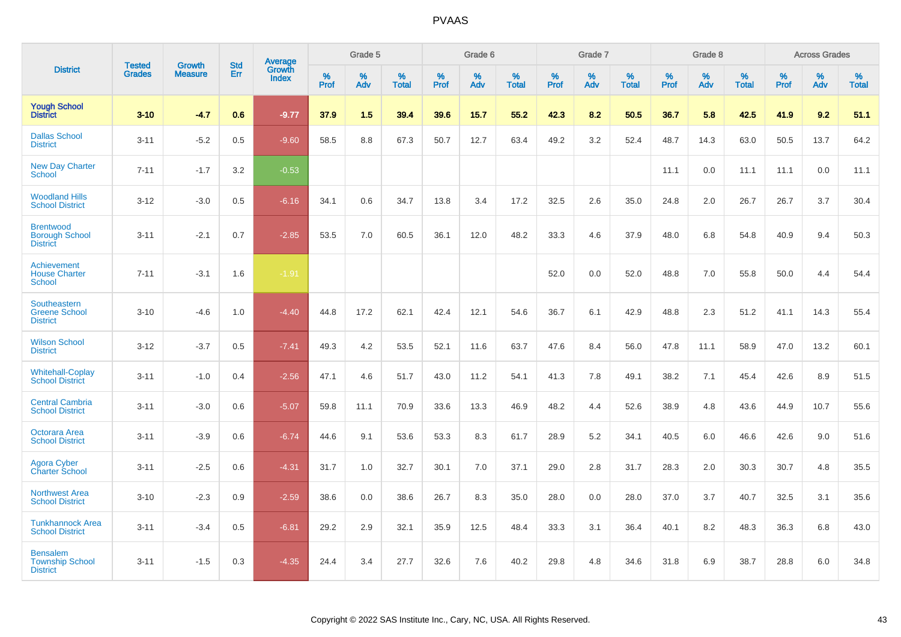# PVAAS

| District | Tested Grades | Growth Measure | Std Err | Average Growth Index | Grade 5 | | | Grade 6 | | | Grade 7 | | | Grade 8 | | | Across Grades | | |
|---|---|---|---|---|---|---|---|---|---|---|---|---|---|---|---|---|---|---|---|
| | | | | | % Prof | % Adv | % Total | % Prof | % Adv | % Total | % Prof | % Adv | % Total | % Prof | % Adv | % Total | % Prof | % Adv | % Total |
| **Yough School District** | **3-10** | **-4.7** | **0.6** | **-9.77** | **37.9** | **1.5** | **39.4** | **39.6** | **15.7** | **55.2** | **42.3** | **8.2** | **50.5** | **36.7** | **5.8** | **42.5** | **41.9** | **9.2** | **51.1** |
| Dallas School District | 3-11 | -5.2 | 0.5 | -9.60 | 58.5 | 8.8 | 67.3 | 50.7 | 12.7 | 63.4 | 49.2 | 3.2 | 52.4 | 48.7 | 14.3 | 63.0 | 50.5 | 13.7 | 64.2 |
| New Day Charter School | 7-11 | -1.7 | 3.2 | -0.53 | | | | | | | | | | 11.1 | 0.0 | 11.1 | 11.1 | 0.0 | 11.1 |
| Woodland Hills School District | 3-12 | -3.0 | 0.5 | -6.16 | 34.1 | 0.6 | 34.7 | 13.8 | 3.4 | 17.2 | 32.5 | 2.6 | 35.0 | 24.8 | 2.0 | 26.7 | 26.7 | 3.7 | 30.4 |
| Brentwood Borough School District | 3-11 | -2.1 | 0.7 | -2.85 | 53.5 | 7.0 | 60.5 | 36.1 | 12.0 | 48.2 | 33.3 | 4.6 | 37.9 | 48.0 | 6.8 | 54.8 | 40.9 | 9.4 | 50.3 |
| Achievement House Charter School | 7-11 | -3.1 | 1.6 | -1.91 | | | | | | | 52.0 | 0.0 | 52.0 | 48.8 | 7.0 | 55.8 | 50.0 | 4.4 | 54.4 |
| Southeastern Greene School District | 3-10 | -4.6 | 1.0 | -4.40 | 44.8 | 17.2 | 62.1 | 42.4 | 12.1 | 54.6 | 36.7 | 6.1 | 42.9 | 48.8 | 2.3 | 51.2 | 41.1 | 14.3 | 55.4 |
| Wilson School District | 3-12 | -3.7 | 0.5 | -7.41 | 49.3 | 4.2 | 53.5 | 52.1 | 11.6 | 63.7 | 47.6 | 8.4 | 56.0 | 47.8 | 11.1 | 58.9 | 47.0 | 13.2 | 60.1 |
| Whitehall-Coplay School District | 3-11 | -1.0 | 0.4 | -2.56 | 47.1 | 4.6 | 51.7 | 43.0 | 11.2 | 54.1 | 41.3 | 7.8 | 49.1 | 38.2 | 7.1 | 45.4 | 42.6 | 8.9 | 51.5 |
| Central Cambria School District | 3-11 | -3.0 | 0.6 | -5.07 | 59.8 | 11.1 | 70.9 | 33.6 | 13.3 | 46.9 | 48.2 | 4.4 | 52.6 | 38.9 | 4.8 | 43.6 | 44.9 | 10.7 | 55.6 |
| Octorara Area School District | 3-11 | -3.9 | 0.6 | -6.74 | 44.6 | 9.1 | 53.6 | 53.3 | 8.3 | 61.7 | 28.9 | 5.2 | 34.1 | 40.5 | 6.0 | 46.6 | 42.6 | 9.0 | 51.6 |
| Agora Cyber Charter School | 3-11 | -2.5 | 0.6 | -4.31 | 31.7 | 1.0 | 32.7 | 30.1 | 7.0 | 37.1 | 29.0 | 2.8 | 31.7 | 28.3 | 2.0 | 30.3 | 30.7 | 4.8 | 35.5 |
| Northwest Area School District | 3-10 | -2.3 | 0.9 | -2.59 | 38.6 | 0.0 | 38.6 | 26.7 | 8.3 | 35.0 | 28.0 | 0.0 | 28.0 | 37.0 | 3.7 | 40.7 | 32.5 | 3.1 | 35.6 |
| Tunkhannock Area School District | 3-11 | -3.4 | 0.5 | -6.81 | 29.2 | 2.9 | 32.1 | 35.9 | 12.5 | 48.4 | 33.3 | 3.1 | 36.4 | 40.1 | 8.2 | 48.3 | 36.3 | 6.8 | 43.0 |
| Bensalem Township School District | 3-11 | -1.5 | 0.3 | -4.35 | 24.4 | 3.4 | 27.7 | 32.6 | 7.6 | 40.2 | 29.8 | 4.8 | 34.6 | 31.8 | 6.9 | 38.7 | 28.8 | 6.0 | 34.8 |

Copyright © 2022 SAS Institute Inc., Cary, NC, USA. All Rights Reserved.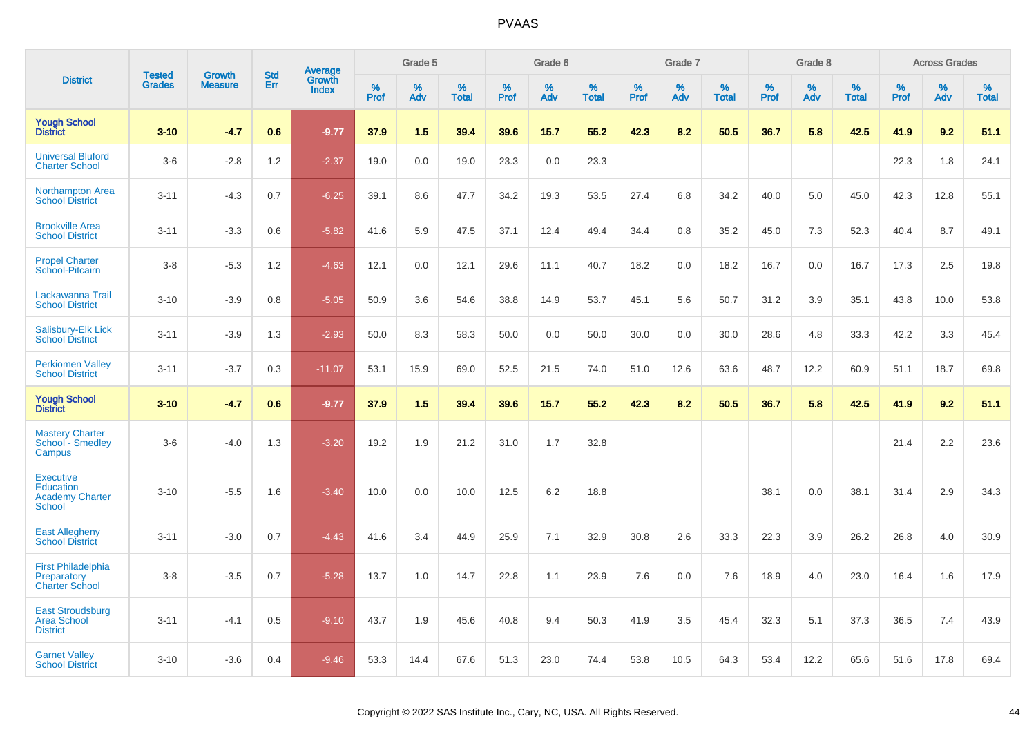| District | Tested Grades | Growth Measure | Std Err | Average Growth Index | Grade 5 | | | Grade 6 | | | Grade 7 | | | Grade 8 | | | Across Grades | | |
|---|---|---|---|---|---|---|---|---|---|---|---|---|---|---|---|---|---|---|---|
| | | | | | % Prof | % Adv | % Total | % Prof | % Adv | % Total | % Prof | % Adv | % Total | % Prof | % Adv | % Total | % Prof | % Adv | % Total |
| **Yough School District** | **3-10** | **-4.7** | **0.6** | **-9.77** | **37.9** | **1.5** | **39.4** | **39.6** | **15.7** | **55.2** | **42.3** | **8.2** | **50.5** | **36.7** | **5.8** | **42.5** | **41.9** | **9.2** | **51.1** |
| Universal Bluford Charter School | 3-6 | -2.8 | 1.2 | -2.37 | 19.0 | 0.0 | 19.0 | 23.3 | 0.0 | 23.3 | | | | | | | 22.3 | 1.8 | 24.1 |
| Northampton Area School District | 3-11 | -4.3 | 0.7 | -6.25 | 39.1 | 8.6 | 47.7 | 34.2 | 19.3 | 53.5 | 27.4 | 6.8 | 34.2 | 40.0 | 5.0 | 45.0 | 42.3 | 12.8 | 55.1 |
| Brookville Area School District | 3-11 | -3.3 | 0.6 | -5.82 | 41.6 | 5.9 | 47.5 | 37.1 | 12.4 | 49.4 | 34.4 | 0.8 | 35.2 | 45.0 | 7.3 | 52.3 | 40.4 | 8.7 | 49.1 |
| Propel Charter School-Pitcairn | 3-8 | -5.3 | 1.2 | -4.63 | 12.1 | 0.0 | 12.1 | 29.6 | 11.1 | 40.7 | 18.2 | 0.0 | 18.2 | 16.7 | 0.0 | 16.7 | 17.3 | 2.5 | 19.8 |
| Lackawanna Trail School District | 3-10 | -3.9 | 0.8 | -5.05 | 50.9 | 3.6 | 54.6 | 38.8 | 14.9 | 53.7 | 45.1 | 5.6 | 50.7 | 31.2 | 3.9 | 35.1 | 43.8 | 10.0 | 53.8 |
| Salisbury-Elk Lick School District | 3-11 | -3.9 | 1.3 | -2.93 | 50.0 | 8.3 | 58.3 | 50.0 | 0.0 | 50.0 | 30.0 | 0.0 | 30.0 | 28.6 | 4.8 | 33.3 | 42.2 | 3.3 | 45.4 |
| Perkiomen Valley School District | 3-11 | -3.7 | 0.3 | -11.07 | 53.1 | 15.9 | 69.0 | 52.5 | 21.5 | 74.0 | 51.0 | 12.6 | 63.6 | 48.7 | 12.2 | 60.9 | 51.1 | 18.7 | 69.8 |
| **Yough School District** | **3-10** | **-4.7** | **0.6** | **-9.77** | **37.9** | **1.5** | **39.4** | **39.6** | **15.7** | **55.2** | **42.3** | **8.2** | **50.5** | **36.7** | **5.8** | **42.5** | **41.9** | **9.2** | **51.1** |
| Mastery Charter School - Smedley Campus | 3-6 | -4.0 | 1.3 | -3.20 | 19.2 | 1.9 | 21.2 | 31.0 | 1.7 | 32.8 | | | | | | | 21.4 | 2.2 | 23.6 |
| Executive Education Academy Charter School | 3-10 | -5.5 | 1.6 | -3.40 | 10.0 | 0.0 | 10.0 | 12.5 | 6.2 | 18.8 | | | | 38.1 | 0.0 | 38.1 | 31.4 | 2.9 | 34.3 |
| East Allegheny School District | 3-11 | -3.0 | 0.7 | -4.43 | 41.6 | 3.4 | 44.9 | 25.9 | 7.1 | 32.9 | 30.8 | 2.6 | 33.3 | 22.3 | 3.9 | 26.2 | 26.8 | 4.0 | 30.9 |
| First Philadelphia Preparatory Charter School | 3-8 | -3.5 | 0.7 | -5.28 | 13.7 | 1.0 | 14.7 | 22.8 | 1.1 | 23.9 | 7.6 | 0.0 | 7.6 | 18.9 | 4.0 | 23.0 | 16.4 | 1.6 | 17.9 |
| East Stroudsburg Area School District | 3-11 | -4.1 | 0.5 | -9.10 | 43.7 | 1.9 | 45.6 | 40.8 | 9.4 | 50.3 | 41.9 | 3.5 | 45.4 | 32.3 | 5.1 | 37.3 | 36.5 | 7.4 | 43.9 |
| Garnet Valley School District | 3-10 | -3.6 | 0.4 | -9.46 | 53.3 | 14.4 | 67.6 | 51.3 | 23.0 | 74.4 | 53.8 | 10.5 | 64.3 | 53.4 | 12.2 | 65.6 | 51.6 | 17.8 | 69.4 |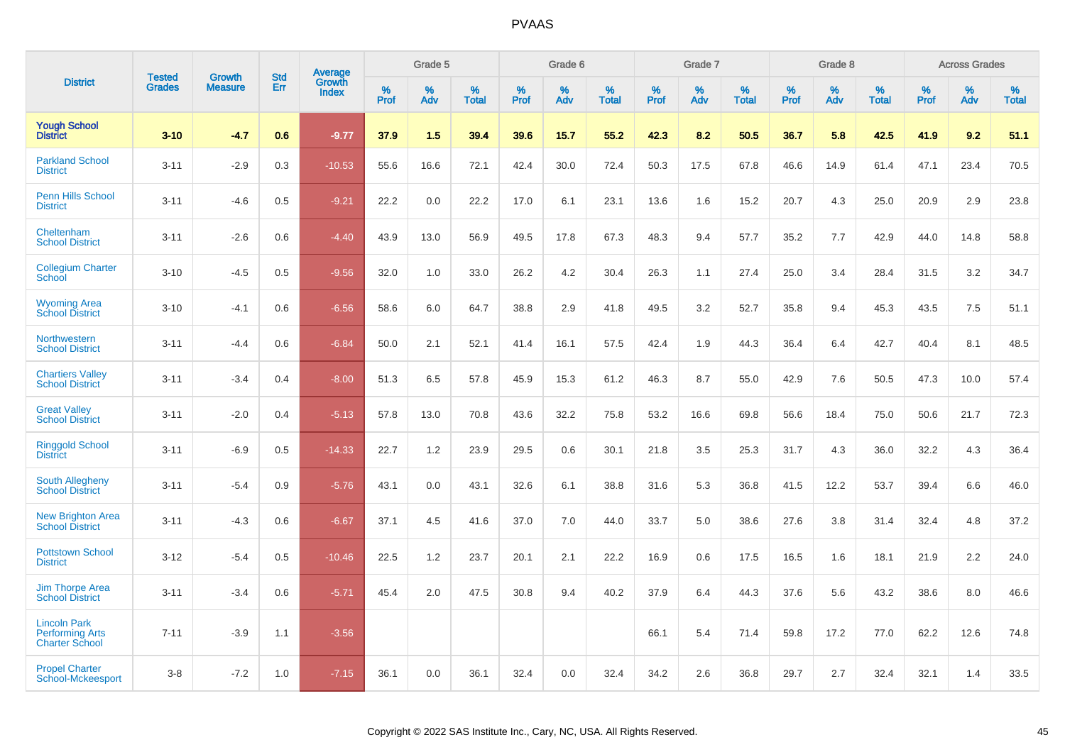# PVAAS

| District | Tested Grades | Growth Measure | Std Err | Average Growth Index | Grade 5 | | | Grade 6 | | | Grade 7 | | | Grade 8 | | | Across Grades | | |
|---|---|---|---|---|---|---|---|---|---|---|---|---|---|---|---|---|---|---|---|
| | | | | | % Prof | % Adv | % Total | % Prof | % Adv | % Total | % Prof | % Adv | % Total | % Prof | % Adv | % Total | % Prof | % Adv | % Total |
| **Yough School District** | **3-10** | **-4.7** | **0.6** | **-9.77** | **37.9** | **1.5** | **39.4** | **39.6** | **15.7** | **55.2** | **42.3** | **8.2** | **50.5** | **36.7** | **5.8** | **42.5** | **41.9** | **9.2** | **51.1** |
| Parkland School District | 3-11 | -2.9 | 0.3 | -10.53 | 55.6 | 16.6 | 72.1 | 42.4 | 30.0 | 72.4 | 50.3 | 17.5 | 67.8 | 46.6 | 14.9 | 61.4 | 47.1 | 23.4 | 70.5 |
| Penn Hills School District | 3-11 | -4.6 | 0.5 | -9.21 | 22.2 | 0.0 | 22.2 | 17.0 | 6.1 | 23.1 | 13.6 | 1.6 | 15.2 | 20.7 | 4.3 | 25.0 | 20.9 | 2.9 | 23.8 |
| Cheltenham School District | 3-11 | -2.6 | 0.6 | -4.40 | 43.9 | 13.0 | 56.9 | 49.5 | 17.8 | 67.3 | 48.3 | 9.4 | 57.7 | 35.2 | 7.7 | 42.9 | 44.0 | 14.8 | 58.8 |
| Collegium Charter School | 3-10 | -4.5 | 0.5 | -9.56 | 32.0 | 1.0 | 33.0 | 26.2 | 4.2 | 30.4 | 26.3 | 1.1 | 27.4 | 25.0 | 3.4 | 28.4 | 31.5 | 3.2 | 34.7 |
| Wyoming Area School District | 3-10 | -4.1 | 0.6 | -6.56 | 58.6 | 6.0 | 64.7 | 38.8 | 2.9 | 41.8 | 49.5 | 3.2 | 52.7 | 35.8 | 9.4 | 45.3 | 43.5 | 7.5 | 51.1 |
| Northwestern School District | 3-11 | -4.4 | 0.6 | -6.84 | 50.0 | 2.1 | 52.1 | 41.4 | 16.1 | 57.5 | 42.4 | 1.9 | 44.3 | 36.4 | 6.4 | 42.7 | 40.4 | 8.1 | 48.5 |
| Chartiers Valley School District | 3-11 | -3.4 | 0.4 | -8.00 | 51.3 | 6.5 | 57.8 | 45.9 | 15.3 | 61.2 | 46.3 | 8.7 | 55.0 | 42.9 | 7.6 | 50.5 | 47.3 | 10.0 | 57.4 |
| Great Valley School District | 3-11 | -2.0 | 0.4 | -5.13 | 57.8 | 13.0 | 70.8 | 43.6 | 32.2 | 75.8 | 53.2 | 16.6 | 69.8 | 56.6 | 18.4 | 75.0 | 50.6 | 21.7 | 72.3 |
| Ringgold School District | 3-11 | -6.9 | 0.5 | -14.33 | 22.7 | 1.2 | 23.9 | 29.5 | 0.6 | 30.1 | 21.8 | 3.5 | 25.3 | 31.7 | 4.3 | 36.0 | 32.2 | 4.3 | 36.4 |
| South Allegheny School District | 3-11 | -5.4 | 0.9 | -5.76 | 43.1 | 0.0 | 43.1 | 32.6 | 6.1 | 38.8 | 31.6 | 5.3 | 36.8 | 41.5 | 12.2 | 53.7 | 39.4 | 6.6 | 46.0 |
| New Brighton Area School District | 3-11 | -4.3 | 0.6 | -6.67 | 37.1 | 4.5 | 41.6 | 37.0 | 7.0 | 44.0 | 33.7 | 5.0 | 38.6 | 27.6 | 3.8 | 31.4 | 32.4 | 4.8 | 37.2 |
| Pottstown School District | 3-12 | -5.4 | 0.5 | -10.46 | 22.5 | 1.2 | 23.7 | 20.1 | 2.1 | 22.2 | 16.9 | 0.6 | 17.5 | 16.5 | 1.6 | 18.1 | 21.9 | 2.2 | 24.0 |
| Jim Thorpe Area School District | 3-11 | -3.4 | 0.6 | -5.71 | 45.4 | 2.0 | 47.5 | 30.8 | 9.4 | 40.2 | 37.9 | 6.4 | 44.3 | 37.6 | 5.6 | 43.2 | 38.6 | 8.0 | 46.6 |
| Lincoln Park Performing Arts Charter School | 7-11 | -3.9 | 1.1 | -3.56 | | | | | | | 66.1 | 5.4 | 71.4 | 59.8 | 17.2 | 77.0 | 62.2 | 12.6 | 74.8 |
| Propel Charter School-Mckeesport | 3-8 | -7.2 | 1.0 | -7.15 | 36.1 | 0.0 | 36.1 | 32.4 | 0.0 | 32.4 | 34.2 | 2.6 | 36.8 | 29.7 | 2.7 | 32.4 | 32.1 | 1.4 | 33.5 |

Copyright © 2022 SAS Institute Inc., Cary, NC, USA. All Rights Reserved.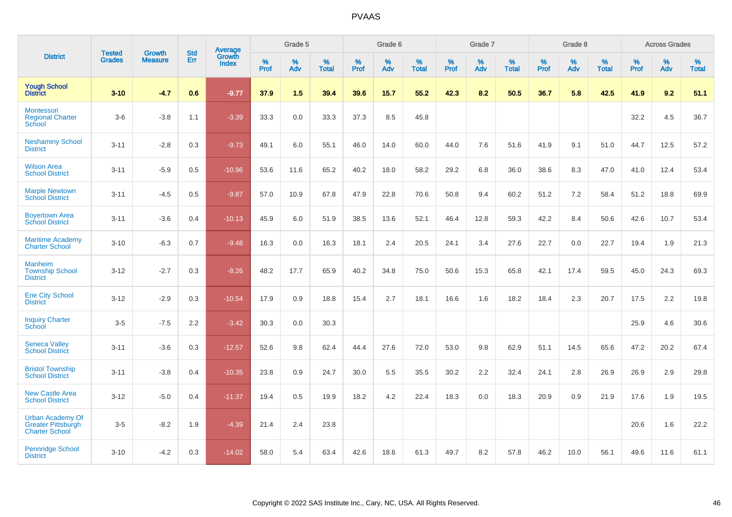# PVAAS

| District | Tested Grades | Growth Measure | Std Err | Average Growth Index | Grade 5 | | | Grade 6 | | | Grade 7 | | | Grade 8 | | | Across Grades | | |
|---|---|---|---|---|---|---|---|---|---|---|---|---|---|---|---|---|---|---|---|
| | | | | | % Prof | % Adv | % Total | % Prof | % Adv | % Total | % Prof | % Adv | % Total | % Prof | % Adv | % Total | % Prof | % Adv | % Total |
| **Yough School District** | **3-10** | **-4.7** | **0.6** | **-9.77** | **37.9** | **1.5** | **39.4** | **39.6** | **15.7** | **55.2** | **42.3** | **8.2** | **50.5** | **36.7** | **5.8** | **42.5** | **41.9** | **9.2** | **51.1** |
| Montessori Regional Charter School | 3-6 | -3.8 | 1.1 | -3.39 | 33.3 | 0.0 | 33.3 | 37.3 | 8.5 | 45.8 | | | | | | | 32.2 | 4.5 | 36.7 |
| Neshaminy School District | 3-11 | -2.8 | 0.3 | -9.73 | 49.1 | 6.0 | 55.1 | 46.0 | 14.0 | 60.0 | 44.0 | 7.6 | 51.6 | 41.9 | 9.1 | 51.0 | 44.7 | 12.5 | 57.2 |
| Wilson Area School District | 3-11 | -5.9 | 0.5 | -10.96 | 53.6 | 11.6 | 65.2 | 40.2 | 18.0 | 58.2 | 29.2 | 6.8 | 36.0 | 38.6 | 8.3 | 47.0 | 41.0 | 12.4 | 53.4 |
| Marple Newtown School District | 3-11 | -4.5 | 0.5 | -9.87 | 57.0 | 10.9 | 67.8 | 47.9 | 22.8 | 70.6 | 50.8 | 9.4 | 60.2 | 51.2 | 7.2 | 58.4 | 51.2 | 18.8 | 69.9 |
| Boyertown Area School District | 3-11 | -3.6 | 0.4 | -10.13 | 45.9 | 6.0 | 51.9 | 38.5 | 13.6 | 52.1 | 46.4 | 12.8 | 59.3 | 42.2 | 8.4 | 50.6 | 42.6 | 10.7 | 53.4 |
| Maritime Academy Charter School | 3-10 | -6.3 | 0.7 | -9.48 | 16.3 | 0.0 | 16.3 | 18.1 | 2.4 | 20.5 | 24.1 | 3.4 | 27.6 | 22.7 | 0.0 | 22.7 | 19.4 | 1.9 | 21.3 |
| Manheim Township School District | 3-12 | -2.7 | 0.3 | -8.26 | 48.2 | 17.7 | 65.9 | 40.2 | 34.8 | 75.0 | 50.6 | 15.3 | 65.8 | 42.1 | 17.4 | 59.5 | 45.0 | 24.3 | 69.3 |
| Erie City School District | 3-12 | -2.9 | 0.3 | -10.54 | 17.9 | 0.9 | 18.8 | 15.4 | 2.7 | 18.1 | 16.6 | 1.6 | 18.2 | 18.4 | 2.3 | 20.7 | 17.5 | 2.2 | 19.8 |
| Inquiry Charter School | 3-5 | -7.5 | 2.2 | -3.42 | 30.3 | 0.0 | 30.3 | | | | | | | | | | 25.9 | 4.6 | 30.6 |
| Seneca Valley School District | 3-11 | -3.6 | 0.3 | -12.57 | 52.6 | 9.8 | 62.4 | 44.4 | 27.6 | 72.0 | 53.0 | 9.8 | 62.9 | 51.1 | 14.5 | 65.6 | 47.2 | 20.2 | 67.4 |
| Bristol Township School District | 3-11 | -3.8 | 0.4 | -10.35 | 23.8 | 0.9 | 24.7 | 30.0 | 5.5 | 35.5 | 30.2 | 2.2 | 32.4 | 24.1 | 2.8 | 26.9 | 26.9 | 2.9 | 29.8 |
| New Castle Area School District | 3-12 | -5.0 | 0.4 | -11.37 | 19.4 | 0.5 | 19.9 | 18.2 | 4.2 | 22.4 | 18.3 | 0.0 | 18.3 | 20.9 | 0.9 | 21.9 | 17.6 | 1.9 | 19.5 |
| Urban Academy Of Greater Pittsburgh Charter School | 3-5 | -8.2 | 1.9 | -4.39 | 21.4 | 2.4 | 23.8 | | | | | | | | | | 20.6 | 1.6 | 22.2 |
| Pennridge School District | 3-10 | -4.2 | 0.3 | -14.02 | 58.0 | 5.4 | 63.4 | 42.6 | 18.6 | 61.3 | 49.7 | 8.2 | 57.8 | 46.2 | 10.0 | 56.1 | 49.6 | 11.6 | 61.1 |

Copyright © 2022 SAS Institute Inc., Cary, NC, USA. All Rights Reserved.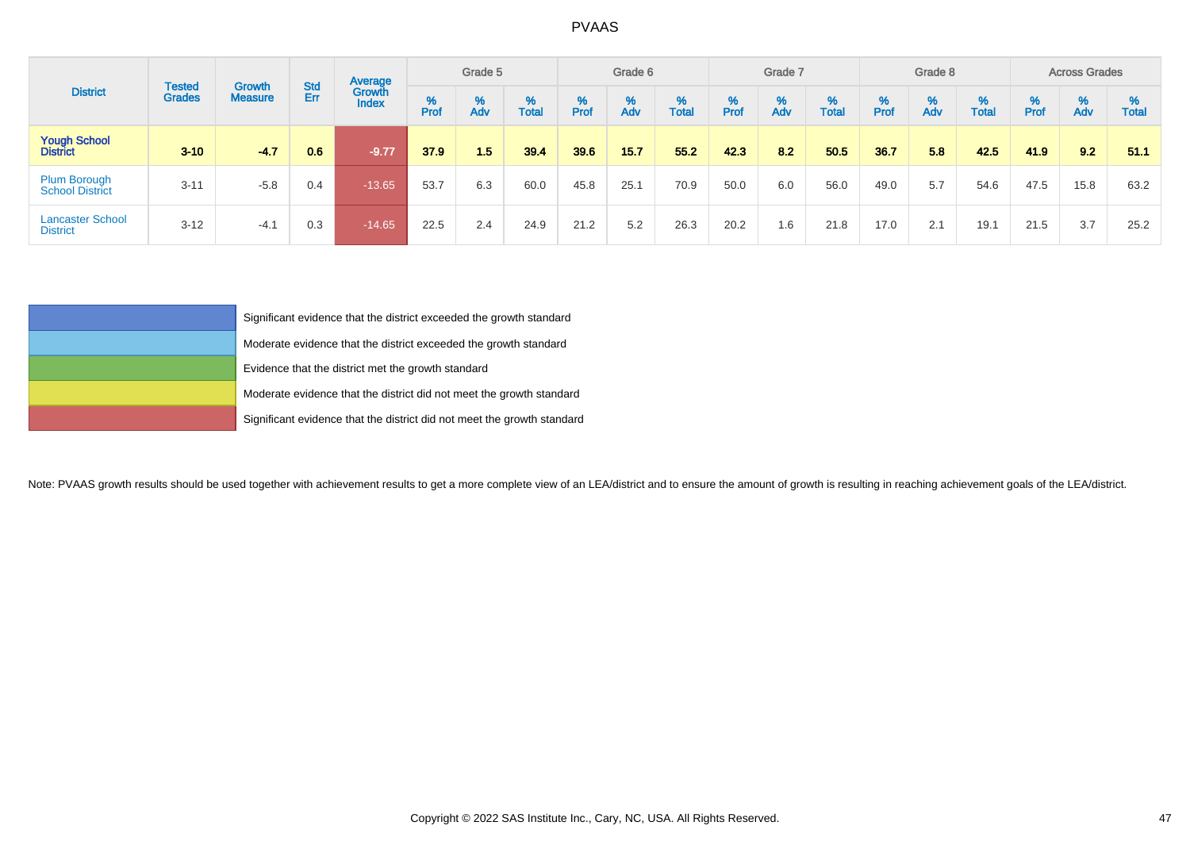# PVAAS

| District | Tested Grades | Growth Measure | Std Err | Average Growth Index | Grade 5 | | | Grade 6 | | | Grade 7 | | | Grade 8 | | | Across Grades | | |
|---|---|---|---|---|---|---|---|---|---|---|---|---|---|---|---|---|---|---|---|
| | | | | | % Prof | % Adv | % Total | % Prof | % Adv | % Total | % Prof | % Adv | % Total | % Prof | % Adv | % Total | % Prof | % Adv | % Total |
| **Yough School District** | **3-10** | **-4.7** | **0.6** | **-9.77** | **37.9** | **1.5** | **39.4** | **39.6** | **15.7** | **55.2** | **42.3** | **8.2** | **50.5** | **36.7** | **5.8** | **42.5** | **41.9** | **9.2** | **51.1** |
| Plum Borough School District | 3-11 | -5.8 | 0.4 | -13.65 | 53.7 | 6.3 | 60.0 | 45.8 | 25.1 | 70.9 | 50.0 | 6.0 | 56.0 | 49.0 | 5.7 | 54.6 | 47.5 | 15.8 | 63.2 |
| Lancaster School District | 3-12 | -4.1 | 0.3 | -14.65 | 22.5 | 2.4 | 24.9 | 21.2 | 5.2 | 26.3 | 20.2 | 1.6 | 21.8 | 17.0 | 2.1 | 19.1 | 21.5 | 3.7 | 25.2 |

- Significant evidence that the district exceeded the growth standard
- Moderate evidence that the district exceeded the growth standard
- Evidence that the district met the growth standard
- Moderate evidence that the district did not meet the growth standard
- Significant evidence that the district did not meet the growth standard

Note: PVAAS growth results should be used together with achievement results to get a more complete view of an LEA/district and to ensure the amount of growth is resulting in reaching achievement goals of the LEA/district.

Copyright © 2022 SAS Institute Inc., Cary, NC, USA. All Rights Reserved.